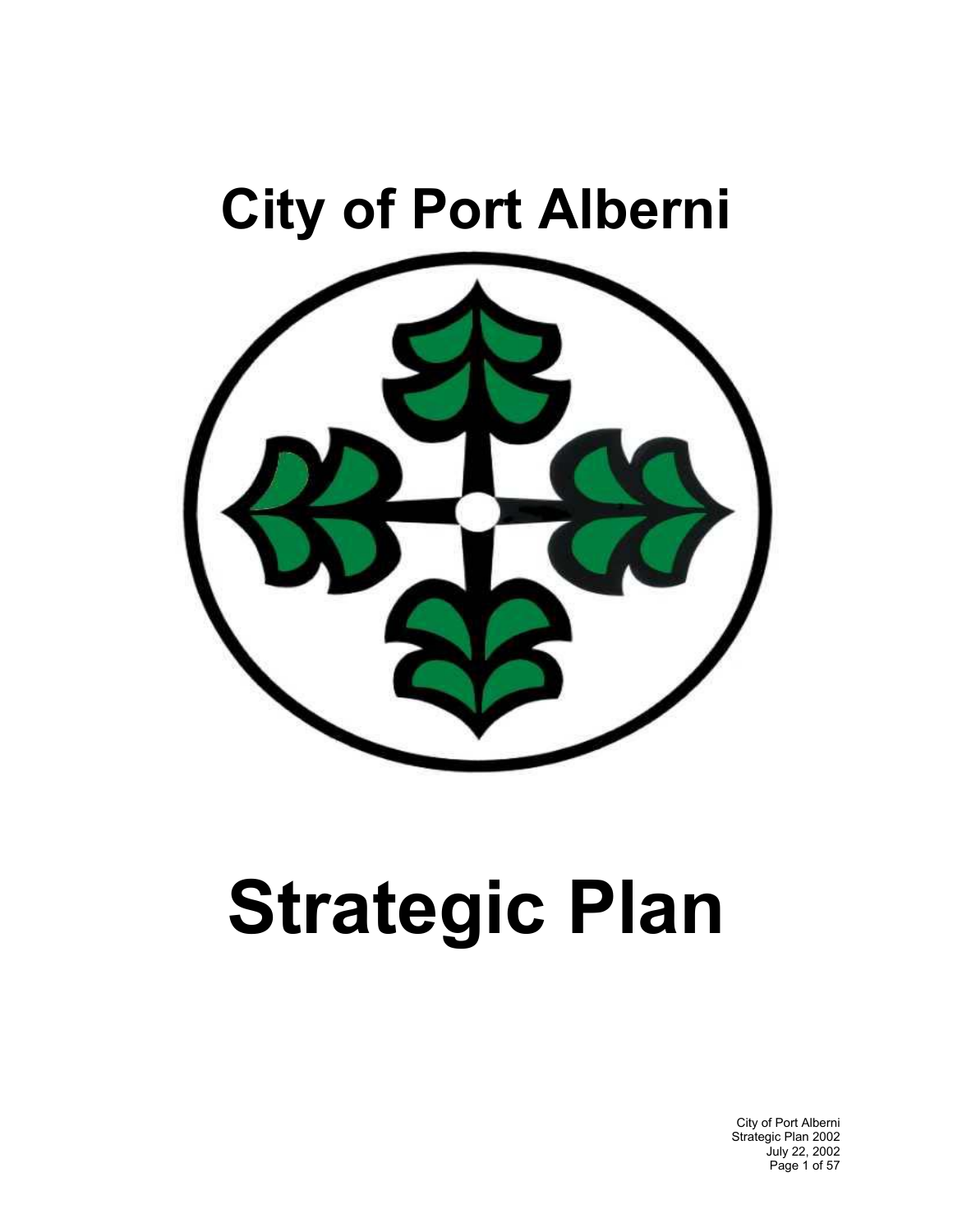# City of Port Alberni

# Strategic Plan

City of Port Alberni
Strategic Plan 2002
July 22, 2002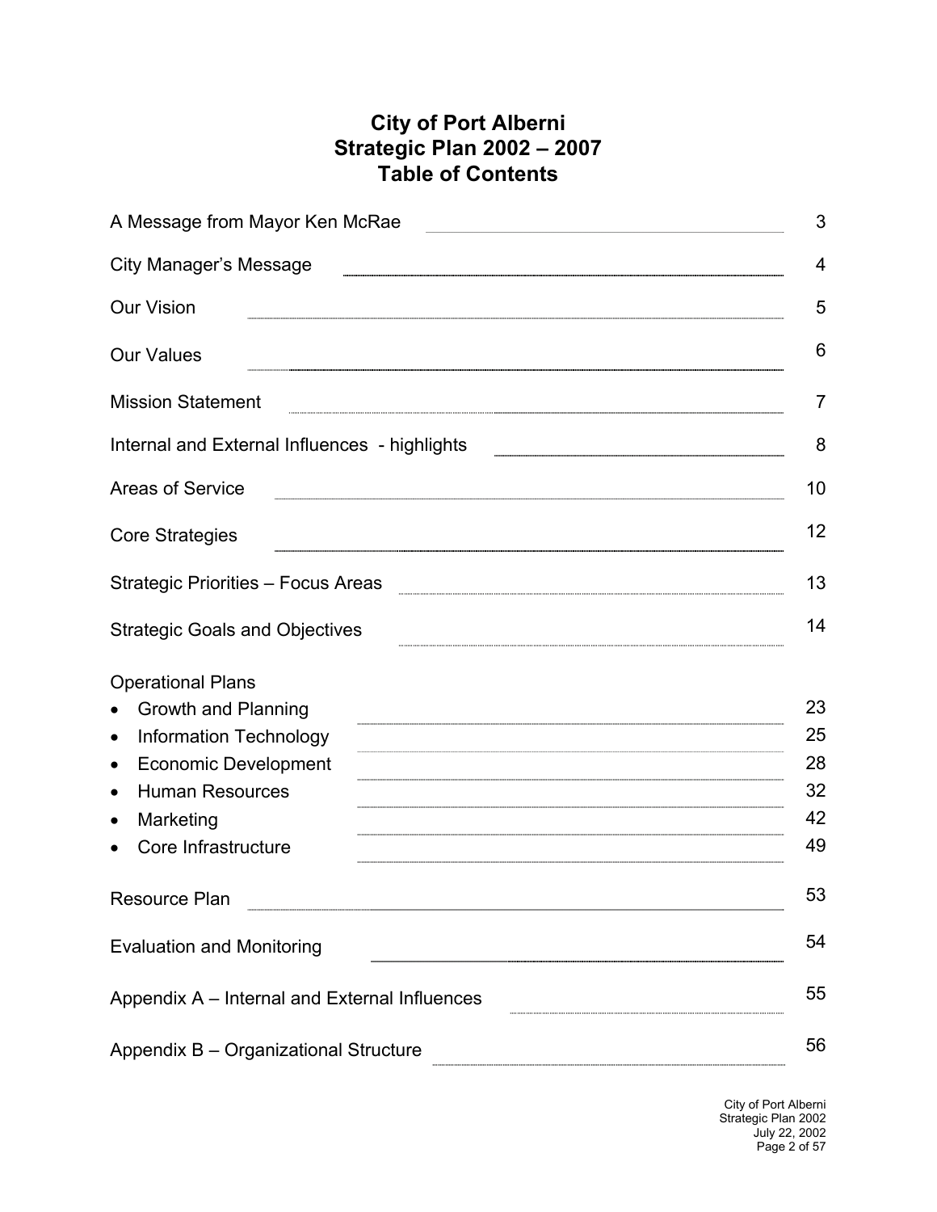# City of Port Alberni
# Strategic Plan 2002 – 2007
# Table of Contents

| | |
|---|---|
| A Message from Mayor Ken McRae | 3 |
| City Manager's Message | 4 |
| Our Vision | 5 |
| Our Values | 6 |
| Mission Statement | 7 |
| Internal and External Influences - highlights | 8 |
| Areas of Service | 10 |
| Core Strategies | 12 |
| Strategic Priorities – Focus Areas | 13 |
| Strategic Goals and Objectives | 14 |
| Operational Plans | |
| • Growth and Planning | 23 |
| • Information Technology | 25 |
| • Economic Development | 28 |
| • Human Resources | 32 |
| • Marketing | 42 |
| • Core Infrastructure | 49 |
| Resource Plan | 53 |
| Evaluation and Monitoring | 54 |
| Appendix A – Internal and External Influences | 55 |
| Appendix B – Organizational Structure | 56 |

City of Port Alberni
Strategic Plan 2002
July 22, 2002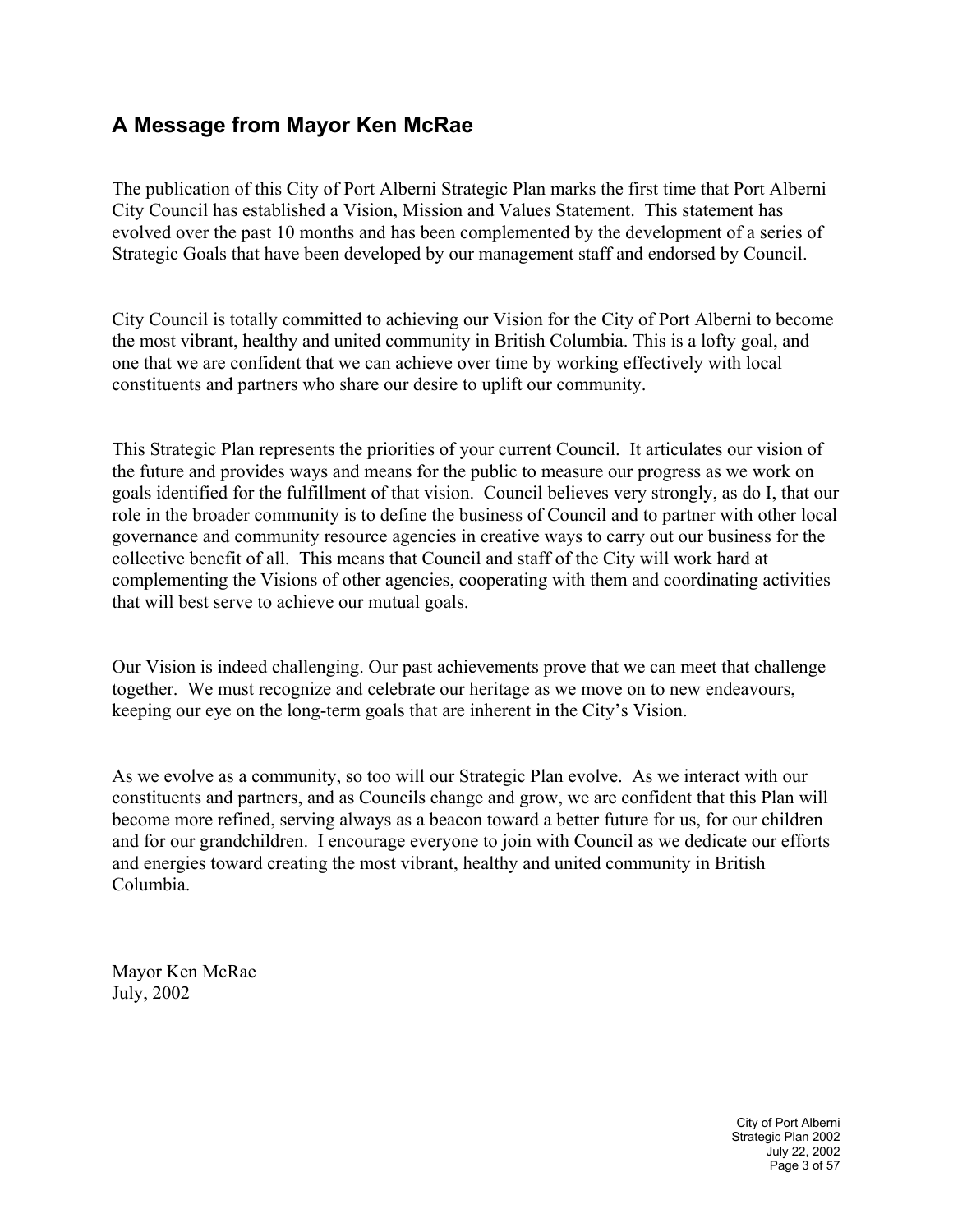## A Message from Mayor Ken McRae

The publication of this City of Port Alberni Strategic Plan marks the first time that Port Alberni City Council has established a Vision, Mission and Values Statement. This statement has evolved over the past 10 months and has been complemented by the development of a series of Strategic Goals that have been developed by our management staff and endorsed by Council.

City Council is totally committed to achieving our Vision for the City of Port Alberni to become the most vibrant, healthy and united community in British Columbia. This is a lofty goal, and one that we are confident that we can achieve over time by working effectively with local constituents and partners who share our desire to uplift our community.

This Strategic Plan represents the priorities of your current Council. It articulates our vision of the future and provides ways and means for the public to measure our progress as we work on goals identified for the fulfillment of that vision. Council believes very strongly, as do I, that our role in the broader community is to define the business of Council and to partner with other local governance and community resource agencies in creative ways to carry out our business for the collective benefit of all. This means that Council and staff of the City will work hard at complementing the Visions of other agencies, cooperating with them and coordinating activities that will best serve to achieve our mutual goals.

Our Vision is indeed challenging. Our past achievements prove that we can meet that challenge together. We must recognize and celebrate our heritage as we move on to new endeavours, keeping our eye on the long-term goals that are inherent in the City's Vision.

As we evolve as a community, so too will our Strategic Plan evolve. As we interact with our constituents and partners, and as Councils change and grow, we are confident that this Plan will become more refined, serving always as a beacon toward a better future for us, for our children and for our grandchildren. I encourage everyone to join with Council as we dedicate our efforts and energies toward creating the most vibrant, healthy and united community in British Columbia.

Mayor Ken McRae
July, 2002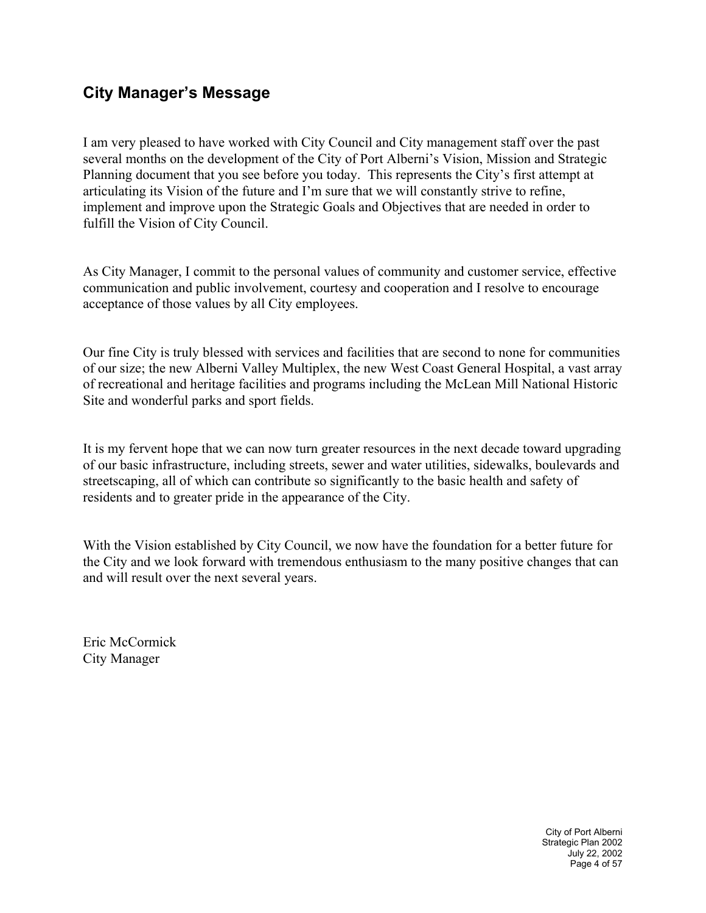## City Manager's Message

I am very pleased to have worked with City Council and City management staff over the past several months on the development of the City of Port Alberni's Vision, Mission and Strategic Planning document that you see before you today. This represents the City's first attempt at articulating its Vision of the future and I'm sure that we will constantly strive to refine, implement and improve upon the Strategic Goals and Objectives that are needed in order to fulfill the Vision of City Council.

As City Manager, I commit to the personal values of community and customer service, effective communication and public involvement, courtesy and cooperation and I resolve to encourage acceptance of those values by all City employees.

Our fine City is truly blessed with services and facilities that are second to none for communities of our size; the new Alberni Valley Multiplex, the new West Coast General Hospital, a vast array of recreational and heritage facilities and programs including the McLean Mill National Historic Site and wonderful parks and sport fields.

It is my fervent hope that we can now turn greater resources in the next decade toward upgrading of our basic infrastructure, including streets, sewer and water utilities, sidewalks, boulevards and streetscaping, all of which can contribute so significantly to the basic health and safety of residents and to greater pride in the appearance of the City.

With the Vision established by City Council, we now have the foundation for a better future for the City and we look forward with tremendous enthusiasm to the many positive changes that can and will result over the next several years.

Eric McCormick
City Manager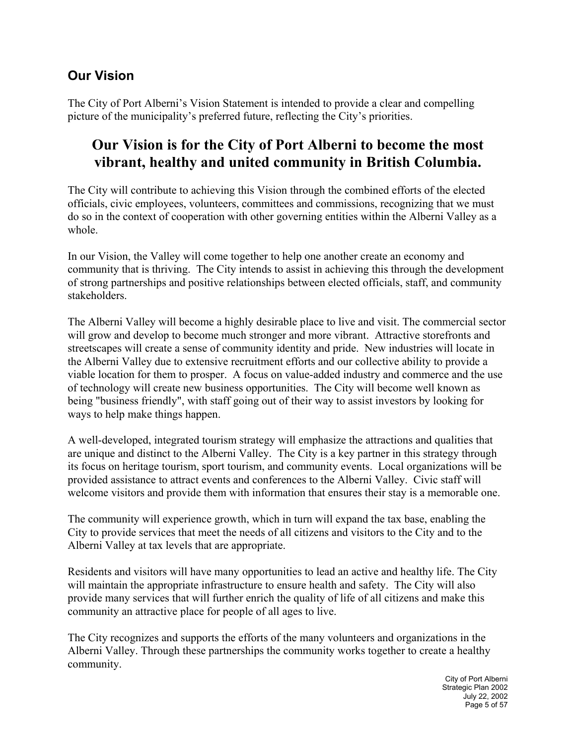## Our Vision

The City of Port Alberni's Vision Statement is intended to provide a clear and compelling picture of the municipality's preferred future, reflecting the City's priorities.

### Our Vision is for the City of Port Alberni to become the most vibrant, healthy and united community in British Columbia.

The City will contribute to achieving this Vision through the combined efforts of the elected officials, civic employees, volunteers, committees and commissions, recognizing that we must do so in the context of cooperation with other governing entities within the Alberni Valley as a whole.

In our Vision, the Valley will come together to help one another create an economy and community that is thriving. The City intends to assist in achieving this through the development of strong partnerships and positive relationships between elected officials, staff, and community stakeholders.

The Alberni Valley will become a highly desirable place to live and visit. The commercial sector will grow and develop to become much stronger and more vibrant. Attractive storefronts and streetscapes will create a sense of community identity and pride. New industries will locate in the Alberni Valley due to extensive recruitment efforts and our collective ability to provide a viable location for them to prosper. A focus on value-added industry and commerce and the use of technology will create new business opportunities. The City will become well known as being "business friendly", with staff going out of their way to assist investors by looking for ways to help make things happen.

A well-developed, integrated tourism strategy will emphasize the attractions and qualities that are unique and distinct to the Alberni Valley. The City is a key partner in this strategy through its focus on heritage tourism, sport tourism, and community events. Local organizations will be provided assistance to attract events and conferences to the Alberni Valley. Civic staff will welcome visitors and provide them with information that ensures their stay is a memorable one.

The community will experience growth, which in turn will expand the tax base, enabling the City to provide services that meet the needs of all citizens and visitors to the City and to the Alberni Valley at tax levels that are appropriate.

Residents and visitors will have many opportunities to lead an active and healthy life. The City will maintain the appropriate infrastructure to ensure health and safety. The City will also provide many services that will further enrich the quality of life of all citizens and make this community an attractive place for people of all ages to live.

The City recognizes and supports the efforts of the many volunteers and organizations in the Alberni Valley. Through these partnerships the community works together to create a healthy community.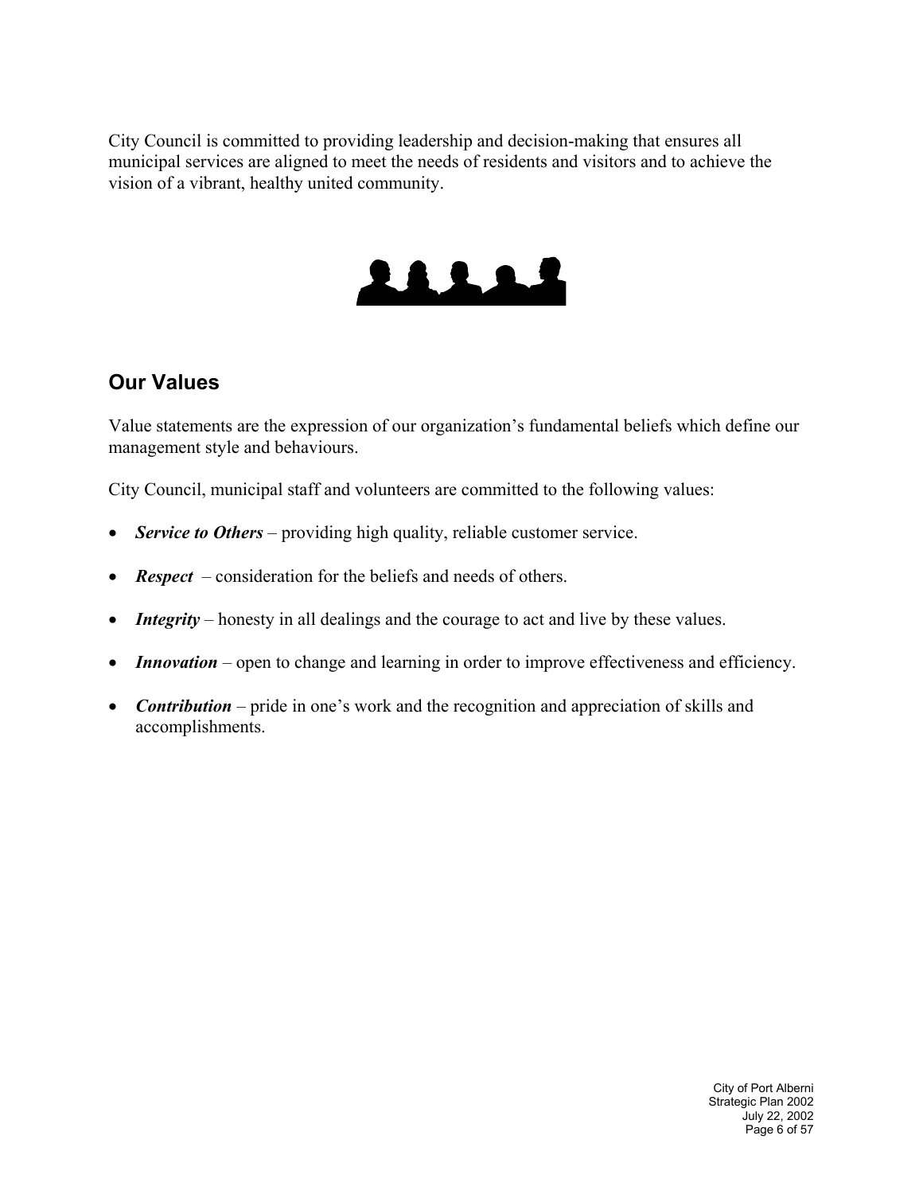City Council is committed to providing leadership and decision-making that ensures all municipal services are aligned to meet the needs of residents and visitors and to achieve the vision of a vibrant, healthy united community.

## Our Values

Value statements are the expression of our organization's fundamental beliefs which define our management style and behaviours.

City Council, municipal staff and volunteers are committed to the following values:

- ***Service to Others*** – providing high quality, reliable customer service.
- ***Respect*** – consideration for the beliefs and needs of others.
- ***Integrity*** – honesty in all dealings and the courage to act and live by these values.
- ***Innovation*** – open to change and learning in order to improve effectiveness and efficiency.
- ***Contribution*** – pride in one's work and the recognition and appreciation of skills and accomplishments.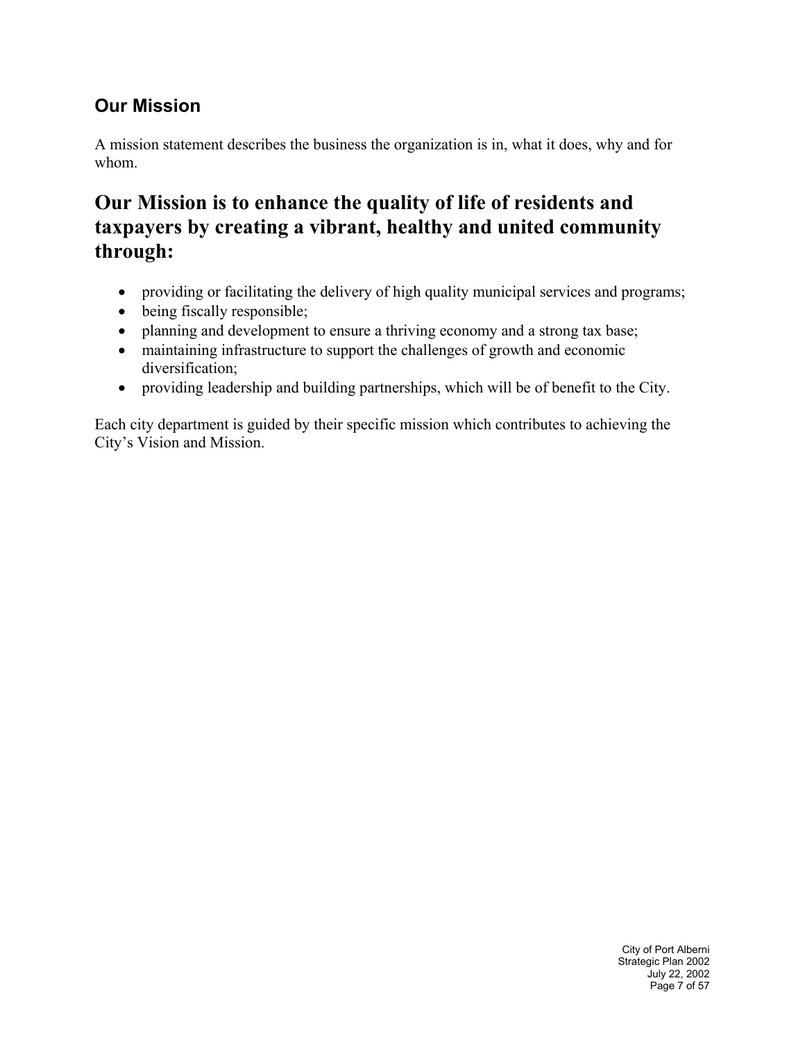## Our Mission

A mission statement describes the business the organization is in, what it does, why and for whom.

# Our Mission is to enhance the quality of life of residents and taxpayers by creating a vibrant, healthy and united community through:

- providing or facilitating the delivery of high quality municipal services and programs;
- being fiscally responsible;
- planning and development to ensure a thriving economy and a strong tax base;
- maintaining infrastructure to support the challenges of growth and economic diversification;
- providing leadership and building partnerships, which will be of benefit to the City.

Each city department is guided by their specific mission which contributes to achieving the City's Vision and Mission.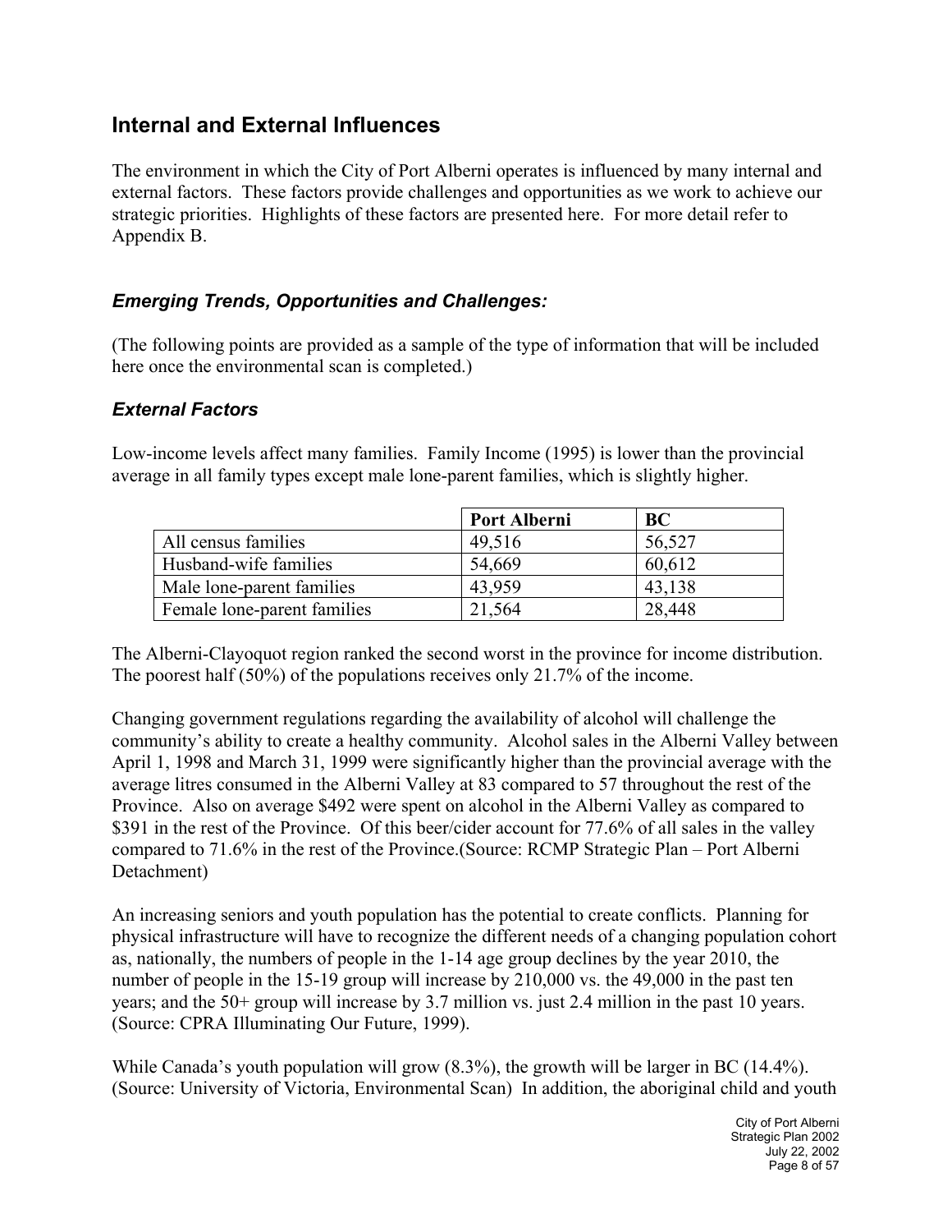## Internal and External Influences

The environment in which the City of Port Alberni operates is influenced by many internal and external factors. These factors provide challenges and opportunities as we work to achieve our strategic priorities. Highlights of these factors are presented here. For more detail refer to Appendix B.

### *Emerging Trends, Opportunities and Challenges:*

(The following points are provided as a sample of the type of information that will be included here once the environmental scan is completed.)

### *External Factors*

Low-income levels affect many families. Family Income (1995) is lower than the provincial average in all family types except male lone-parent families, which is slightly higher.

| | **Port Alberni** | **BC** |
|---|---|---|
| All census families | 49,516 | 56,527 |
| Husband-wife families | 54,669 | 60,612 |
| Male lone-parent families | 43,959 | 43,138 |
| Female lone-parent families | 21,564 | 28,448 |

The Alberni-Clayoquot region ranked the second worst in the province for income distribution. The poorest half (50%) of the populations receives only 21.7% of the income.

Changing government regulations regarding the availability of alcohol will challenge the community's ability to create a healthy community. Alcohol sales in the Alberni Valley between April 1, 1998 and March 31, 1999 were significantly higher than the provincial average with the average litres consumed in the Alberni Valley at 83 compared to 57 throughout the rest of the Province. Also on average $492 were spent on alcohol in the Alberni Valley as compared to $391 in the rest of the Province. Of this beer/cider account for 77.6% of all sales in the valley compared to 71.6% in the rest of the Province.(Source: RCMP Strategic Plan – Port Alberni Detachment)

An increasing seniors and youth population has the potential to create conflicts. Planning for physical infrastructure will have to recognize the different needs of a changing population cohort as, nationally, the numbers of people in the 1-14 age group declines by the year 2010, the number of people in the 15-19 group will increase by 210,000 vs. the 49,000 in the past ten years; and the 50+ group will increase by 3.7 million vs. just 2.4 million in the past 10 years. (Source: CPRA Illuminating Our Future, 1999).

While Canada's youth population will grow (8.3%), the growth will be larger in BC (14.4%). (Source: University of Victoria, Environmental Scan) In addition, the aboriginal child and youth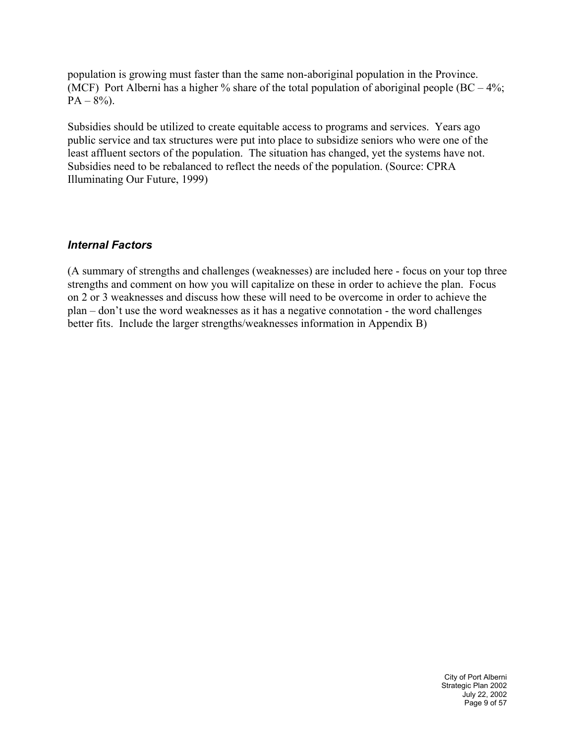population is growing must faster than the same non-aboriginal population in the Province. (MCF) Port Alberni has a higher % share of the total population of aboriginal people (BC – 4%; PA – 8%).

Subsidies should be utilized to create equitable access to programs and services. Years ago public service and tax structures were put into place to subsidize seniors who were one of the least affluent sectors of the population. The situation has changed, yet the systems have not. Subsidies need to be rebalanced to reflect the needs of the population. (Source: CPRA Illuminating Our Future, 1999)

### *Internal Factors*

(A summary of strengths and challenges (weaknesses) are included here - focus on your top three strengths and comment on how you will capitalize on these in order to achieve the plan. Focus on 2 or 3 weaknesses and discuss how these will need to be overcome in order to achieve the plan – don't use the word weaknesses as it has a negative connotation - the word challenges better fits. Include the larger strengths/weaknesses information in Appendix B)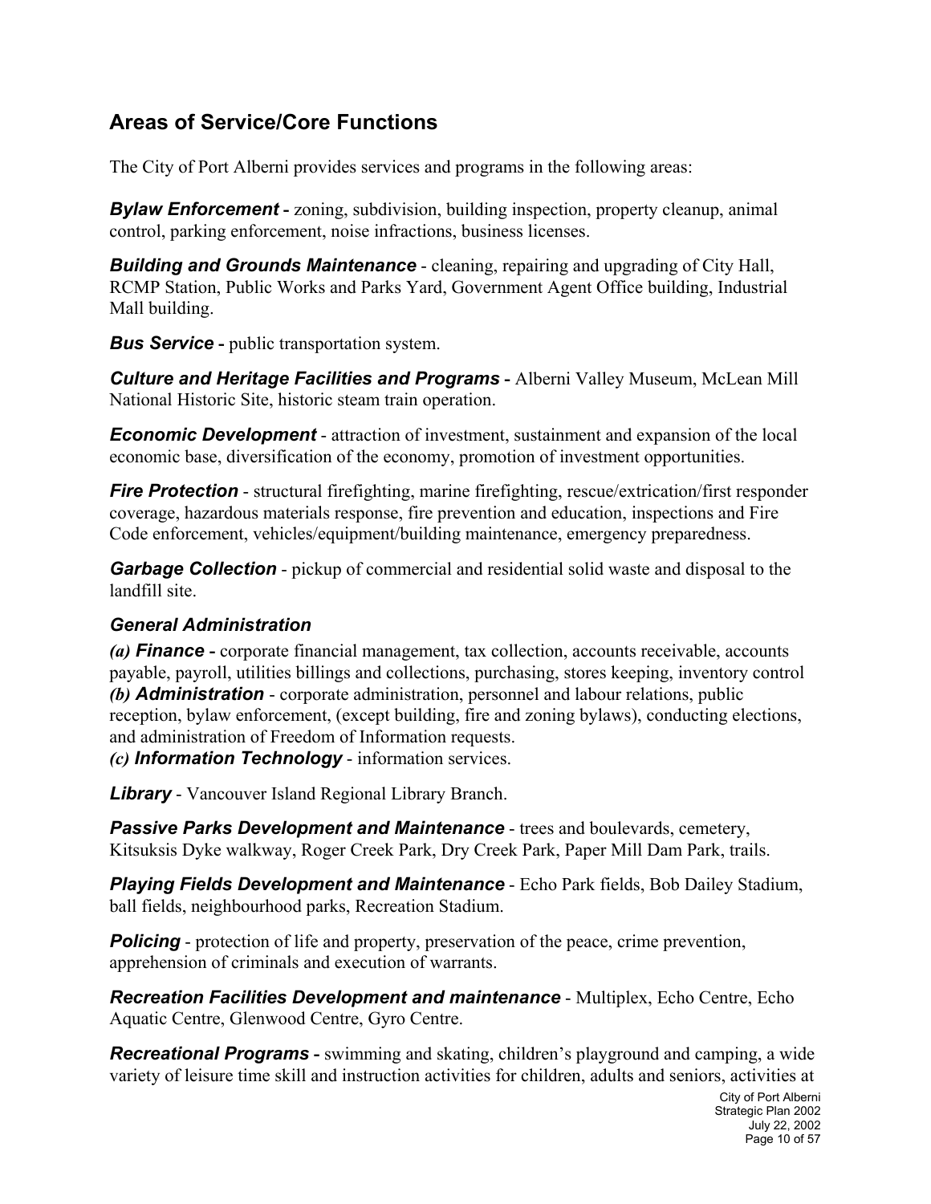## Areas of Service/Core Functions

The City of Port Alberni provides services and programs in the following areas:

***Bylaw Enforcement*** **-** zoning, subdivision, building inspection, property cleanup, animal control, parking enforcement, noise infractions, business licenses.

***Building and Grounds Maintenance*** - cleaning, repairing and upgrading of City Hall, RCMP Station, Public Works and Parks Yard, Government Agent Office building, Industrial Mall building.

***Bus Service*** **-** public transportation system.

***Culture and Heritage Facilities and Programs*** **-** Alberni Valley Museum, McLean Mill National Historic Site, historic steam train operation.

***Economic Development*** - attraction of investment, sustainment and expansion of the local economic base, diversification of the economy, promotion of investment opportunities.

***Fire Protection*** - structural firefighting, marine firefighting, rescue/extrication/first responder coverage, hazardous materials response, fire prevention and education, inspections and Fire Code enforcement, vehicles/equipment/building maintenance, emergency preparedness.

***Garbage Collection*** - pickup of commercial and residential solid waste and disposal to the landfill site.

***General Administration***

***(a) Finance*** **-** corporate financial management, tax collection, accounts receivable, accounts payable, payroll, utilities billings and collections, purchasing, stores keeping, inventory control
***(b) Administration*** - corporate administration, personnel and labour relations, public reception, bylaw enforcement, (except building, fire and zoning bylaws), conducting elections, and administration of Freedom of Information requests.
***(c) Information Technology*** - information services.

***Library*** - Vancouver Island Regional Library Branch.

***Passive Parks Development and Maintenance*** - trees and boulevards, cemetery, Kitsuksis Dyke walkway, Roger Creek Park, Dry Creek Park, Paper Mill Dam Park, trails.

***Playing Fields Development and Maintenance*** - Echo Park fields, Bob Dailey Stadium, ball fields, neighbourhood parks, Recreation Stadium.

***Policing*** - protection of life and property, preservation of the peace, crime prevention, apprehension of criminals and execution of warrants.

***Recreation Facilities Development and maintenance*** - Multiplex, Echo Centre, Echo Aquatic Centre, Glenwood Centre, Gyro Centre.

***Recreational Programs*** **-** swimming and skating, children's playground and camping, a wide variety of leisure time skill and instruction activities for children, adults and seniors, activities at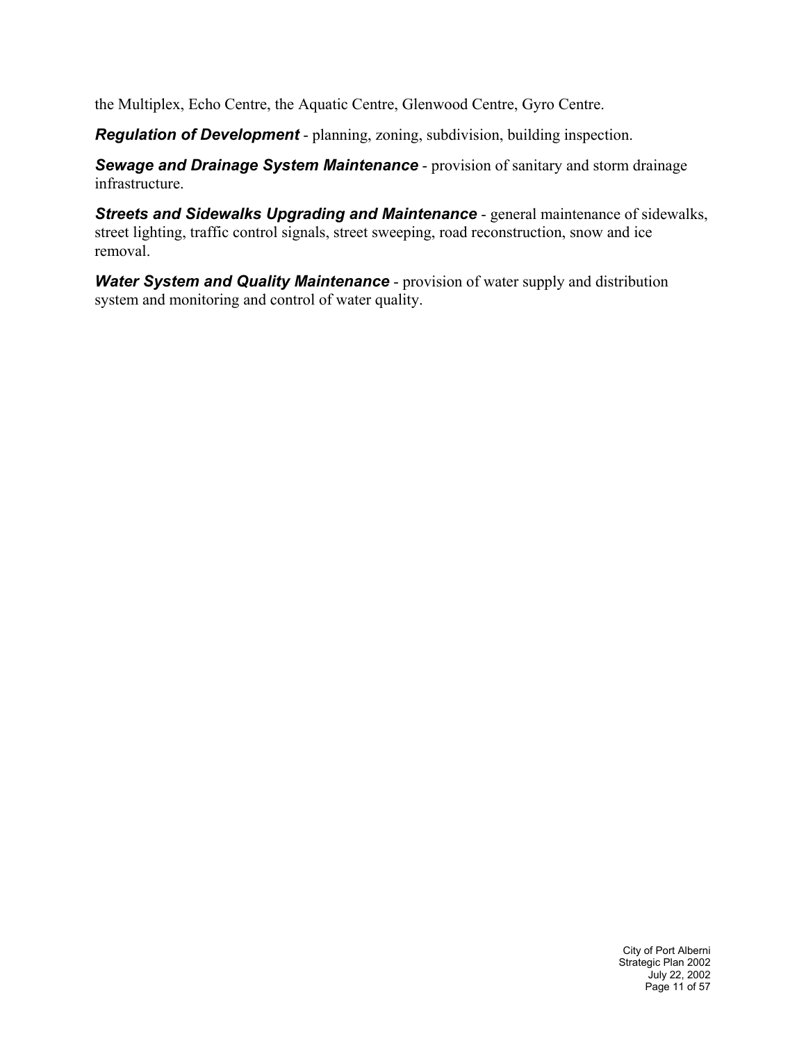the Multiplex, Echo Centre, the Aquatic Centre, Glenwood Centre, Gyro Centre.

***Regulation of Development*** - planning, zoning, subdivision, building inspection.

***Sewage and Drainage System Maintenance*** - provision of sanitary and storm drainage infrastructure.

***Streets and Sidewalks Upgrading and Maintenance*** - general maintenance of sidewalks, street lighting, traffic control signals, street sweeping, road reconstruction, snow and ice removal.

***Water System and Quality Maintenance*** - provision of water supply and distribution system and monitoring and control of water quality.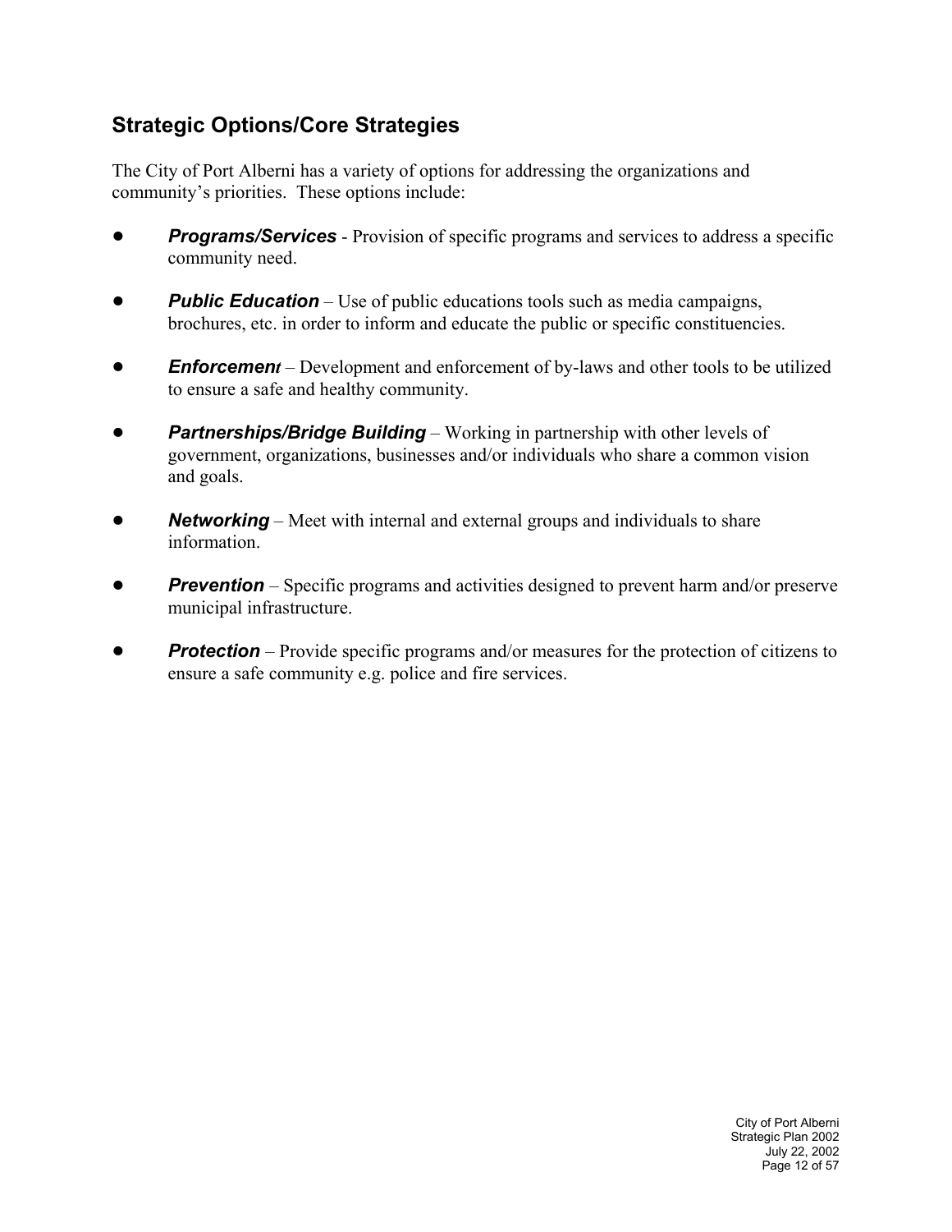## Strategic Options/Core Strategies

The City of Port Alberni has a variety of options for addressing the organizations and community's priorities. These options include:

- ***Programs/Services*** - Provision of specific programs and services to address a specific community need.
- ***Public Education*** – Use of public educations tools such as media campaigns, brochures, etc. in order to inform and educate the public or specific constituencies.
- ***Enforcement*** – Development and enforcement of by-laws and other tools to be utilized to ensure a safe and healthy community.
- ***Partnerships/Bridge Building*** – Working in partnership with other levels of government, organizations, businesses and/or individuals who share a common vision and goals.
- ***Networking*** – Meet with internal and external groups and individuals to share information.
- ***Prevention*** – Specific programs and activities designed to prevent harm and/or preserve municipal infrastructure.
- ***Protection*** – Provide specific programs and/or measures for the protection of citizens to ensure a safe community e.g. police and fire services.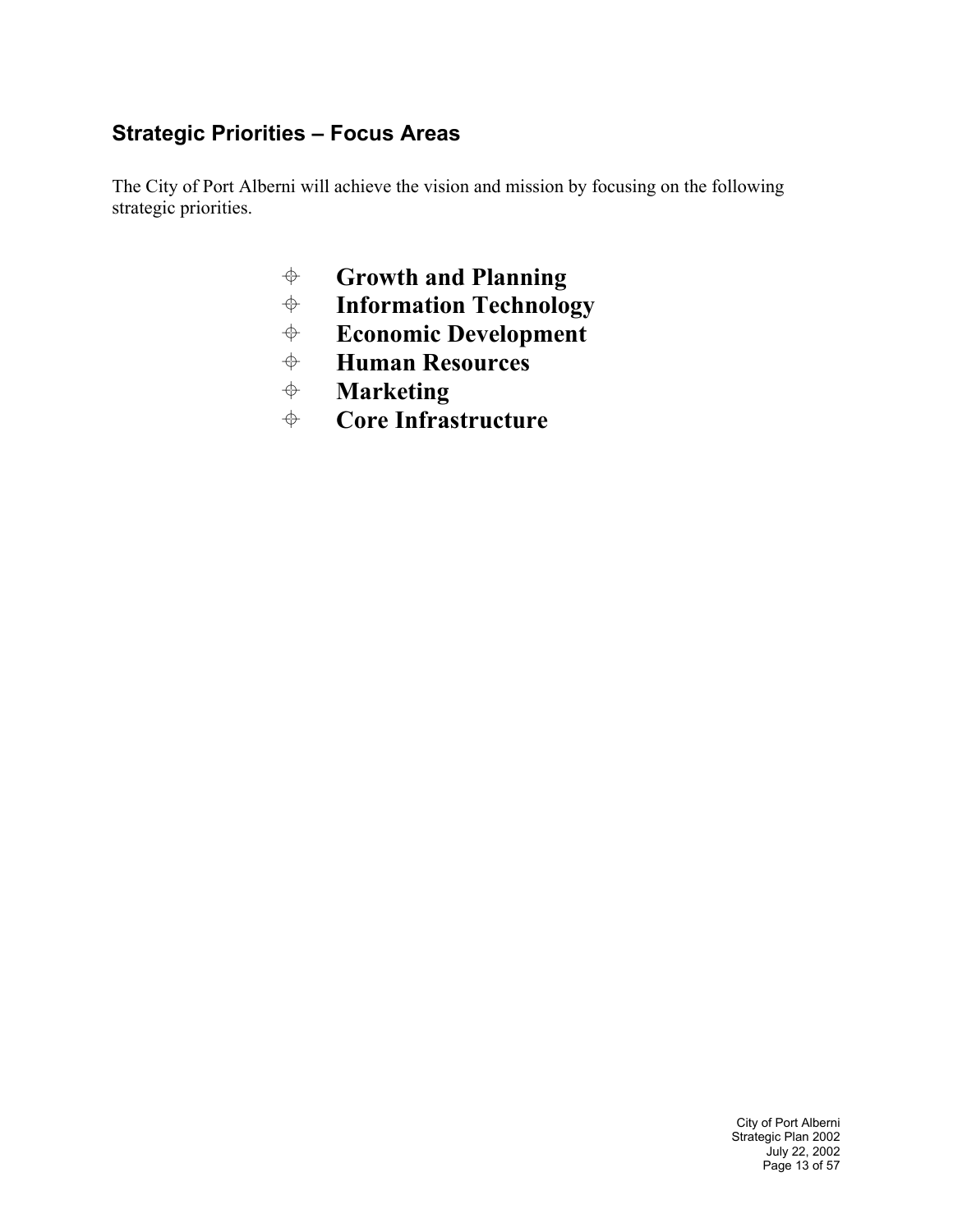## Strategic Priorities – Focus Areas

The City of Port Alberni will achieve the vision and mission by focusing on the following strategic priorities.

- **Growth and Planning**
- **Information Technology**
- **Economic Development**
- **Human Resources**
- **Marketing**
- **Core Infrastructure**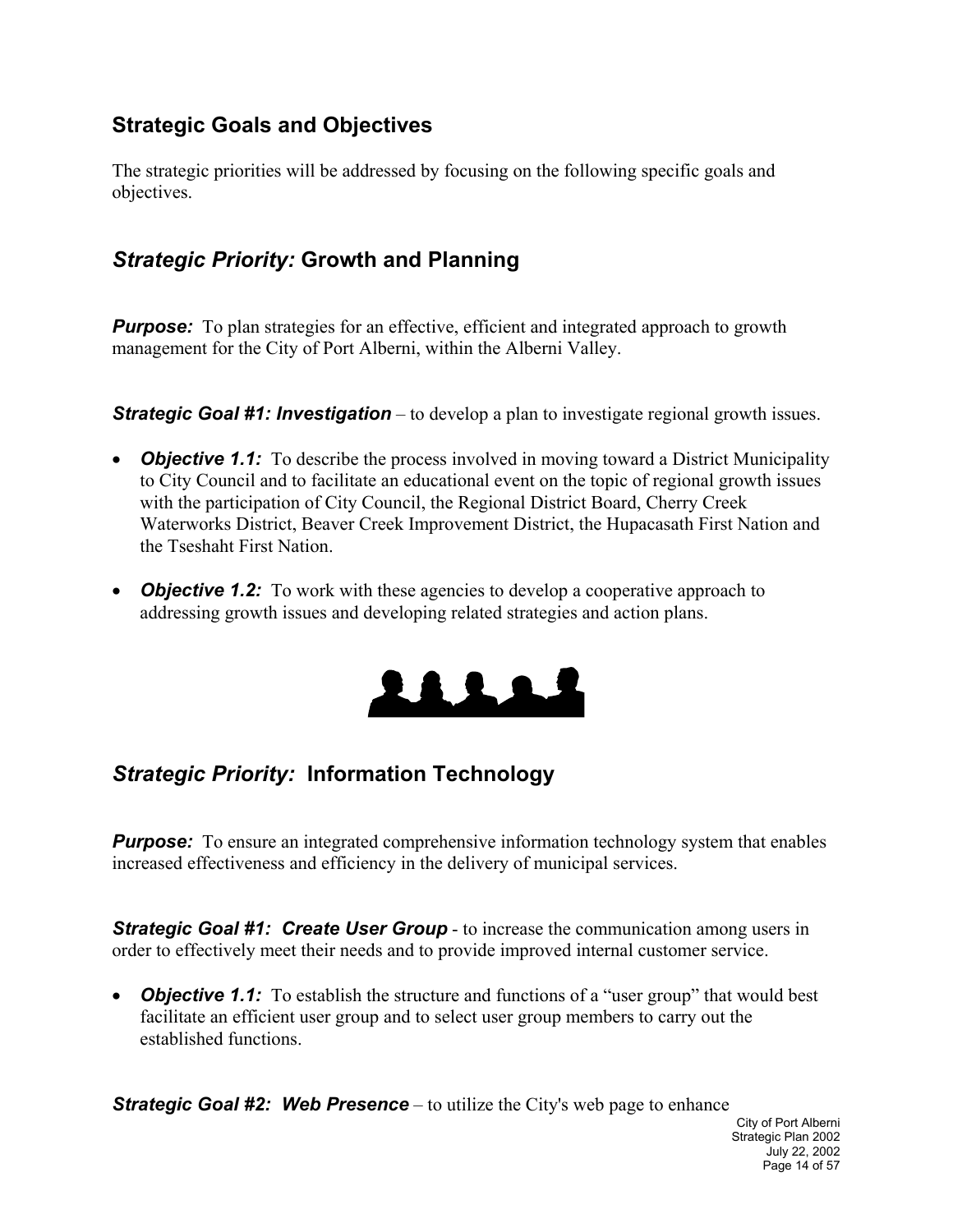## Strategic Goals and Objectives

The strategic priorities will be addressed by focusing on the following specific goals and objectives.

## *Strategic Priority:* Growth and Planning

***Purpose:*** To plan strategies for an effective, efficient and integrated approach to growth management for the City of Port Alberni, within the Alberni Valley.

***Strategic Goal #1: Investigation*** – to develop a plan to investigate regional growth issues.

- ***Objective 1.1:*** To describe the process involved in moving toward a District Municipality to City Council and to facilitate an educational event on the topic of regional growth issues with the participation of City Council, the Regional District Board, Cherry Creek Waterworks District, Beaver Creek Improvement District, the Hupacasath First Nation and the Tseshaht First Nation.

- ***Objective 1.2:*** To work with these agencies to develop a cooperative approach to addressing growth issues and developing related strategies and action plans.

## *Strategic Priority:* Information Technology

***Purpose:*** To ensure an integrated comprehensive information technology system that enables increased effectiveness and efficiency in the delivery of municipal services.

***Strategic Goal #1: Create User Group*** - to increase the communication among users in order to effectively meet their needs and to provide improved internal customer service.

- ***Objective 1.1:*** To establish the structure and functions of a "user group" that would best facilitate an efficient user group and to select user group members to carry out the established functions.

***Strategic Goal #2: Web Presence*** – to utilize the City's web page to enhance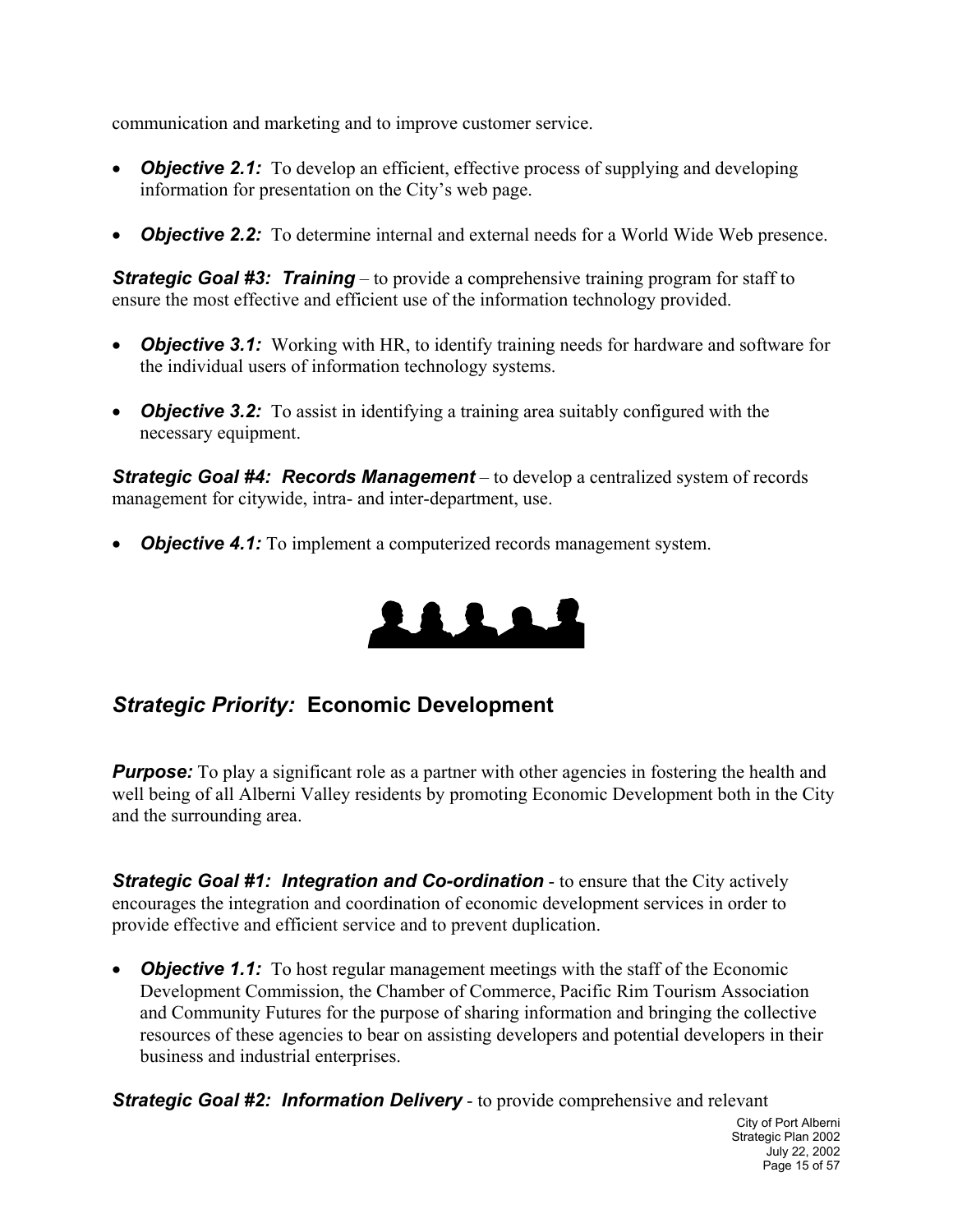communication and marketing and to improve customer service.

- ***Objective 2.1:*** To develop an efficient, effective process of supplying and developing information for presentation on the City's web page.

- ***Objective 2.2:*** To determine internal and external needs for a World Wide Web presence.

***Strategic Goal #3: Training*** – to provide a comprehensive training program for staff to ensure the most effective and efficient use of the information technology provided.

- ***Objective 3.1:*** Working with HR, to identify training needs for hardware and software for the individual users of information technology systems.

- ***Objective 3.2:*** To assist in identifying a training area suitably configured with the necessary equipment.

***Strategic Goal #4: Records Management*** – to develop a centralized system of records management for citywide, intra- and inter-department, use.

- ***Objective 4.1:*** To implement a computerized records management system.

## *Strategic Priority:* Economic Development

***Purpose:*** To play a significant role as a partner with other agencies in fostering the health and well being of all Alberni Valley residents by promoting Economic Development both in the City and the surrounding area.

***Strategic Goal #1: Integration and Co-ordination*** - to ensure that the City actively encourages the integration and coordination of economic development services in order to provide effective and efficient service and to prevent duplication.

- ***Objective 1.1:*** To host regular management meetings with the staff of the Economic Development Commission, the Chamber of Commerce, Pacific Rim Tourism Association and Community Futures for the purpose of sharing information and bringing the collective resources of these agencies to bear on assisting developers and potential developers in their business and industrial enterprises.

***Strategic Goal #2: Information Delivery*** - to provide comprehensive and relevant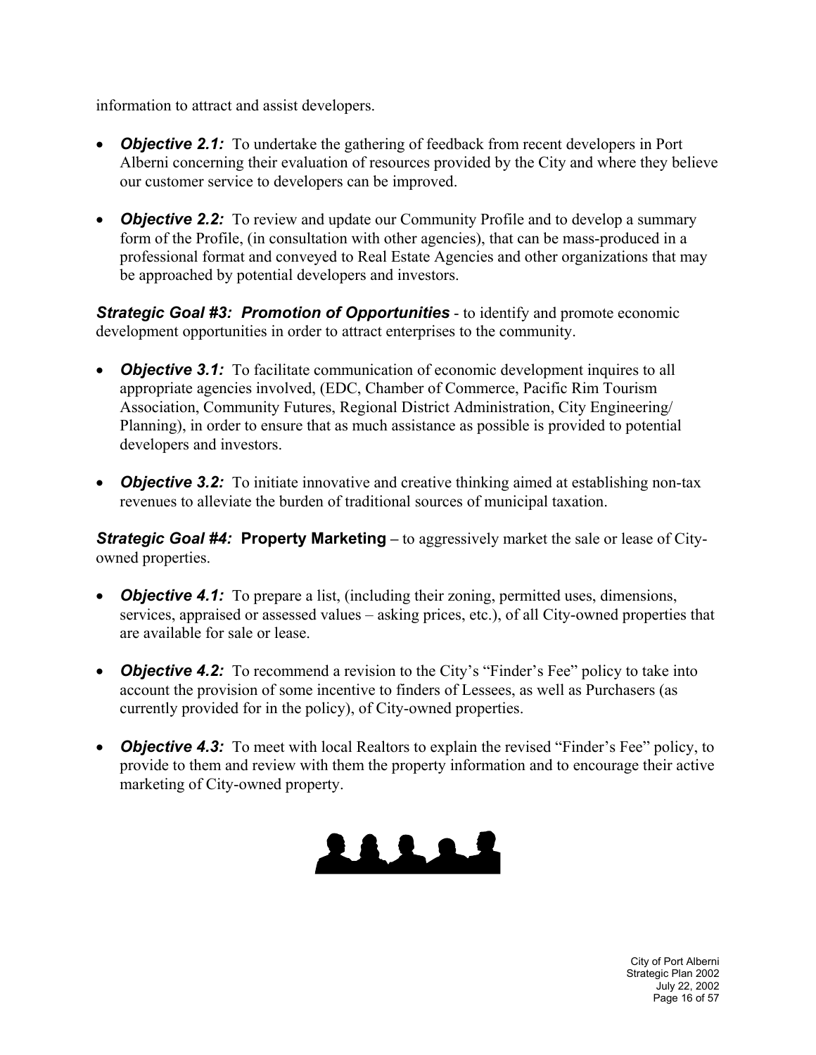information to attract and assist developers.

- ***Objective 2.1:*** To undertake the gathering of feedback from recent developers in Port Alberni concerning their evaluation of resources provided by the City and where they believe our customer service to developers can be improved.

- ***Objective 2.2:*** To review and update our Community Profile and to develop a summary form of the Profile, (in consultation with other agencies), that can be mass-produced in a professional format and conveyed to Real Estate Agencies and other organizations that may be approached by potential developers and investors.

***Strategic Goal #3: Promotion of Opportunities*** - to identify and promote economic development opportunities in order to attract enterprises to the community.

- ***Objective 3.1:*** To facilitate communication of economic development inquires to all appropriate agencies involved, (EDC, Chamber of Commerce, Pacific Rim Tourism Association, Community Futures, Regional District Administration, City Engineering/ Planning), in order to ensure that as much assistance as possible is provided to potential developers and investors.

- ***Objective 3.2:*** To initiate innovative and creative thinking aimed at establishing non-tax revenues to alleviate the burden of traditional sources of municipal taxation.

***Strategic Goal #4:*** **Property Marketing** – to aggressively market the sale or lease of City-owned properties.

- ***Objective 4.1:*** To prepare a list, (including their zoning, permitted uses, dimensions, services, appraised or assessed values – asking prices, etc.), of all City-owned properties that are available for sale or lease.

- ***Objective 4.2:*** To recommend a revision to the City's "Finder's Fee" policy to take into account the provision of some incentive to finders of Lessees, as well as Purchasers (as currently provided for in the policy), of City-owned properties.

- ***Objective 4.3:*** To meet with local Realtors to explain the revised "Finder's Fee" policy, to provide to them and review with them the property information and to encourage their active marketing of City-owned property.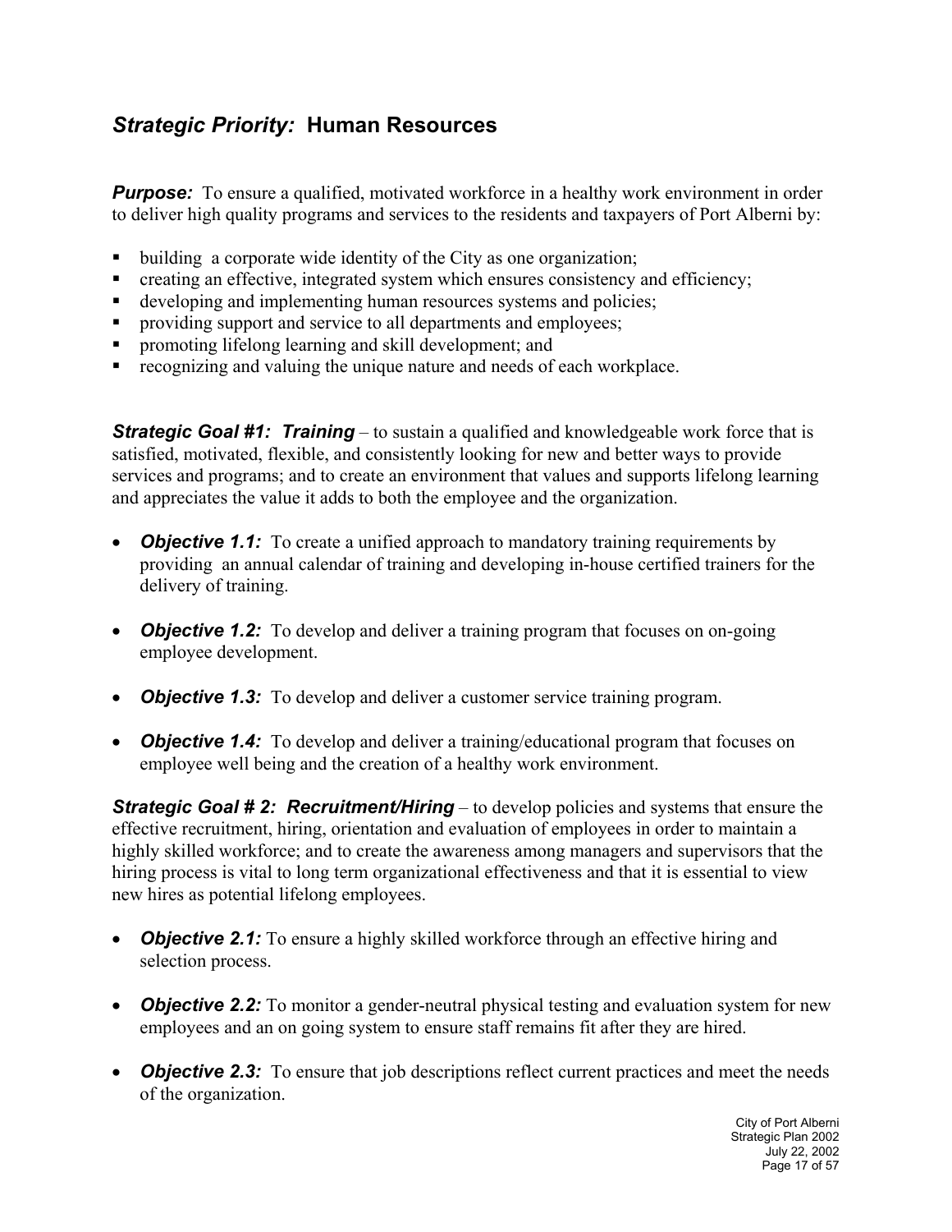## *Strategic Priority:* Human Resources

***Purpose:*** To ensure a qualified, motivated workforce in a healthy work environment in order to deliver high quality programs and services to the residents and taxpayers of Port Alberni by:

- building a corporate wide identity of the City as one organization;
- creating an effective, integrated system which ensures consistency and efficiency;
- developing and implementing human resources systems and policies;
- providing support and service to all departments and employees;
- promoting lifelong learning and skill development; and
- recognizing and valuing the unique nature and needs of each workplace.

***Strategic Goal #1: Training*** – to sustain a qualified and knowledgeable work force that is satisfied, motivated, flexible, and consistently looking for new and better ways to provide services and programs; and to create an environment that values and supports lifelong learning and appreciates the value it adds to both the employee and the organization.

- ***Objective 1.1:*** To create a unified approach to mandatory training requirements by providing an annual calendar of training and developing in-house certified trainers for the delivery of training.
- ***Objective 1.2:*** To develop and deliver a training program that focuses on on-going employee development.
- ***Objective 1.3:*** To develop and deliver a customer service training program.
- ***Objective 1.4:*** To develop and deliver a training/educational program that focuses on employee well being and the creation of a healthy work environment.

***Strategic Goal # 2: Recruitment/Hiring*** – to develop policies and systems that ensure the effective recruitment, hiring, orientation and evaluation of employees in order to maintain a highly skilled workforce; and to create the awareness among managers and supervisors that the hiring process is vital to long term organizational effectiveness and that it is essential to view new hires as potential lifelong employees.

- ***Objective 2.1:*** To ensure a highly skilled workforce through an effective hiring and selection process.
- ***Objective 2.2:*** To monitor a gender-neutral physical testing and evaluation system for new employees and an on going system to ensure staff remains fit after they are hired.
- ***Objective 2.3:*** To ensure that job descriptions reflect current practices and meet the needs of the organization.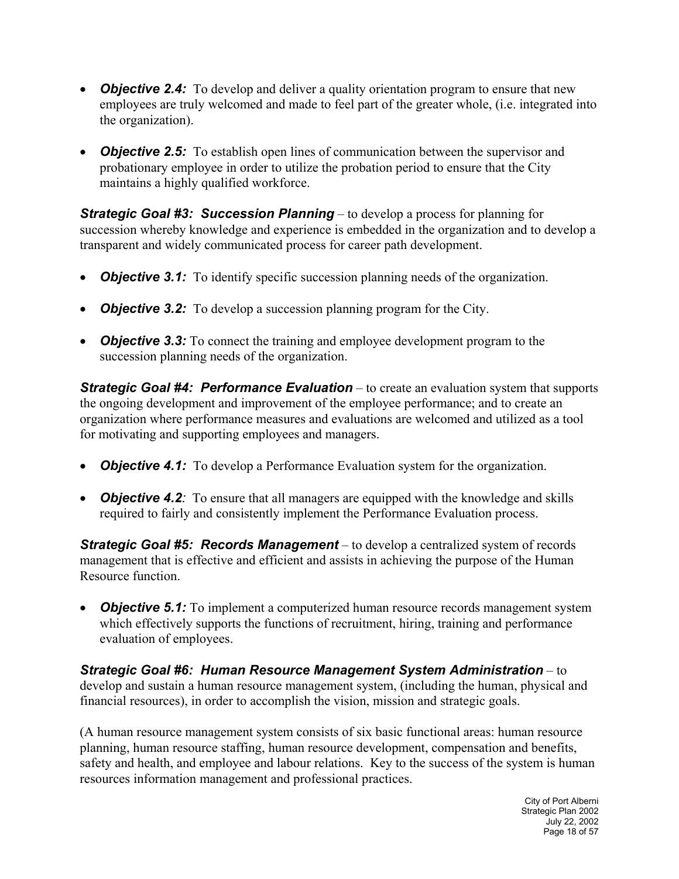- ***Objective 2.4:*** To develop and deliver a quality orientation program to ensure that new employees are truly welcomed and made to feel part of the greater whole, (i.e. integrated into the organization).

- ***Objective 2.5:*** To establish open lines of communication between the supervisor and probationary employee in order to utilize the probation period to ensure that the City maintains a highly qualified workforce.

***Strategic Goal #3: Succession Planning*** – to develop a process for planning for succession whereby knowledge and experience is embedded in the organization and to develop a transparent and widely communicated process for career path development.

- ***Objective 3.1:*** To identify specific succession planning needs of the organization.

- ***Objective 3.2:*** To develop a succession planning program for the City.

- ***Objective 3.3:*** To connect the training and employee development program to the succession planning needs of the organization.

***Strategic Goal #4: Performance Evaluation*** – to create an evaluation system that supports the ongoing development and improvement of the employee performance; and to create an organization where performance measures and evaluations are welcomed and utilized as a tool for motivating and supporting employees and managers.

- ***Objective 4.1:*** To develop a Performance Evaluation system for the organization.

- ***Objective 4.2:*** To ensure that all managers are equipped with the knowledge and skills required to fairly and consistently implement the Performance Evaluation process.

***Strategic Goal #5: Records Management*** – to develop a centralized system of records management that is effective and efficient and assists in achieving the purpose of the Human Resource function.

- ***Objective 5.1:*** To implement a computerized human resource records management system which effectively supports the functions of recruitment, hiring, training and performance evaluation of employees.

***Strategic Goal #6: Human Resource Management System Administration*** – to develop and sustain a human resource management system, (including the human, physical and financial resources), in order to accomplish the vision, mission and strategic goals.

(A human resource management system consists of six basic functional areas: human resource planning, human resource staffing, human resource development, compensation and benefits, safety and health, and employee and labour relations. Key to the success of the system is human resources information management and professional practices.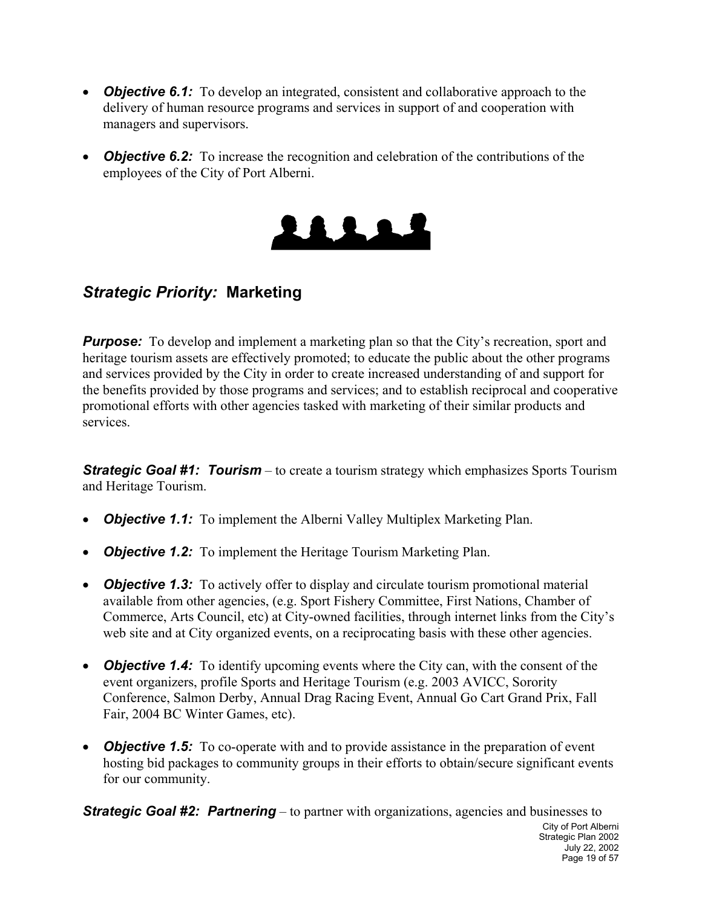- ***Objective 6.1:*** To develop an integrated, consistent and collaborative approach to the delivery of human resource programs and services in support of and cooperation with managers and supervisors.

- ***Objective 6.2:*** To increase the recognition and celebration of the contributions of the employees of the City of Port Alberni.

## *Strategic Priority:* Marketing

***Purpose:*** To develop and implement a marketing plan so that the City's recreation, sport and heritage tourism assets are effectively promoted; to educate the public about the other programs and services provided by the City in order to create increased understanding of and support for the benefits provided by those programs and services; and to establish reciprocal and cooperative promotional efforts with other agencies tasked with marketing of their similar products and services.

***Strategic Goal #1: Tourism*** – to create a tourism strategy which emphasizes Sports Tourism and Heritage Tourism.

- ***Objective 1.1:*** To implement the Alberni Valley Multiplex Marketing Plan.

- ***Objective 1.2:*** To implement the Heritage Tourism Marketing Plan.

- ***Objective 1.3:*** To actively offer to display and circulate tourism promotional material available from other agencies, (e.g. Sport Fishery Committee, First Nations, Chamber of Commerce, Arts Council, etc) at City-owned facilities, through internet links from the City's web site and at City organized events, on a reciprocating basis with these other agencies.

- ***Objective 1.4:*** To identify upcoming events where the City can, with the consent of the event organizers, profile Sports and Heritage Tourism (e.g. 2003 AVICC, Sorority Conference, Salmon Derby, Annual Drag Racing Event, Annual Go Cart Grand Prix, Fall Fair, 2004 BC Winter Games, etc).

- ***Objective 1.5:*** To co-operate with and to provide assistance in the preparation of event hosting bid packages to community groups in their efforts to obtain/secure significant events for our community.

***Strategic Goal #2: Partnering*** – to partner with organizations, agencies and businesses to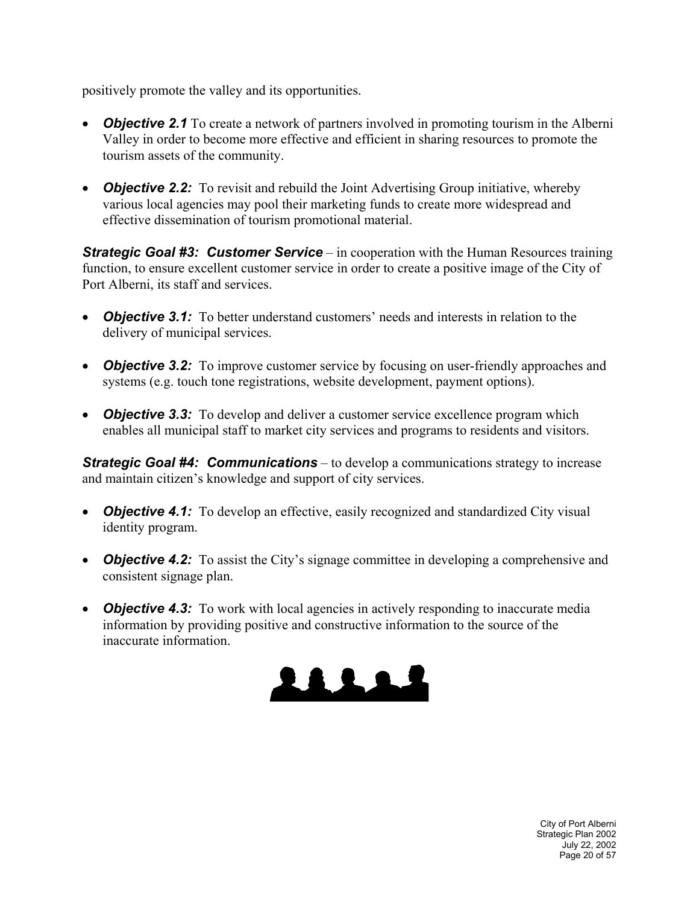positively promote the valley and its opportunities.

- ***Objective 2.1*** To create a network of partners involved in promoting tourism in the Alberni Valley in order to become more effective and efficient in sharing resources to promote the tourism assets of the community.

- ***Objective 2.2:*** To revisit and rebuild the Joint Advertising Group initiative, whereby various local agencies may pool their marketing funds to create more widespread and effective dissemination of tourism promotional material.

***Strategic Goal #3: Customer Service*** – in cooperation with the Human Resources training function, to ensure excellent customer service in order to create a positive image of the City of Port Alberni, its staff and services.

- ***Objective 3.1:*** To better understand customers' needs and interests in relation to the delivery of municipal services.

- ***Objective 3.2:*** To improve customer service by focusing on user-friendly approaches and systems (e.g. touch tone registrations, website development, payment options).

- ***Objective 3.3:*** To develop and deliver a customer service excellence program which enables all municipal staff to market city services and programs to residents and visitors.

***Strategic Goal #4: Communications*** – to develop a communications strategy to increase and maintain citizen's knowledge and support of city services.

- ***Objective 4.1:*** To develop an effective, easily recognized and standardized City visual identity program.

- ***Objective 4.2:*** To assist the City's signage committee in developing a comprehensive and consistent signage plan.

- ***Objective 4.3:*** To work with local agencies in actively responding to inaccurate media information by providing positive and constructive information to the source of the inaccurate information.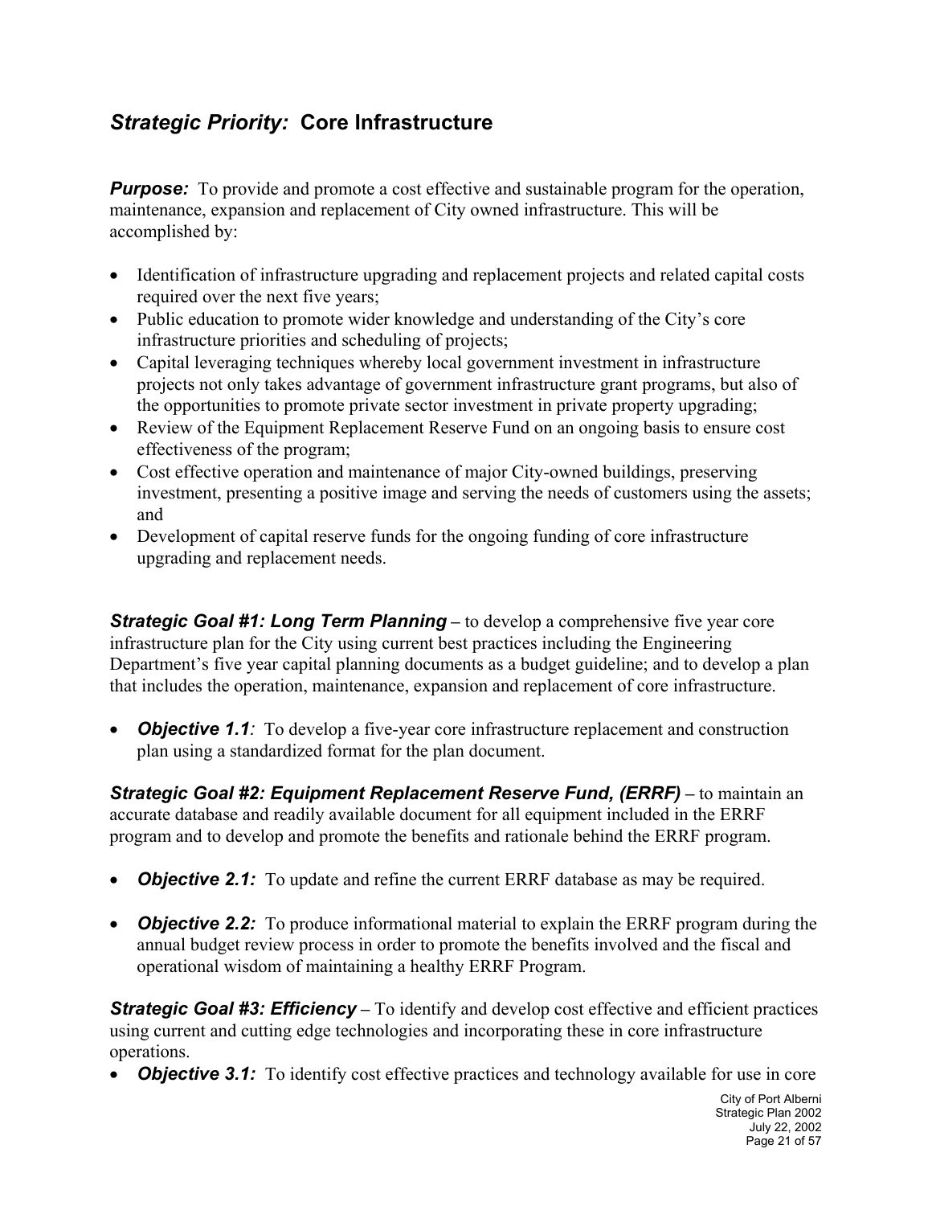## *Strategic Priority:* Core Infrastructure

***Purpose:*** To provide and promote a cost effective and sustainable program for the operation, maintenance, expansion and replacement of City owned infrastructure. This will be accomplished by:

- Identification of infrastructure upgrading and replacement projects and related capital costs required over the next five years;
- Public education to promote wider knowledge and understanding of the City's core infrastructure priorities and scheduling of projects;
- Capital leveraging techniques whereby local government investment in infrastructure projects not only takes advantage of government infrastructure grant programs, but also of the opportunities to promote private sector investment in private property upgrading;
- Review of the Equipment Replacement Reserve Fund on an ongoing basis to ensure cost effectiveness of the program;
- Cost effective operation and maintenance of major City-owned buildings, preserving investment, presenting a positive image and serving the needs of customers using the assets; and
- Development of capital reserve funds for the ongoing funding of core infrastructure upgrading and replacement needs.

***Strategic Goal #1: Long Term Planning*** – to develop a comprehensive five year core infrastructure plan for the City using current best practices including the Engineering Department's five year capital planning documents as a budget guideline; and to develop a plan that includes the operation, maintenance, expansion and replacement of core infrastructure.

- ***Objective 1.1****:* To develop a five-year core infrastructure replacement and construction plan using a standardized format for the plan document.

***Strategic Goal #2: Equipment Replacement Reserve Fund, (ERRF)*** – to maintain an accurate database and readily available document for all equipment included in the ERRF program and to develop and promote the benefits and rationale behind the ERRF program.

- ***Objective 2.1:*** To update and refine the current ERRF database as may be required.

- ***Objective 2.2:*** To produce informational material to explain the ERRF program during the annual budget review process in order to promote the benefits involved and the fiscal and operational wisdom of maintaining a healthy ERRF Program.

***Strategic Goal #3: Efficiency*** – To identify and develop cost effective and efficient practices using current and cutting edge technologies and incorporating these in core infrastructure operations.

- ***Objective 3.1:*** To identify cost effective practices and technology available for use in core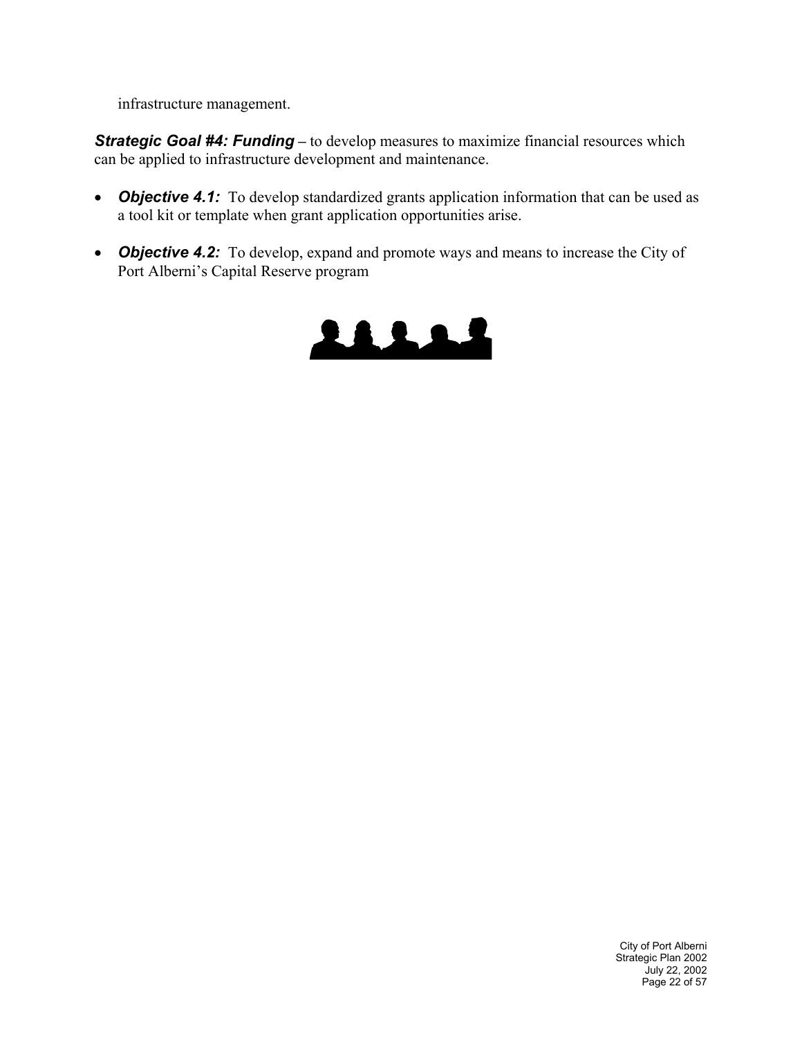infrastructure management.

***Strategic Goal #4: Funding*** – to develop measures to maximize financial resources which can be applied to infrastructure development and maintenance.

- ***Objective 4.1:*** To develop standardized grants application information that can be used as a tool kit or template when grant application opportunities arise.

- ***Objective 4.2:*** To develop, expand and promote ways and means to increase the City of Port Alberni's Capital Reserve program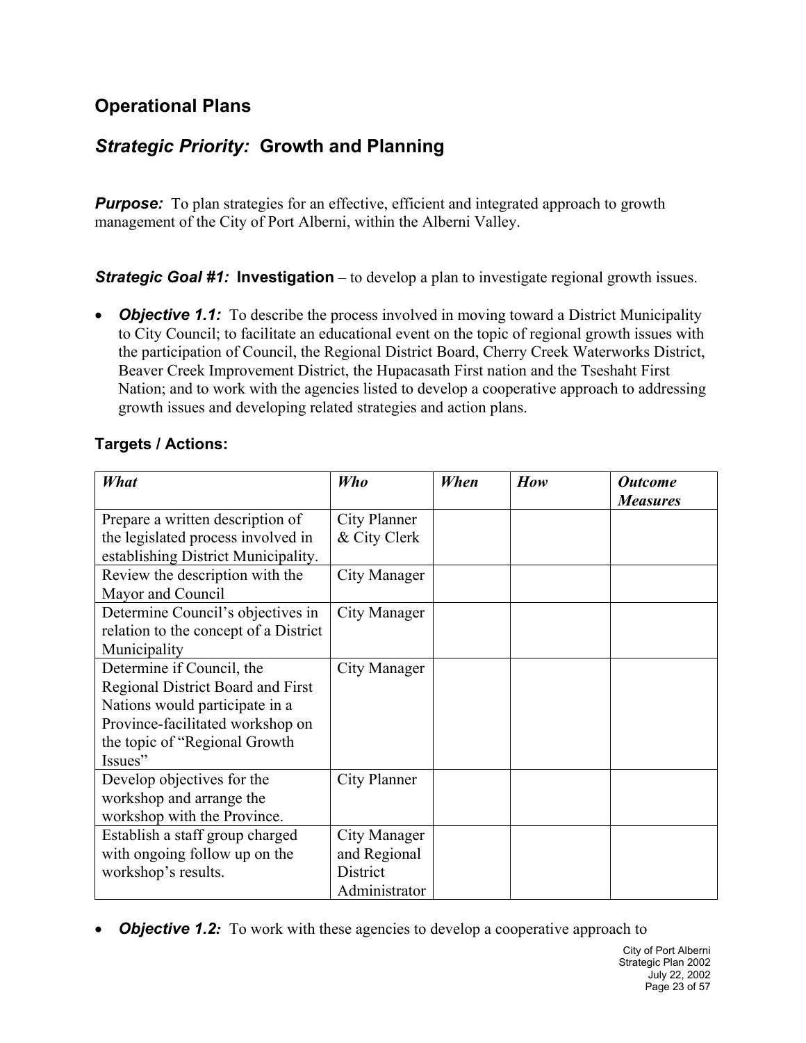## Operational Plans

## *Strategic Priority:* Growth and Planning

***Purpose:*** To plan strategies for an effective, efficient and integrated approach to growth management of the City of Port Alberni, within the Alberni Valley.

***Strategic Goal #1:*** **Investigation** – to develop a plan to investigate regional growth issues.

- ***Objective 1.1:*** To describe the process involved in moving toward a District Municipality to City Council; to facilitate an educational event on the topic of regional growth issues with the participation of Council, the Regional District Board, Cherry Creek Waterworks District, Beaver Creek Improvement District, the Hupacasath First nation and the Tseshaht First Nation; and to work with the agencies listed to develop a cooperative approach to addressing growth issues and developing related strategies and action plans.

### Targets / Actions:

| *What* | *Who* | *When* | *How* | *Outcome Measures* |
|---|---|---|---|---|
| Prepare a written description of the legislated process involved in establishing District Municipality. | City Planner & City Clerk | | | |
| Review the description with the Mayor and Council | City Manager | | | |
| Determine Council's objectives in relation to the concept of a District Municipality | City Manager | | | |
| Determine if Council, the Regional District Board and First Nations would participate in a Province-facilitated workshop on the topic of "Regional Growth Issues" | City Manager | | | |
| Develop objectives for the workshop and arrange the workshop with the Province. | City Planner | | | |
| Establish a staff group charged with ongoing follow up on the workshop's results. | City Manager and Regional District Administrator | | | |

- ***Objective 1.2:*** To work with these agencies to develop a cooperative approach to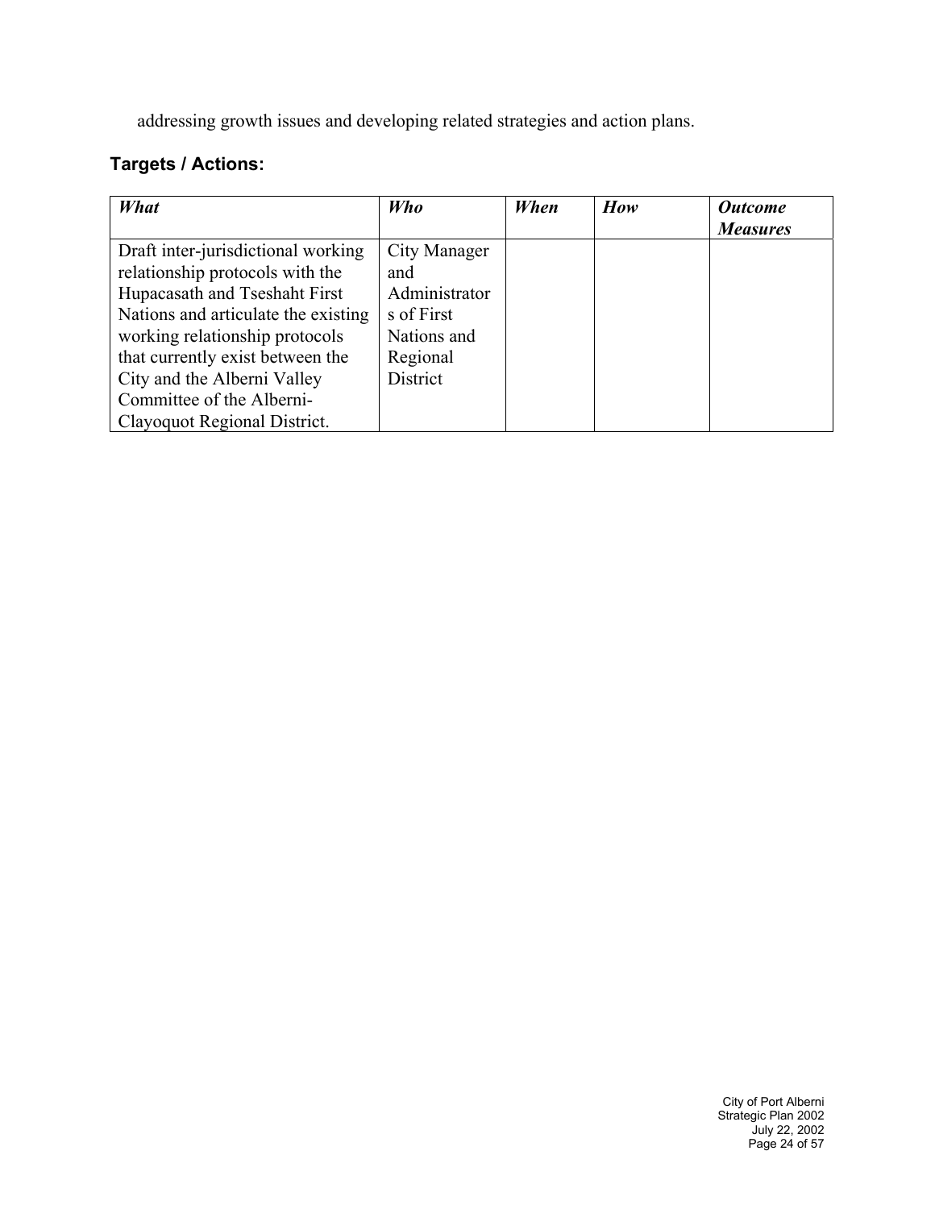addressing growth issues and developing related strategies and action plans.

### Targets / Actions:

| ***What*** | ***Who*** | ***When*** | ***How*** | ***Outcome Measures*** |
|---|---|---|---|---|
| Draft inter-jurisdictional working relationship protocols with the Hupacasath and Tseshaht First Nations and articulate the existing working relationship protocols that currently exist between the City and the Alberni Valley Committee of the Alberni-Clayoquot Regional District. | City Manager and Administrators of First Nations and Regional District | | | |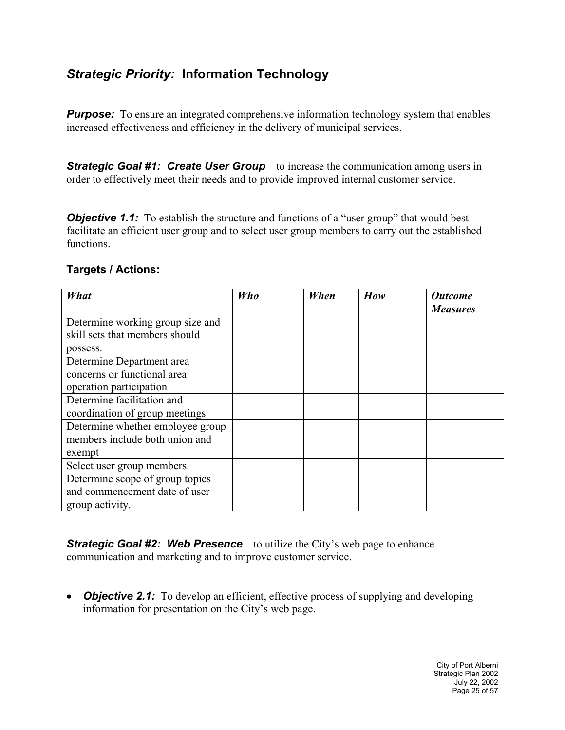## *Strategic Priority:* Information Technology

***Purpose:*** To ensure an integrated comprehensive information technology system that enables increased effectiveness and efficiency in the delivery of municipal services.

***Strategic Goal #1: Create User Group*** – to increase the communication among users in order to effectively meet their needs and to provide improved internal customer service.

***Objective 1.1:*** To establish the structure and functions of a "user group" that would best facilitate an efficient user group and to select user group members to carry out the established functions.

### Targets / Actions:

| *What* | *Who* | *When* | *How* | *Outcome Measures* |
|---|---|---|---|---|
| Determine working group size and skill sets that members should possess. | | | | |
| Determine Department area concerns or functional area operation participation | | | | |
| Determine facilitation and coordination of group meetings | | | | |
| Determine whether employee group members include both union and exempt | | | | |
| Select user group members. | | | | |
| Determine scope of group topics and commencement date of user group activity. | | | | |

***Strategic Goal #2: Web Presence*** – to utilize the City's web page to enhance communication and marketing and to improve customer service.

- ***Objective 2.1:*** To develop an efficient, effective process of supplying and developing information for presentation on the City's web page.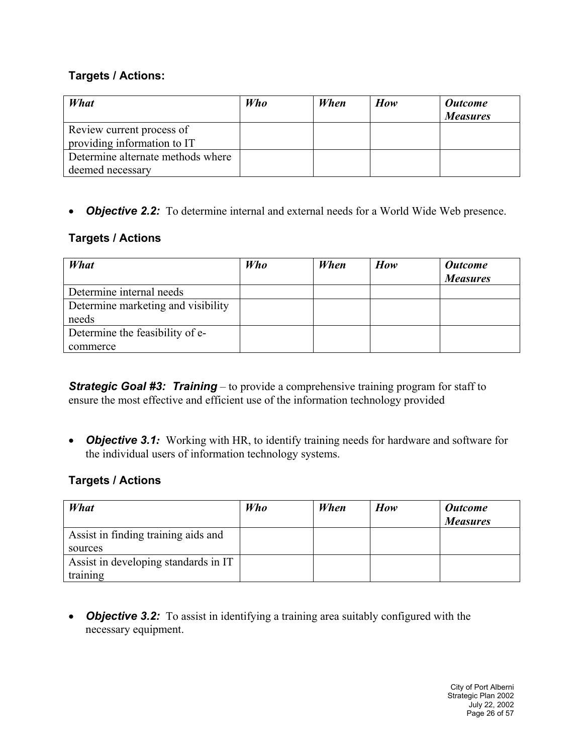### Targets / Actions:

| *What* | *Who* | *When* | *How* | *Outcome Measures* |
| --- | --- | --- | --- | --- |
| Review current process of providing information to IT | | | | |
| Determine alternate methods where deemed necessary | | | | |

- ***Objective 2.2:*** To determine internal and external needs for a World Wide Web presence.

### Targets / Actions

| *What* | *Who* | *When* | *How* | *Outcome Measures* |
| --- | --- | --- | --- | --- |
| Determine internal needs | | | | |
| Determine marketing and visibility needs | | | | |
| Determine the feasibility of e-commerce | | | | |

***Strategic Goal #3: Training*** – to provide a comprehensive training program for staff to ensure the most effective and efficient use of the information technology provided

- ***Objective 3.1:*** Working with HR, to identify training needs for hardware and software for the individual users of information technology systems.

### Targets / Actions

| *What* | *Who* | *When* | *How* | *Outcome Measures* |
| --- | --- | --- | --- | --- |
| Assist in finding training aids and sources | | | | |
| Assist in developing standards in IT training | | | | |

- ***Objective 3.2:*** To assist in identifying a training area suitably configured with the necessary equipment.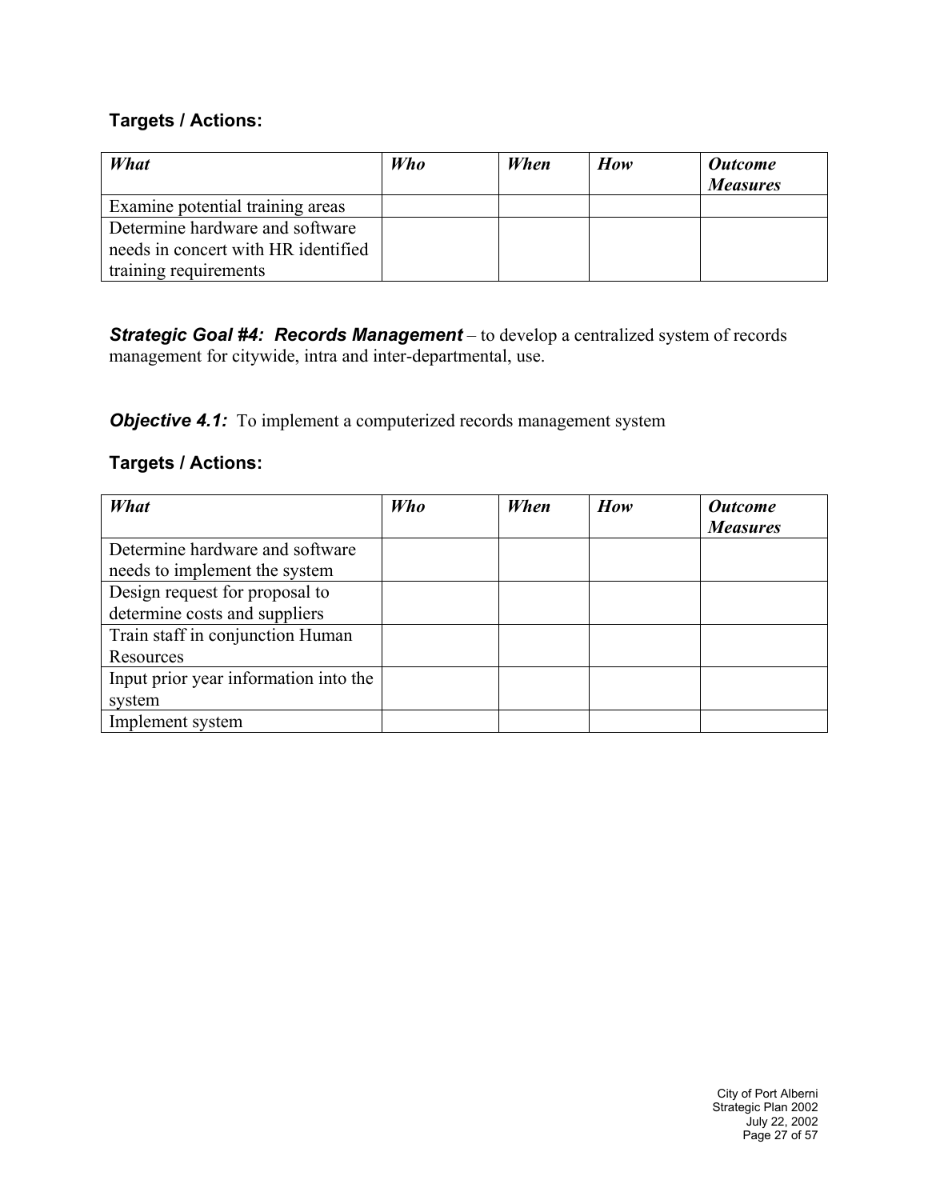### Targets / Actions:

| *What* | *Who* | *When* | *How* | *Outcome Measures* |
|---|---|---|---|---|
| Examine potential training areas | | | | |
| Determine hardware and software needs in concert with HR identified training requirements | | | | |

***Strategic Goal #4: Records Management*** – to develop a centralized system of records management for citywide, intra and inter-departmental, use.

***Objective 4.1:*** To implement a computerized records management system

### Targets / Actions:

| *What* | *Who* | *When* | *How* | *Outcome Measures* |
|---|---|---|---|---|
| Determine hardware and software needs to implement the system | | | | |
| Design request for proposal to determine costs and suppliers | | | | |
| Train staff in conjunction Human Resources | | | | |
| Input prior year information into the system | | | | |
| Implement system | | | | |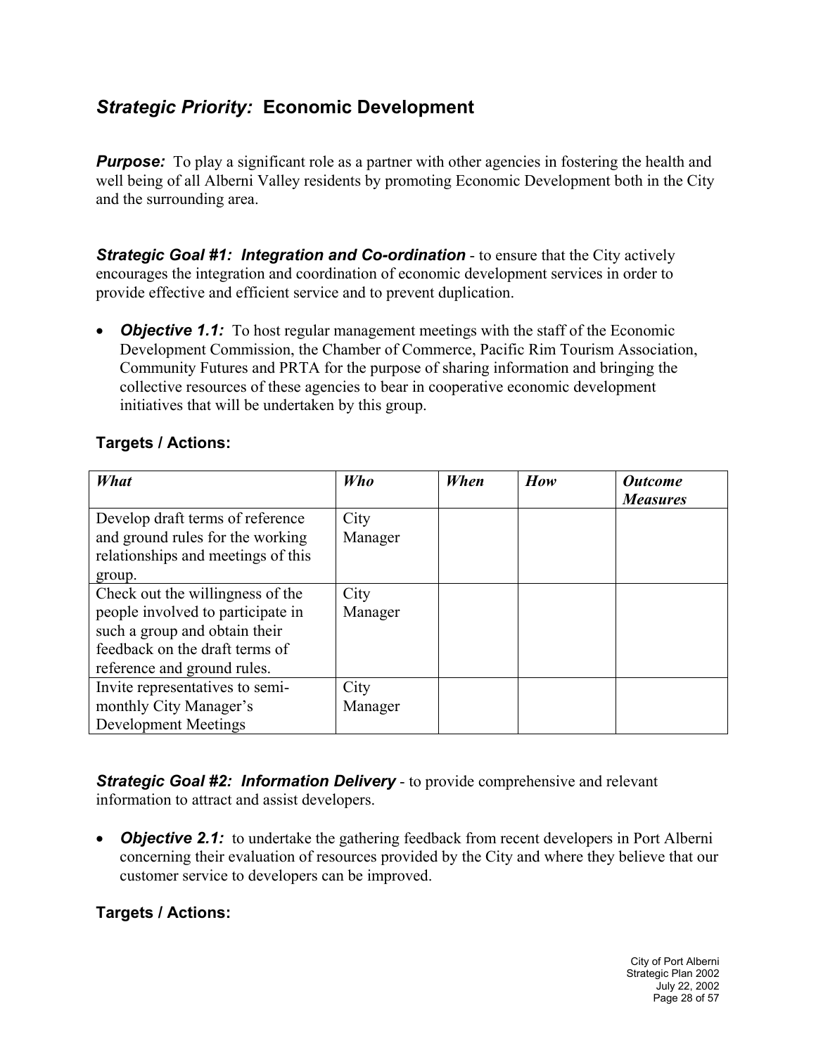## *Strategic Priority:* Economic Development

***Purpose:*** To play a significant role as a partner with other agencies in fostering the health and well being of all Alberni Valley residents by promoting Economic Development both in the City and the surrounding area.

***Strategic Goal #1: Integration and Co-ordination*** - to ensure that the City actively encourages the integration and coordination of economic development services in order to provide effective and efficient service and to prevent duplication.

- ***Objective 1.1:*** To host regular management meetings with the staff of the Economic Development Commission, the Chamber of Commerce, Pacific Rim Tourism Association, Community Futures and PRTA for the purpose of sharing information and bringing the collective resources of these agencies to bear in cooperative economic development initiatives that will be undertaken by this group.

### Targets / Actions:

| *What* | *Who* | *When* | *How* | *Outcome Measures* |
|---|---|---|---|---|
| Develop draft terms of reference and ground rules for the working relationships and meetings of this group. | City Manager | | | |
| Check out the willingness of the people involved to participate in such a group and obtain their feedback on the draft terms of reference and ground rules. | City Manager | | | |
| Invite representatives to semi-monthly City Manager's Development Meetings | City Manager | | | |

***Strategic Goal #2: Information Delivery*** - to provide comprehensive and relevant information to attract and assist developers.

- ***Objective 2.1:*** to undertake the gathering feedback from recent developers in Port Alberni concerning their evaluation of resources provided by the City and where they believe that our customer service to developers can be improved.

### Targets / Actions: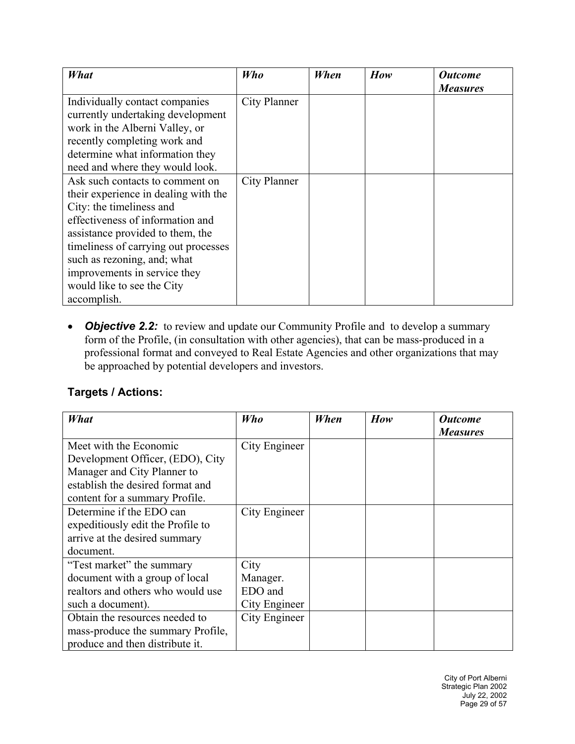| *What* | *Who* | *When* | *How* | *Outcome Measures* |
|---|---|---|---|---|
| Individually contact companies currently undertaking development work in the Alberni Valley, or recently completing work and determine what information they need and where they would look. | City Planner | | | |
| Ask such contacts to comment on their experience in dealing with the City: the timeliness and effectiveness of information and assistance provided to them, the timeliness of carrying out processes such as rezoning, and; what improvements in service they would like to see the City accomplish. | City Planner | | | |

- ***Objective 2.2:*** to review and update our Community Profile and to develop a summary form of the Profile, (in consultation with other agencies), that can be mass-produced in a professional format and conveyed to Real Estate Agencies and other organizations that may be approached by potential developers and investors.

## Targets / Actions:

| *What* | *Who* | *When* | *How* | *Outcome Measures* |
|---|---|---|---|---|
| Meet with the Economic Development Officer, (EDO), City Manager and City Planner to establish the desired format and content for a summary Profile. | City Engineer | | | |
| Determine if the EDO can expeditiously edit the Profile to arrive at the desired summary document. | City Engineer | | | |
| "Test market" the summary document with a group of local realtors and others who would use such a document). | City Manager. EDO and City Engineer | | | |
| Obtain the resources needed to mass-produce the summary Profile, produce and then distribute it. | City Engineer | | | |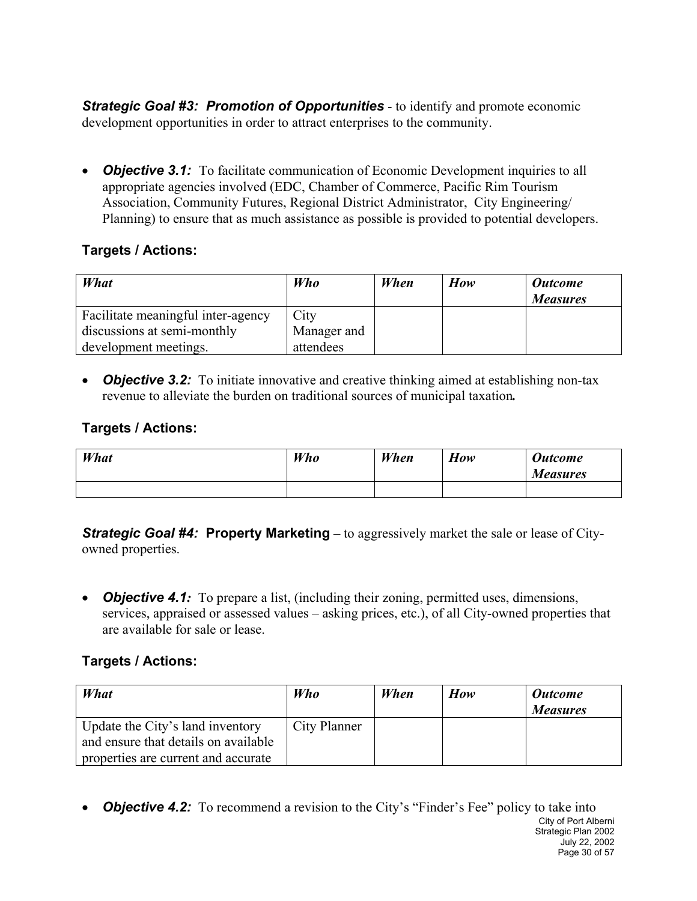***Strategic Goal #3: Promotion of Opportunities*** - to identify and promote economic development opportunities in order to attract enterprises to the community.

- ***Objective 3.1:*** To facilitate communication of Economic Development inquiries to all appropriate agencies involved (EDC, Chamber of Commerce, Pacific Rim Tourism Association, Community Futures, Regional District Administrator, City Engineering/ Planning) to ensure that as much assistance as possible is provided to potential developers.

**Targets / Actions:**

| *What* | *Who* | *When* | *How* | *Outcome Measures* |
|---|---|---|---|---|
| Facilitate meaningful inter-agency discussions at semi-monthly development meetings. | City Manager and attendees | | | |

- ***Objective 3.2:*** To initiate innovative and creative thinking aimed at establishing non-tax revenue to alleviate the burden on traditional sources of municipal taxation**.**

**Targets / Actions:**

| *What* | *Who* | *When* | *How* | *Outcome Measures* |
|---|---|---|---|---|
| | | | | |

***Strategic Goal #4:*** **Property Marketing** – to aggressively market the sale or lease of City-owned properties.

- ***Objective 4.1:*** To prepare a list, (including their zoning, permitted uses, dimensions, services, appraised or assessed values – asking prices, etc.), of all City-owned properties that are available for sale or lease.

**Targets / Actions:**

| *What* | *Who* | *When* | *How* | *Outcome Measures* |
|---|---|---|---|---|
| Update the City's land inventory and ensure that details on available properties are current and accurate | City Planner | | | |

- ***Objective 4.2:*** To recommend a revision to the City's "Finder's Fee" policy to take into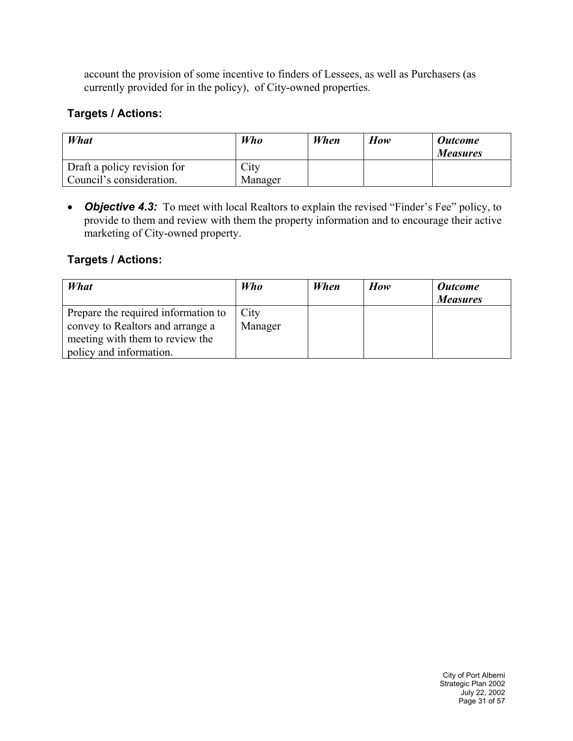account the provision of some incentive to finders of Lessees, as well as Purchasers (as currently provided for in the policy), of City-owned properties.

### Targets / Actions:

| *What* | *Who* | *When* | *How* | *Outcome Measures* |
|---|---|---|---|---|
| Draft a policy revision for Council's consideration. | City Manager | | | |

- ***Objective 4.3:*** To meet with local Realtors to explain the revised "Finder's Fee" policy, to provide to them and review with them the property information and to encourage their active marketing of City-owned property.

### Targets / Actions:

| *What* | *Who* | *When* | *How* | *Outcome Measures* |
|---|---|---|---|---|
| Prepare the required information to convey to Realtors and arrange a meeting with them to review the policy and information. | City Manager | | | |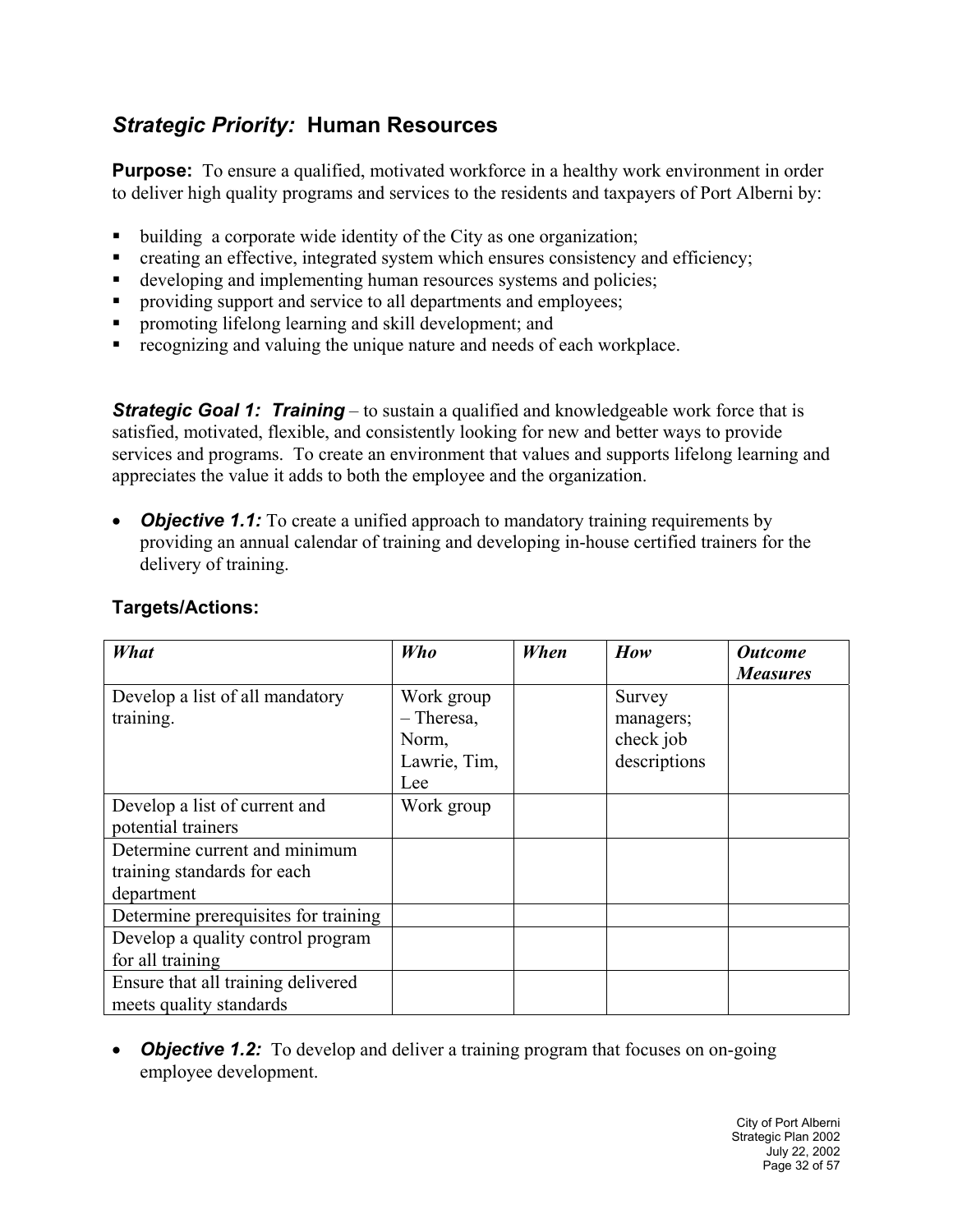## *Strategic Priority:* Human Resources

**Purpose:** To ensure a qualified, motivated workforce in a healthy work environment in order to deliver high quality programs and services to the residents and taxpayers of Port Alberni by:

- building a corporate wide identity of the City as one organization;
- creating an effective, integrated system which ensures consistency and efficiency;
- developing and implementing human resources systems and policies;
- providing support and service to all departments and employees;
- promoting lifelong learning and skill development; and
- recognizing and valuing the unique nature and needs of each workplace.

***Strategic Goal 1: Training*** – to sustain a qualified and knowledgeable work force that is satisfied, motivated, flexible, and consistently looking for new and better ways to provide services and programs. To create an environment that values and supports lifelong learning and appreciates the value it adds to both the employee and the organization.

- ***Objective 1.1:*** To create a unified approach to mandatory training requirements by providing an annual calendar of training and developing in-house certified trainers for the delivery of training.

### Targets/Actions:

| *What* | *Who* | *When* | *How* | *Outcome Measures* |
|---|---|---|---|---|
| Develop a list of all mandatory training. | Work group – Theresa, Norm, Lawrie, Tim, Lee | | Survey managers; check job descriptions | |
| Develop a list of current and potential trainers | Work group | | | |
| Determine current and minimum training standards for each department | | | | |
| Determine prerequisites for training | | | | |
| Develop a quality control program for all training | | | | |
| Ensure that all training delivered meets quality standards | | | | |

- ***Objective 1.2:*** To develop and deliver a training program that focuses on on-going employee development.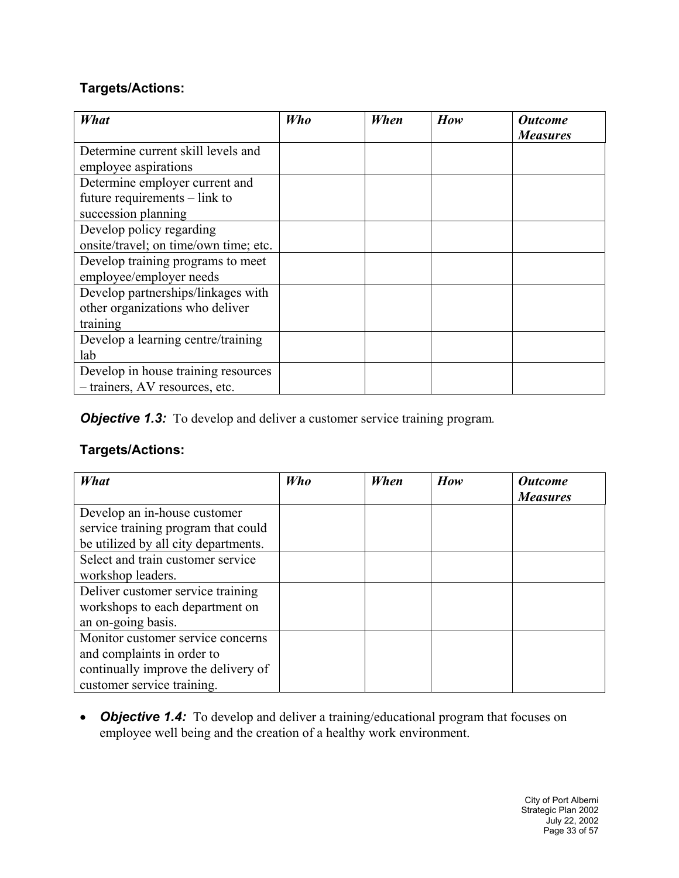### Targets/Actions:

| *What* | *Who* | *When* | *How* | *Outcome Measures* |
|---|---|---|---|---|
| Determine current skill levels and employee aspirations | | | | |
| Determine employer current and future requirements – link to succession planning | | | | |
| Develop policy regarding onsite/travel; on time/own time; etc. | | | | |
| Develop training programs to meet employee/employer needs | | | | |
| Develop partnerships/linkages with other organizations who deliver training | | | | |
| Develop a learning centre/training lab | | | | |
| Develop in house training resources – trainers, AV resources, etc. | | | | |

***Objective 1.3:*** To develop and deliver a customer service training program.

### Targets/Actions:

| *What* | *Who* | *When* | *How* | *Outcome Measures* |
|---|---|---|---|---|
| Develop an in-house customer service training program that could be utilized by all city departments. | | | | |
| Select and train customer service workshop leaders. | | | | |
| Deliver customer service training workshops to each department on an on-going basis. | | | | |
| Monitor customer service concerns and complaints in order to continually improve the delivery of customer service training. | | | | |

- ***Objective 1.4:*** To develop and deliver a training/educational program that focuses on employee well being and the creation of a healthy work environment.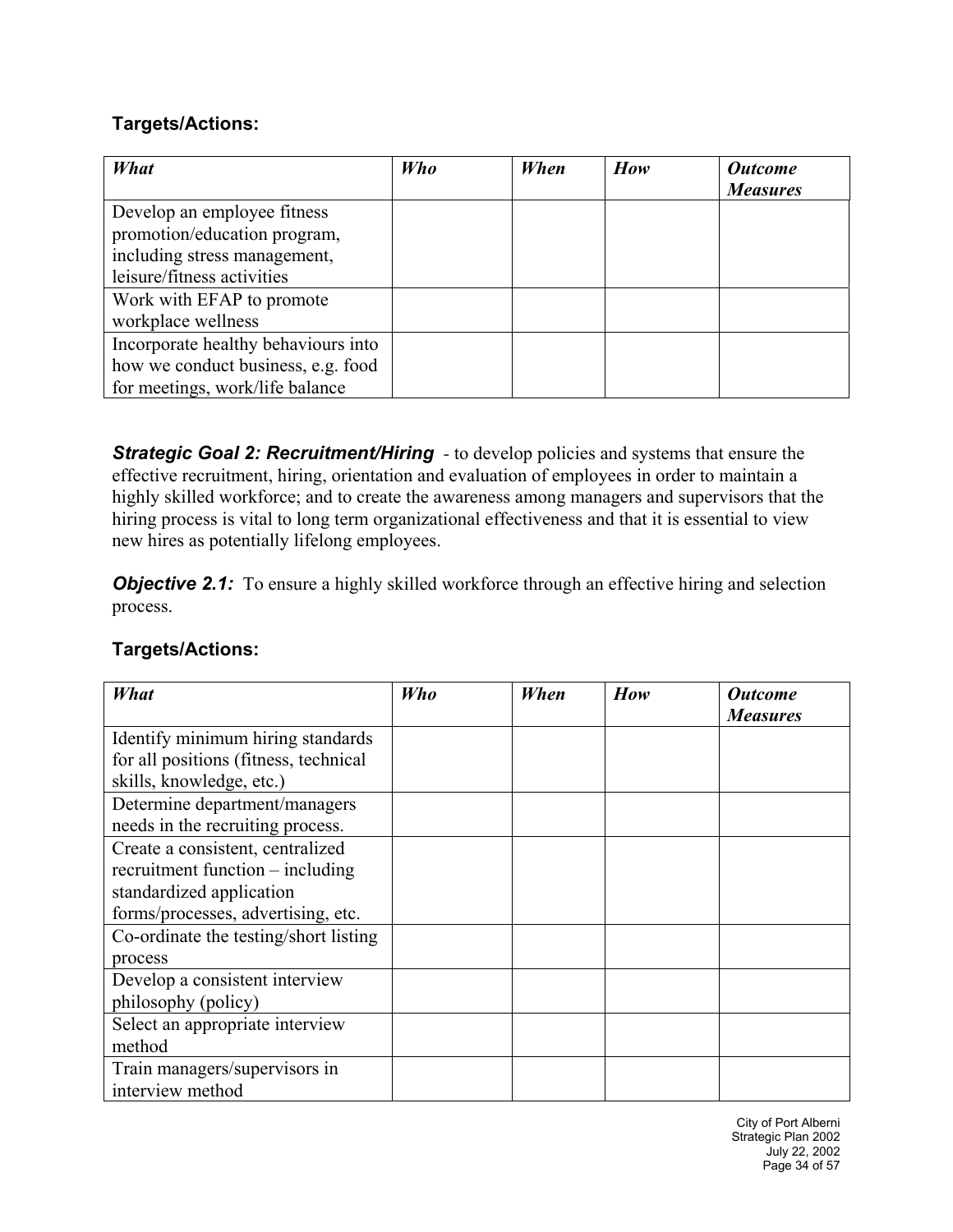### Targets/Actions:

| *What* | *Who* | *When* | *How* | *Outcome Measures* |
|---|---|---|---|---|
| Develop an employee fitness promotion/education program, including stress management, leisure/fitness activities | | | | |
| Work with EFAP to promote workplace wellness | | | | |
| Incorporate healthy behaviours into how we conduct business, e.g. food for meetings, work/life balance | | | | |

***Strategic Goal 2: Recruitment/Hiring*** - to develop policies and systems that ensure the effective recruitment, hiring, orientation and evaluation of employees in order to maintain a highly skilled workforce; and to create the awareness among managers and supervisors that the hiring process is vital to long term organizational effectiveness and that it is essential to view new hires as potentially lifelong employees.

***Objective 2.1:*** To ensure a highly skilled workforce through an effective hiring and selection process.

### Targets/Actions:

| *What* | *Who* | *When* | *How* | *Outcome Measures* |
|---|---|---|---|---|
| Identify minimum hiring standards for all positions (fitness, technical skills, knowledge, etc.) | | | | |
| Determine department/managers needs in the recruiting process. | | | | |
| Create a consistent, centralized recruitment function – including standardized application forms/processes, advertising, etc. | | | | |
| Co-ordinate the testing/short listing process | | | | |
| Develop a consistent interview philosophy (policy) | | | | |
| Select an appropriate interview method | | | | |
| Train managers/supervisors in interview method | | | | |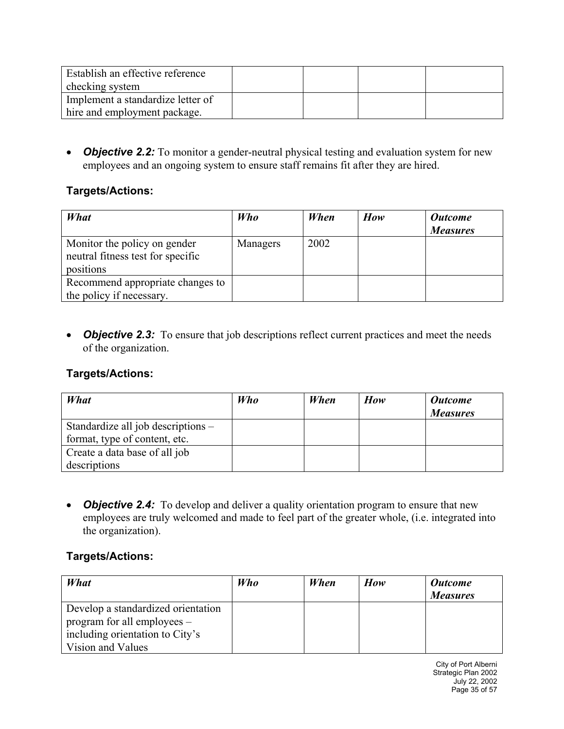| | | | | |
|---|---|---|---|---|
| Establish an effective reference checking system | | | | |
| Implement a standardize letter of hire and employment package. | | | | |

- ***Objective 2.2:*** To monitor a gender-neutral physical testing and evaluation system for new employees and an ongoing system to ensure staff remains fit after they are hired.

### Targets/Actions:

| *What* | *Who* | *When* | *How* | *Outcome Measures* |
|---|---|---|---|---|
| Monitor the policy on gender neutral fitness test for specific positions | Managers | 2002 | | |
| Recommend appropriate changes to the policy if necessary. | | | | |

- ***Objective 2.3:*** To ensure that job descriptions reflect current practices and meet the needs of the organization.

### Targets/Actions:

| *What* | *Who* | *When* | *How* | *Outcome Measures* |
|---|---|---|---|---|
| Standardize all job descriptions – format, type of content, etc. | | | | |
| Create a data base of all job descriptions | | | | |

- ***Objective 2.4:*** To develop and deliver a quality orientation program to ensure that new employees are truly welcomed and made to feel part of the greater whole, (i.e. integrated into the organization).

### Targets/Actions:

| *What* | *Who* | *When* | *How* | *Outcome Measures* |
|---|---|---|---|---|
| Develop a standardized orientation program for all employees – including orientation to City's Vision and Values | | | | |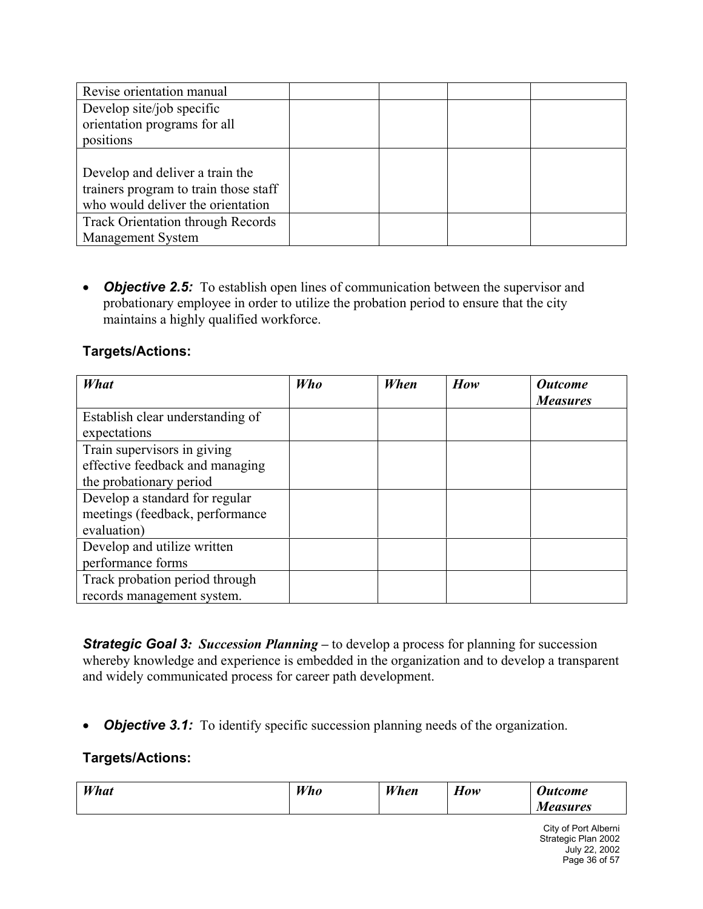| Revise orientation manual | | | | |
|---|---|---|---|---|
| Develop site/job specific orientation programs for all positions | | | | |
| Develop and deliver a train the trainers program to train those staff who would deliver the orientation | | | | |
| Track Orientation through Records Management System | | | | |

- ***Objective 2.5:*** To establish open lines of communication between the supervisor and probationary employee in order to utilize the probation period to ensure that the city maintains a highly qualified workforce.

**Targets/Actions:**

| *What* | *Who* | *When* | *How* | *Outcome Measures* |
|---|---|---|---|---|
| Establish clear understanding of expectations | | | | |
| Train supervisors in giving effective feedback and managing the probationary period | | | | |
| Develop a standard for regular meetings (feedback, performance evaluation) | | | | |
| Develop and utilize written performance forms | | | | |
| Track probation period through records management system. | | | | |

***Strategic Goal 3:*** ***Succession Planning*** **–** to develop a process for planning for succession whereby knowledge and experience is embedded in the organization and to develop a transparent and widely communicated process for career path development.

- ***Objective 3.1:*** To identify specific succession planning needs of the organization.

**Targets/Actions:**

| *What* | *Who* | *When* | *How* | *Outcome Measures* |
|---|---|---|---|---|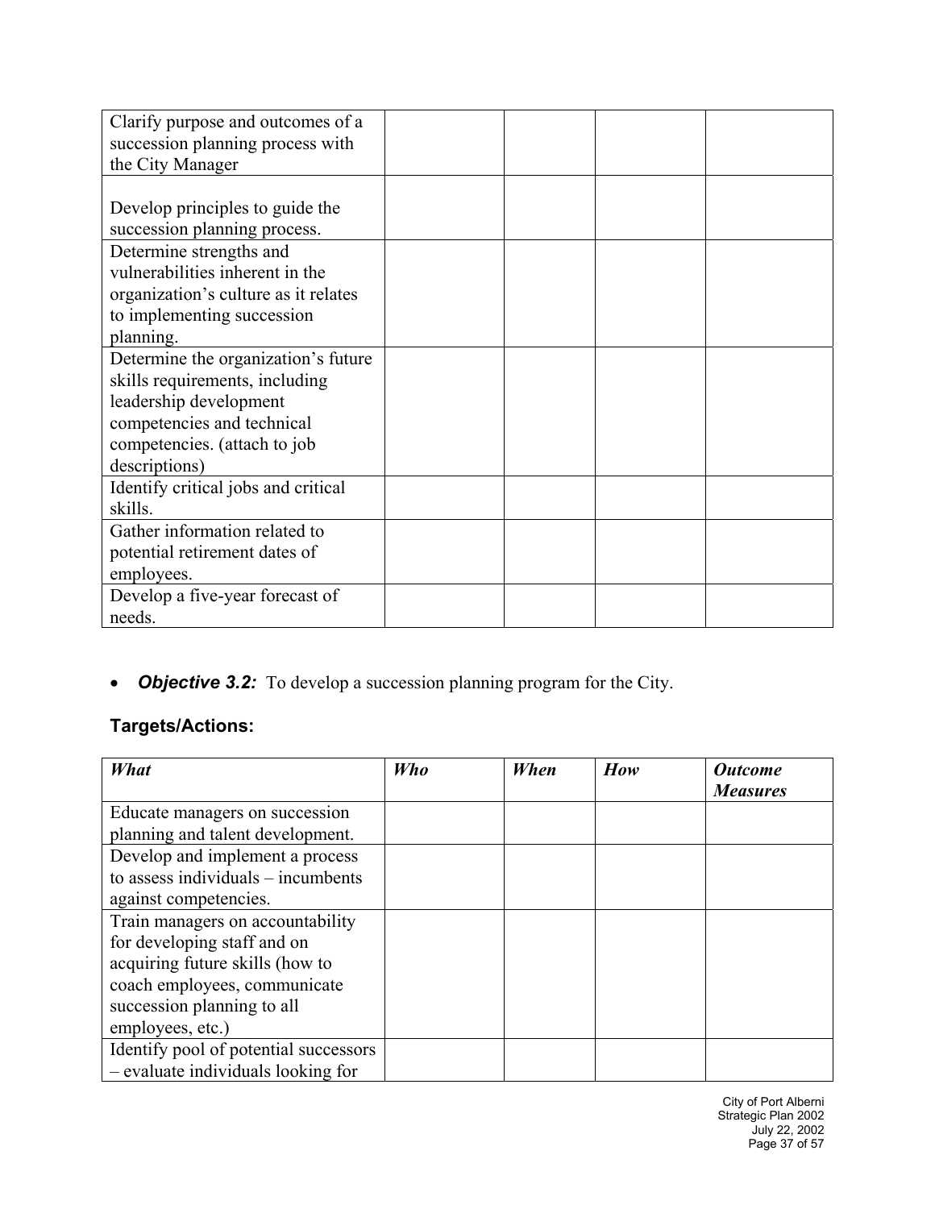| | | | | |
|---|---|---|---|---|
| Clarify purpose and outcomes of a succession planning process with the City Manager | | | | |
| Develop principles to guide the succession planning process. | | | | |
| Determine strengths and vulnerabilities inherent in the organization's culture as it relates to implementing succession planning. | | | | |
| Determine the organization's future skills requirements, including leadership development competencies and technical competencies. (attach to job descriptions) | | | | |
| Identify critical jobs and critical skills. | | | | |
| Gather information related to potential retirement dates of employees. | | | | |
| Develop a five-year forecast of needs. | | | | |

- ***Objective 3.2:*** To develop a succession planning program for the City.

### Targets/Actions:

| *What* | *Who* | *When* | *How* | *Outcome Measures* |
|---|---|---|---|---|
| Educate managers on succession planning and talent development. | | | | |
| Develop and implement a process to assess individuals – incumbents against competencies. | | | | |
| Train managers on accountability for developing staff and on acquiring future skills (how to coach employees, communicate succession planning to all employees, etc.) | | | | |
| Identify pool of potential successors – evaluate individuals looking for | | | | |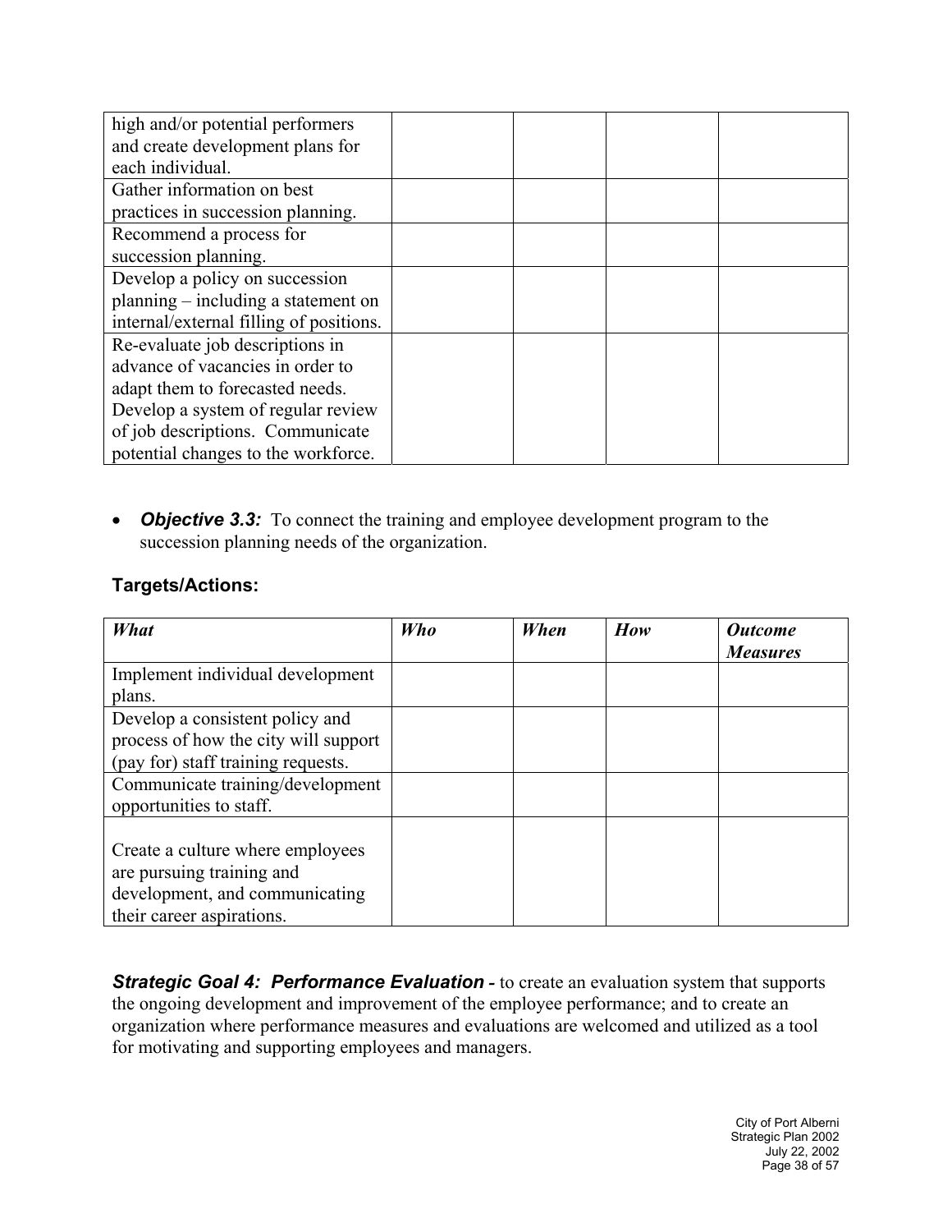| | | | | |
|---|---|---|---|---|
| high and/or potential performers and create development plans for each individual. | | | | |
| Gather information on best practices in succession planning. | | | | |
| Recommend a process for succession planning. | | | | |
| Develop a policy on succession planning – including a statement on internal/external filling of positions. | | | | |
| Re-evaluate job descriptions in advance of vacancies in order to adapt them to forecasted needs. Develop a system of regular review of job descriptions. Communicate potential changes to the workforce. | | | | |

- ***Objective 3.3:*** To connect the training and employee development program to the succession planning needs of the organization.

### Targets/Actions:

| *What* | *Who* | *When* | *How* | *Outcome Measures* |
|---|---|---|---|---|
| Implement individual development plans. | | | | |
| Develop a consistent policy and process of how the city will support (pay for) staff training requests. | | | | |
| Communicate training/development opportunities to staff. | | | | |
| Create a culture where employees are pursuing training and development, and communicating their career aspirations. | | | | |

***Strategic Goal 4: Performance Evaluation*** - to create an evaluation system that supports the ongoing development and improvement of the employee performance; and to create an organization where performance measures and evaluations are welcomed and utilized as a tool for motivating and supporting employees and managers.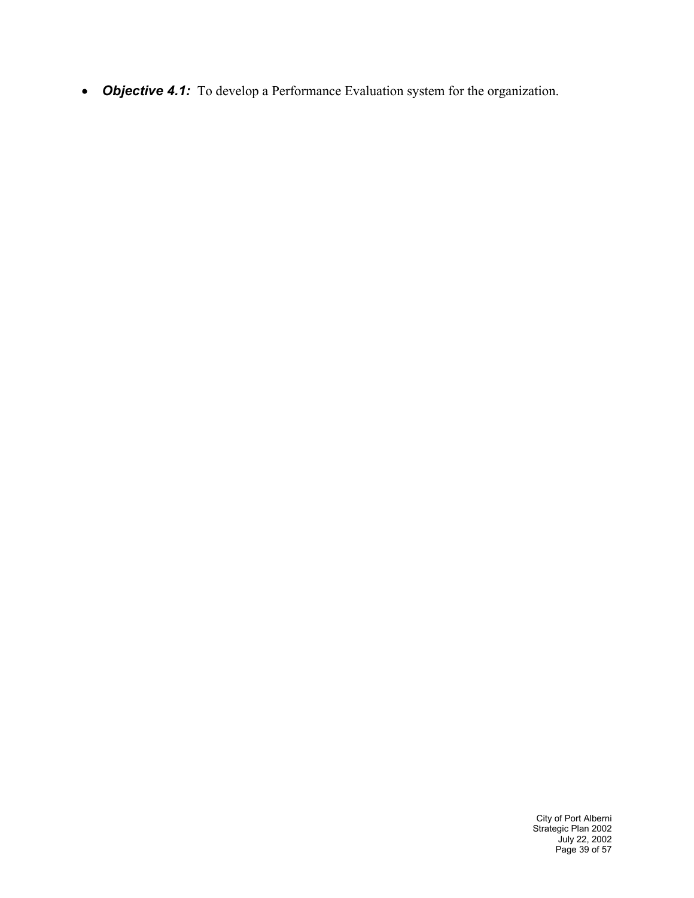- ***Objective 4.1:*** To develop a Performance Evaluation system for the organization.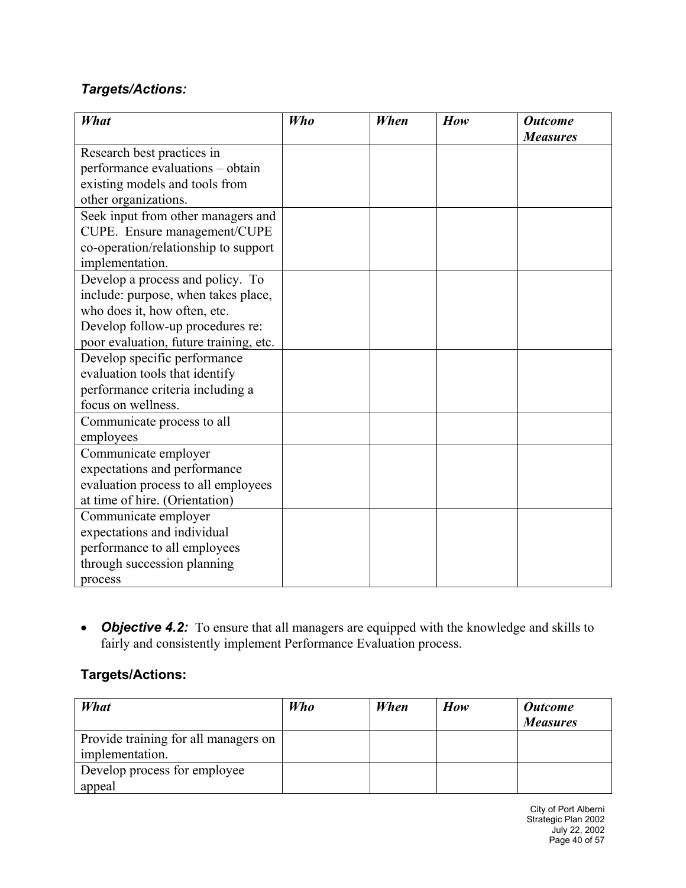### *Targets/Actions:*

| *What* | *Who* | *When* | *How* | *Outcome Measures* |
|---|---|---|---|---|
| Research best practices in performance evaluations – obtain existing models and tools from other organizations. | | | | |
| Seek input from other managers and CUPE. Ensure management/CUPE co-operation/relationship to support implementation. | | | | |
| Develop a process and policy. To include: purpose, when takes place, who does it, how often, etc. Develop follow-up procedures re: poor evaluation, future training, etc. | | | | |
| Develop specific performance evaluation tools that identify performance criteria including a focus on wellness. | | | | |
| Communicate process to all employees | | | | |
| Communicate employer expectations and performance evaluation process to all employees at time of hire. (Orientation) | | | | |
| Communicate employer expectations and individual performance to all employees through succession planning process | | | | |

- ***Objective 4.2:*** To ensure that all managers are equipped with the knowledge and skills to fairly and consistently implement Performance Evaluation process.

### Targets/Actions:

| *What* | *Who* | *When* | *How* | *Outcome Measures* |
|---|---|---|---|---|
| Provide training for all managers on implementation. | | | | |
| Develop process for employee appeal | | | | |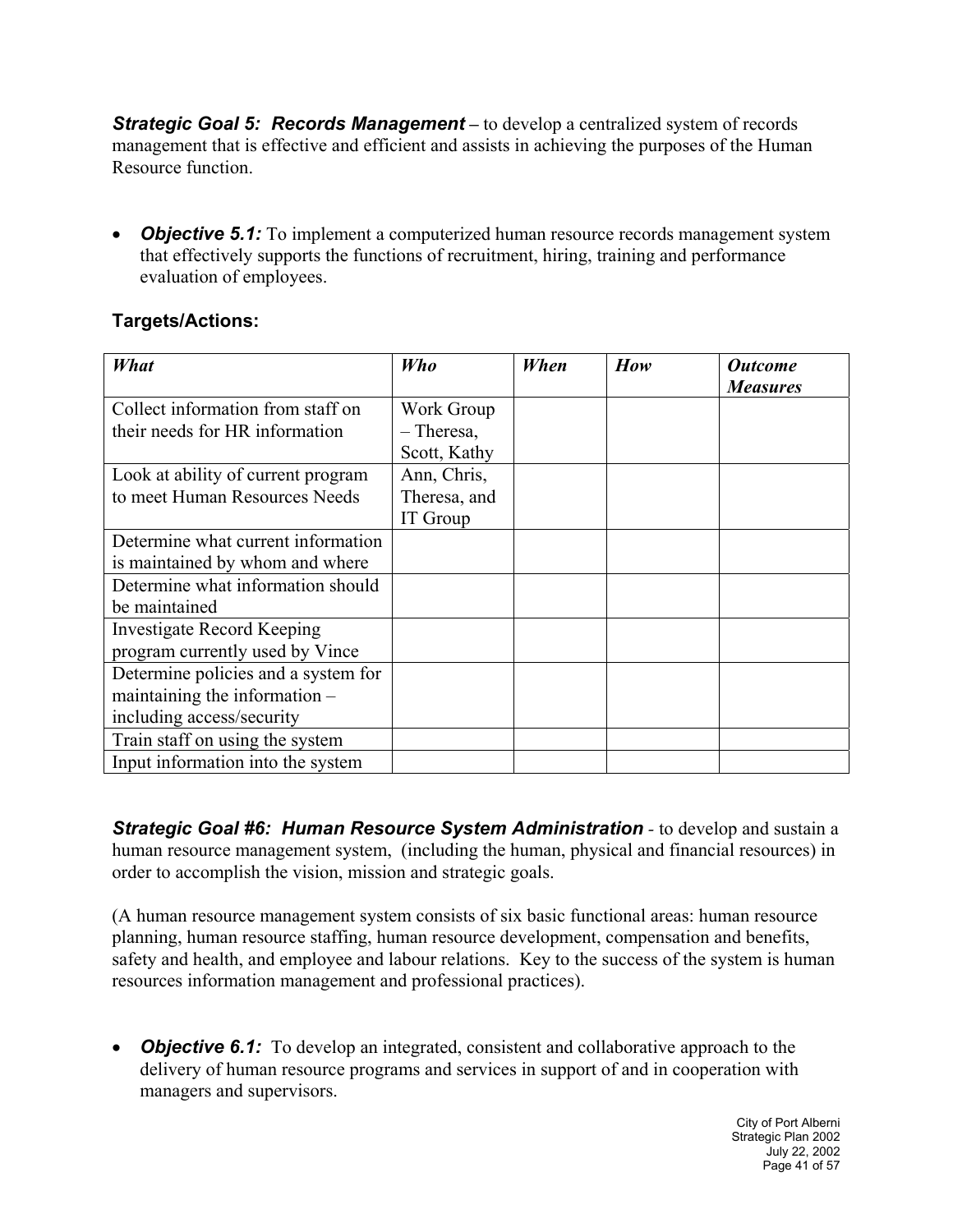***Strategic Goal 5: Records Management*** – to develop a centralized system of records management that is effective and efficient and assists in achieving the purposes of the Human Resource function.

- ***Objective 5.1:*** To implement a computerized human resource records management system that effectively supports the functions of recruitment, hiring, training and performance evaluation of employees.

### Targets/Actions:

| *What* | *Who* | *When* | *How* | *Outcome Measures* |
|---|---|---|---|---|
| Collect information from staff on their needs for HR information | Work Group – Theresa, Scott, Kathy | | | |
| Look at ability of current program to meet Human Resources Needs | Ann, Chris, Theresa, and IT Group | | | |
| Determine what current information is maintained by whom and where | | | | |
| Determine what information should be maintained | | | | |
| Investigate Record Keeping program currently used by Vince | | | | |
| Determine policies and a system for maintaining the information – including access/security | | | | |
| Train staff on using the system | | | | |
| Input information into the system | | | | |

***Strategic Goal #6: Human Resource System Administration*** - to develop and sustain a human resource management system, (including the human, physical and financial resources) in order to accomplish the vision, mission and strategic goals.

(A human resource management system consists of six basic functional areas: human resource planning, human resource staffing, human resource development, compensation and benefits, safety and health, and employee and labour relations. Key to the success of the system is human resources information management and professional practices).

- ***Objective 6.1:*** To develop an integrated, consistent and collaborative approach to the delivery of human resource programs and services in support of and in cooperation with managers and supervisors.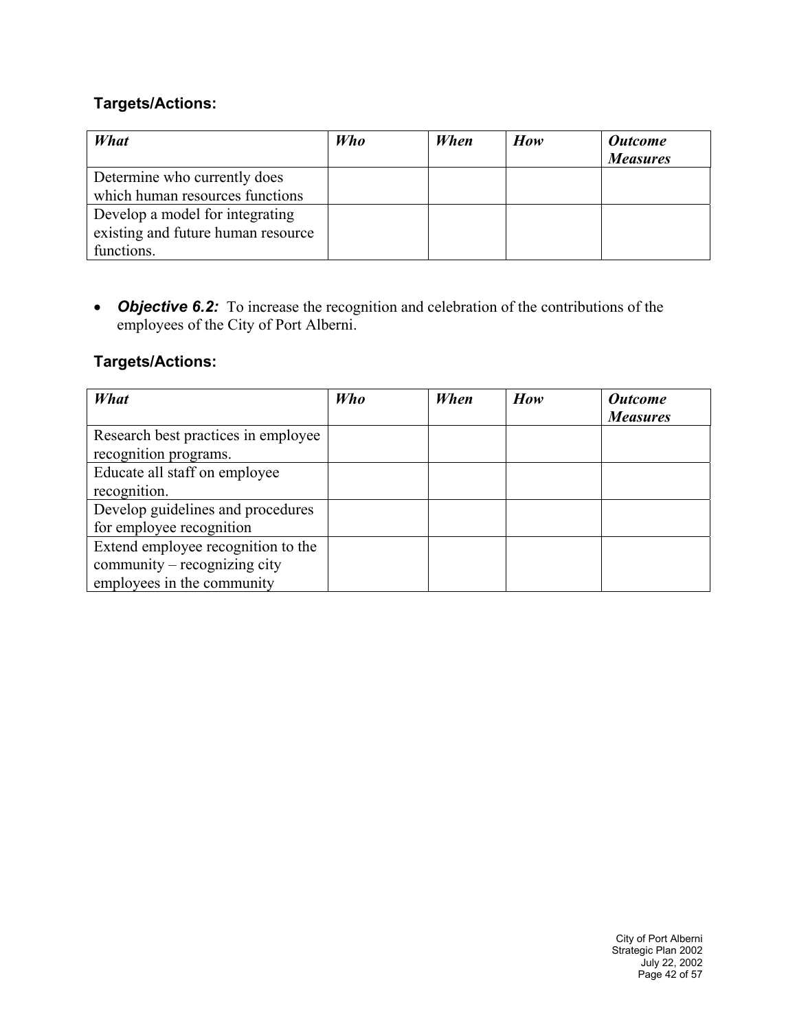**Targets/Actions:**

| *What* | *Who* | *When* | *How* | *Outcome Measures* |
|---|---|---|---|---|
| Determine who currently does which human resources functions | | | | |
| Develop a model for integrating existing and future human resource functions. | | | | |

- ***Objective 6.2:*** To increase the recognition and celebration of the contributions of the employees of the City of Port Alberni.

**Targets/Actions:**

| *What* | *Who* | *When* | *How* | *Outcome Measures* |
|---|---|---|---|---|
| Research best practices in employee recognition programs. | | | | |
| Educate all staff on employee recognition. | | | | |
| Develop guidelines and procedures for employee recognition | | | | |
| Extend employee recognition to the community – recognizing city employees in the community | | | | |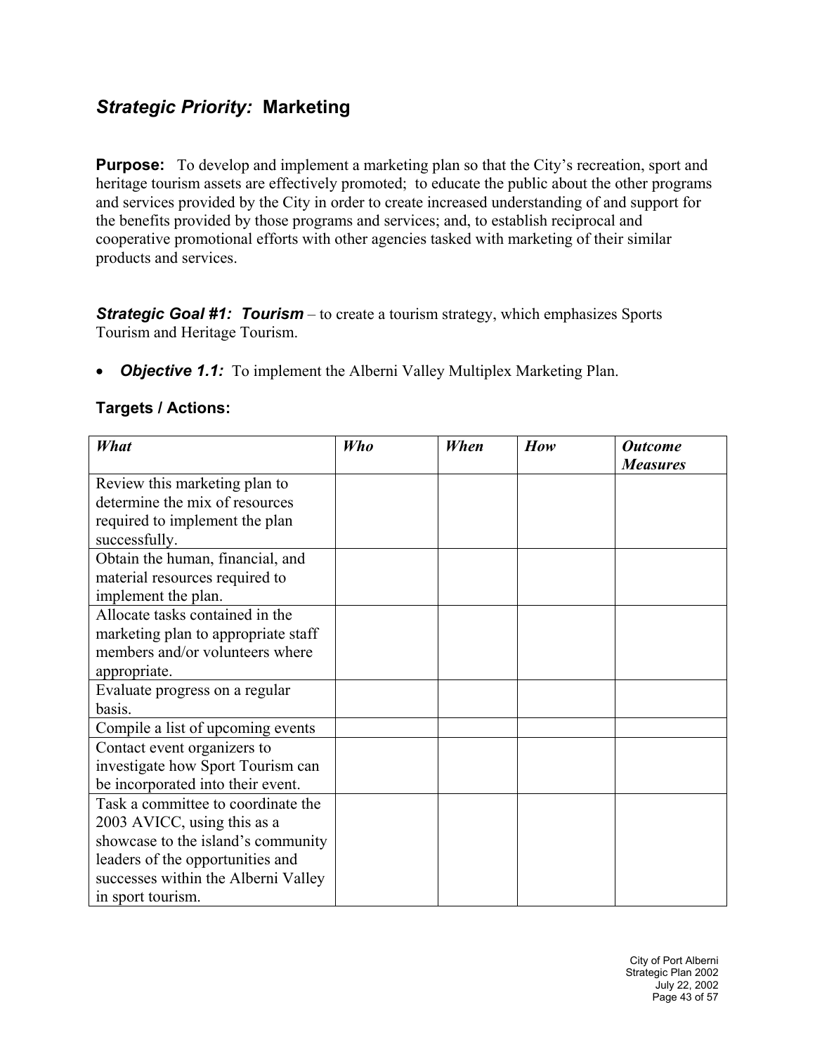## *Strategic Priority:* Marketing

**Purpose:** To develop and implement a marketing plan so that the City's recreation, sport and heritage tourism assets are effectively promoted; to educate the public about the other programs and services provided by the City in order to create increased understanding of and support for the benefits provided by those programs and services; and, to establish reciprocal and cooperative promotional efforts with other agencies tasked with marketing of their similar products and services.

***Strategic Goal #1: Tourism*** – to create a tourism strategy, which emphasizes Sports Tourism and Heritage Tourism.

- ***Objective 1.1:*** To implement the Alberni Valley Multiplex Marketing Plan.

### Targets / Actions:

| *What* | *Who* | *When* | *How* | *Outcome Measures* |
|---|---|---|---|---|
| Review this marketing plan to determine the mix of resources required to implement the plan successfully. | | | | |
| Obtain the human, financial, and material resources required to implement the plan. | | | | |
| Allocate tasks contained in the marketing plan to appropriate staff members and/or volunteers where appropriate. | | | | |
| Evaluate progress on a regular basis. | | | | |
| Compile a list of upcoming events | | | | |
| Contact event organizers to investigate how Sport Tourism can be incorporated into their event. | | | | |
| Task a committee to coordinate the 2003 AVICC, using this as a showcase to the island's community leaders of the opportunities and successes within the Alberni Valley in sport tourism. | | | | |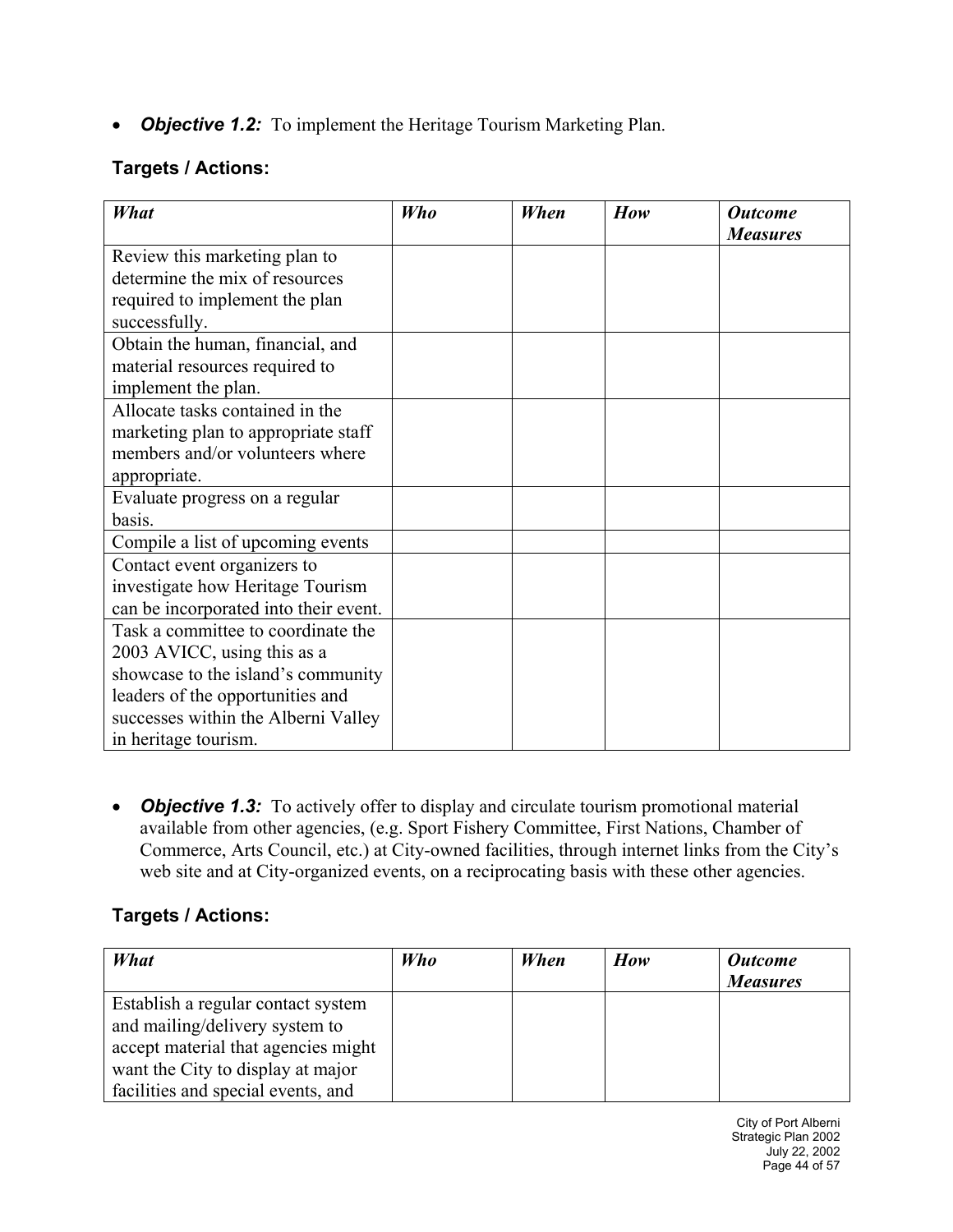- ***Objective 1.2:*** To implement the Heritage Tourism Marketing Plan.

### Targets / Actions:

| *What* | *Who* | *When* | *How* | *Outcome Measures* |
|---|---|---|---|---|
| Review this marketing plan to determine the mix of resources required to implement the plan successfully. | | | | |
| Obtain the human, financial, and material resources required to implement the plan. | | | | |
| Allocate tasks contained in the marketing plan to appropriate staff members and/or volunteers where appropriate. | | | | |
| Evaluate progress on a regular basis. | | | | |
| Compile a list of upcoming events | | | | |
| Contact event organizers to investigate how Heritage Tourism can be incorporated into their event. | | | | |
| Task a committee to coordinate the 2003 AVICC, using this as a showcase to the island's community leaders of the opportunities and successes within the Alberni Valley in heritage tourism. | | | | |

- ***Objective 1.3:*** To actively offer to display and circulate tourism promotional material available from other agencies, (e.g. Sport Fishery Committee, First Nations, Chamber of Commerce, Arts Council, etc.) at City-owned facilities, through internet links from the City's web site and at City-organized events, on a reciprocating basis with these other agencies.

### Targets / Actions:

| *What* | *Who* | *When* | *How* | *Outcome Measures* |
|---|---|---|---|---|
| Establish a regular contact system and mailing/delivery system to accept material that agencies might want the City to display at major facilities and special events, and | | | | |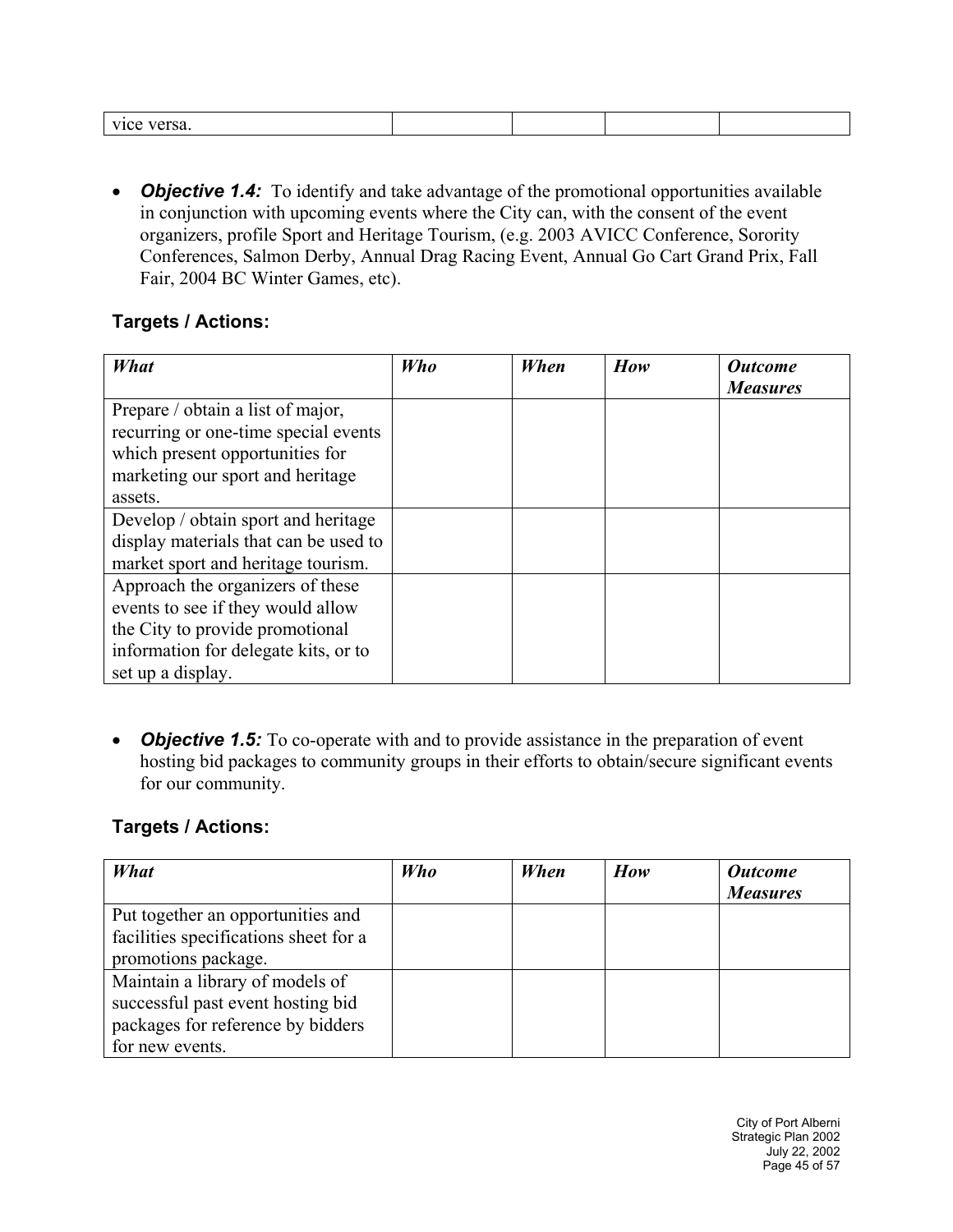| vice versa. | | | | |
|---|---|---|---|---|

- ***Objective 1.4:*** To identify and take advantage of the promotional opportunities available in conjunction with upcoming events where the City can, with the consent of the event organizers, profile Sport and Heritage Tourism, (e.g. 2003 AVICC Conference, Sorority Conferences, Salmon Derby, Annual Drag Racing Event, Annual Go Cart Grand Prix, Fall Fair, 2004 BC Winter Games, etc).

**Targets / Actions:**

| *What* | *Who* | *When* | *How* | *Outcome Measures* |
|---|---|---|---|---|
| Prepare / obtain a list of major, recurring or one-time special events which present opportunities for marketing our sport and heritage assets. | | | | |
| Develop / obtain sport and heritage display materials that can be used to market sport and heritage tourism. | | | | |
| Approach the organizers of these events to see if they would allow the City to provide promotional information for delegate kits, or to set up a display. | | | | |

- ***Objective 1.5:*** To co-operate with and to provide assistance in the preparation of event hosting bid packages to community groups in their efforts to obtain/secure significant events for our community.

**Targets / Actions:**

| *What* | *Who* | *When* | *How* | *Outcome Measures* |
|---|---|---|---|---|
| Put together an opportunities and facilities specifications sheet for a promotions package. | | | | |
| Maintain a library of models of successful past event hosting bid packages for reference by bidders for new events. | | | | |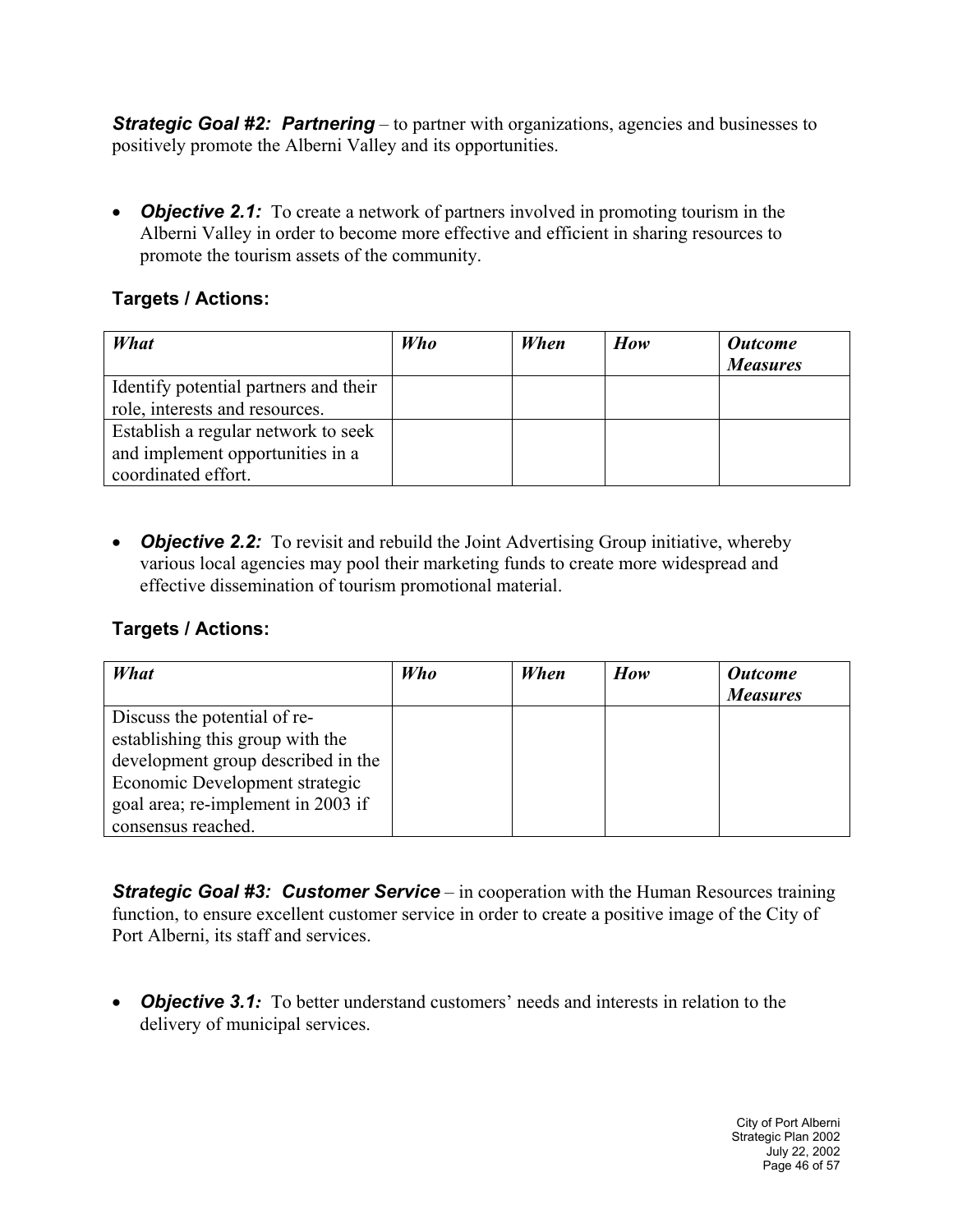***Strategic Goal #2: Partnering*** – to partner with organizations, agencies and businesses to positively promote the Alberni Valley and its opportunities.

- ***Objective 2.1:*** To create a network of partners involved in promoting tourism in the Alberni Valley in order to become more effective and efficient in sharing resources to promote the tourism assets of the community.

### Targets / Actions:

| *What* | *Who* | *When* | *How* | *Outcome Measures* |
|---|---|---|---|---|
| Identify potential partners and their role, interests and resources. | | | | |
| Establish a regular network to seek and implement opportunities in a coordinated effort. | | | | |

- ***Objective 2.2:*** To revisit and rebuild the Joint Advertising Group initiative, whereby various local agencies may pool their marketing funds to create more widespread and effective dissemination of tourism promotional material.

### Targets / Actions:

| *What* | *Who* | *When* | *How* | *Outcome Measures* |
|---|---|---|---|---|
| Discuss the potential of re-establishing this group with the development group described in the Economic Development strategic goal area; re-implement in 2003 if consensus reached. | | | | |

***Strategic Goal #3: Customer Service*** – in cooperation with the Human Resources training function, to ensure excellent customer service in order to create a positive image of the City of Port Alberni, its staff and services.

- ***Objective 3.1:*** To better understand customers' needs and interests in relation to the delivery of municipal services.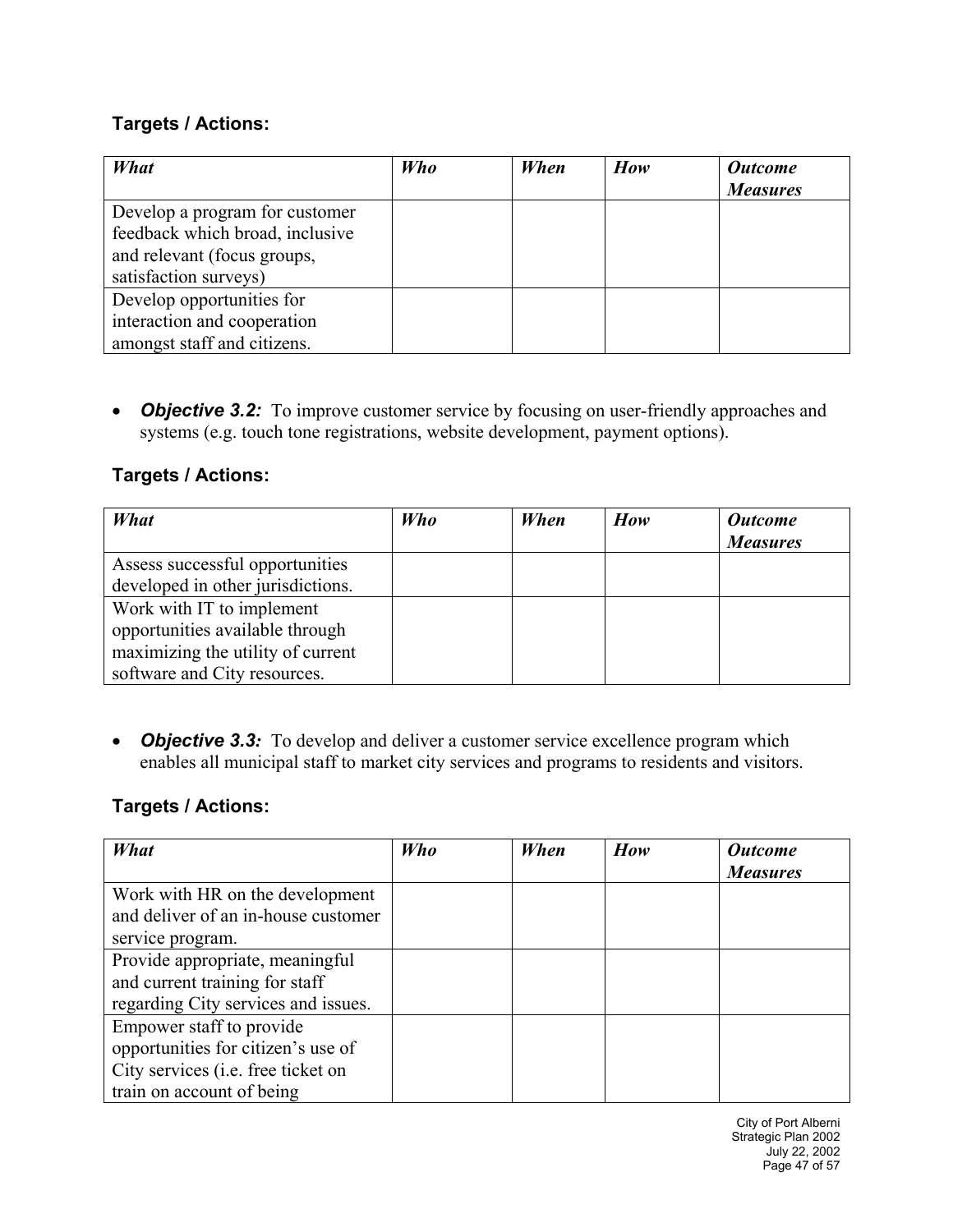### Targets / Actions:

| *What* | *Who* | *When* | *How* | *Outcome Measures* |
|---|---|---|---|---|
| Develop a program for customer feedback which broad, inclusive and relevant (focus groups, satisfaction surveys) | | | | |
| Develop opportunities for interaction and cooperation amongst staff and citizens. | | | | |

- ***Objective 3.2:*** To improve customer service by focusing on user-friendly approaches and systems (e.g. touch tone registrations, website development, payment options).

### Targets / Actions:

| *What* | *Who* | *When* | *How* | *Outcome Measures* |
|---|---|---|---|---|
| Assess successful opportunities developed in other jurisdictions. | | | | |
| Work with IT to implement opportunities available through maximizing the utility of current software and City resources. | | | | |

- ***Objective 3.3:*** To develop and deliver a customer service excellence program which enables all municipal staff to market city services and programs to residents and visitors.

### Targets / Actions:

| *What* | *Who* | *When* | *How* | *Outcome Measures* |
|---|---|---|---|---|
| Work with HR on the development and deliver of an in-house customer service program. | | | | |
| Provide appropriate, meaningful and current training for staff regarding City services and issues. | | | | |
| Empower staff to provide opportunities for citizen's use of City services (i.e. free ticket on train on account of being | | | | |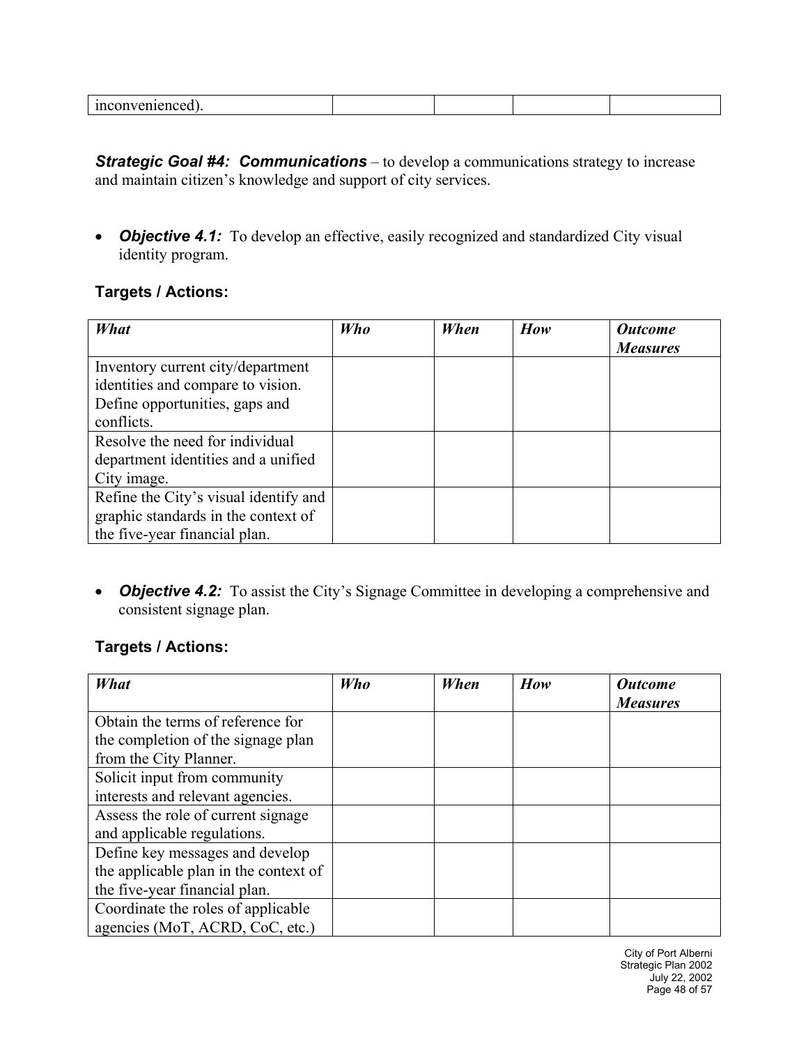| | | | | |
|---|---|---|---|---|
| inconvenienced). | | | | |

***Strategic Goal #4: Communications*** – to develop a communications strategy to increase and maintain citizen's knowledge and support of city services.

- ***Objective 4.1:*** To develop an effective, easily recognized and standardized City visual identity program.

### Targets / Actions:

| *What* | *Who* | *When* | *How* | *Outcome Measures* |
|---|---|---|---|---|
| Inventory current city/department identities and compare to vision. Define opportunities, gaps and conflicts. | | | | |
| Resolve the need for individual department identities and a unified City image. | | | | |
| Refine the City's visual identify and graphic standards in the context of the five-year financial plan. | | | | |

- ***Objective 4.2:*** To assist the City's Signage Committee in developing a comprehensive and consistent signage plan.

### Targets / Actions:

| *What* | *Who* | *When* | *How* | *Outcome Measures* |
|---|---|---|---|---|
| Obtain the terms of reference for the completion of the signage plan from the City Planner. | | | | |
| Solicit input from community interests and relevant agencies. | | | | |
| Assess the role of current signage and applicable regulations. | | | | |
| Define key messages and develop the applicable plan in the context of the five-year financial plan. | | | | |
| Coordinate the roles of applicable agencies (MoT, ACRD, CoC, etc.) | | | | |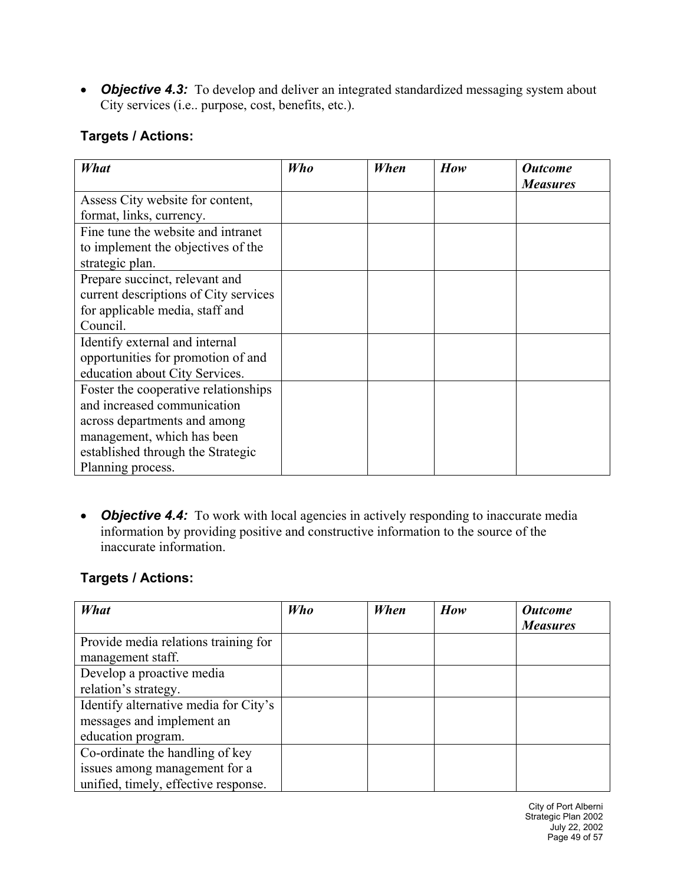- ***Objective 4.3:*** To develop and deliver an integrated standardized messaging system about City services (i.e.. purpose, cost, benefits, etc.).

### Targets / Actions:

| *What* | *Who* | *When* | *How* | *Outcome Measures* |
|---|---|---|---|---|
| Assess City website for content, format, links, currency. | | | | |
| Fine tune the website and intranet to implement the objectives of the strategic plan. | | | | |
| Prepare succinct, relevant and current descriptions of City services for applicable media, staff and Council. | | | | |
| Identify external and internal opportunities for promotion of and education about City Services. | | | | |
| Foster the cooperative relationships and increased communication across departments and among management, which has been established through the Strategic Planning process. | | | | |

- ***Objective 4.4:*** To work with local agencies in actively responding to inaccurate media information by providing positive and constructive information to the source of the inaccurate information.

### Targets / Actions:

| *What* | *Who* | *When* | *How* | *Outcome Measures* |
|---|---|---|---|---|
| Provide media relations training for management staff. | | | | |
| Develop a proactive media relation's strategy. | | | | |
| Identify alternative media for City's messages and implement an education program. | | | | |
| Co-ordinate the handling of key issues among management for a unified, timely, effective response. | | | | |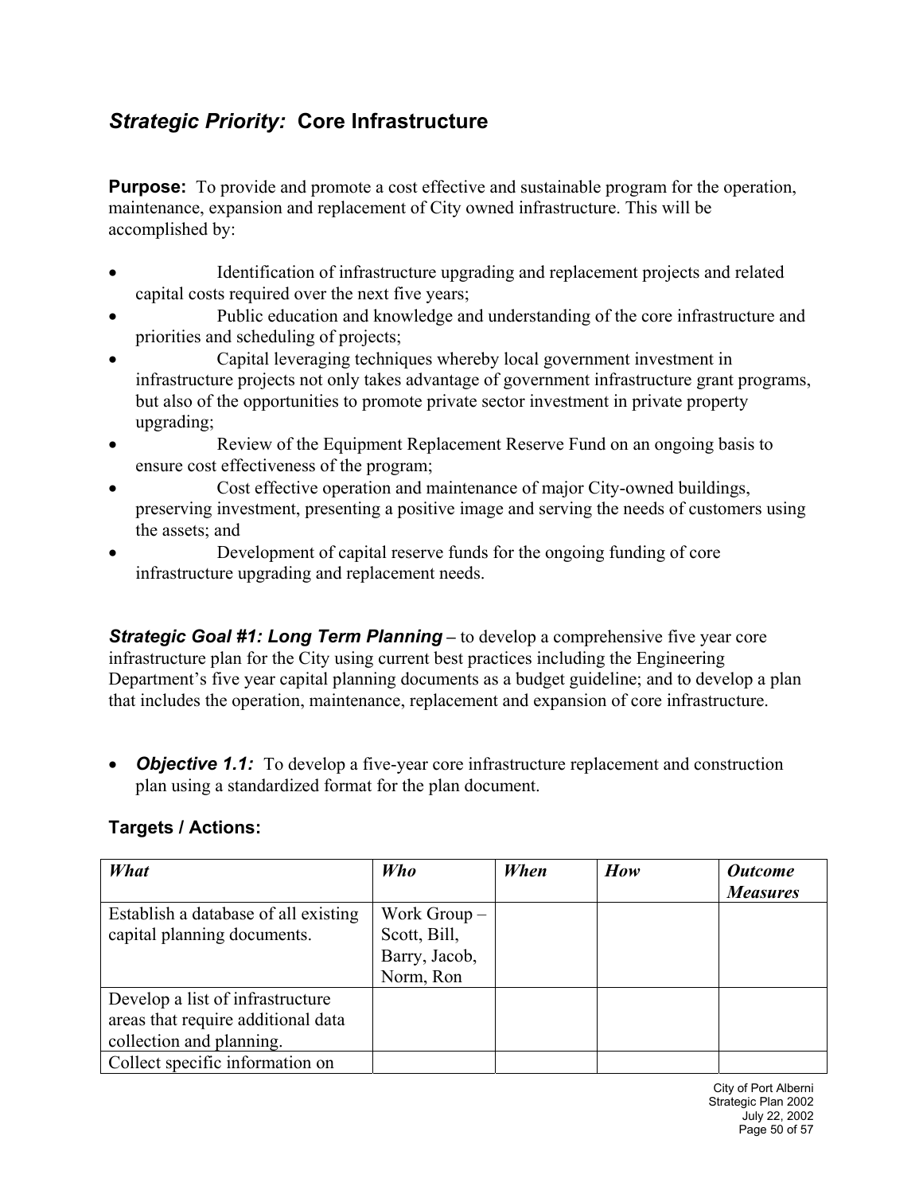## *Strategic Priority:* Core Infrastructure

**Purpose:** To provide and promote a cost effective and sustainable program for the operation, maintenance, expansion and replacement of City owned infrastructure. This will be accomplished by:

- Identification of infrastructure upgrading and replacement projects and related capital costs required over the next five years;
- Public education and knowledge and understanding of the core infrastructure and priorities and scheduling of projects;
- Capital leveraging techniques whereby local government investment in infrastructure projects not only takes advantage of government infrastructure grant programs, but also of the opportunities to promote private sector investment in private property upgrading;
- Review of the Equipment Replacement Reserve Fund on an ongoing basis to ensure cost effectiveness of the program;
- Cost effective operation and maintenance of major City-owned buildings, preserving investment, presenting a positive image and serving the needs of customers using the assets; and
- Development of capital reserve funds for the ongoing funding of core infrastructure upgrading and replacement needs.

***Strategic Goal #1: Long Term Planning*** – to develop a comprehensive five year core infrastructure plan for the City using current best practices including the Engineering Department's five year capital planning documents as a budget guideline; and to develop a plan that includes the operation, maintenance, replacement and expansion of core infrastructure.

- ***Objective 1.1:*** To develop a five-year core infrastructure replacement and construction plan using a standardized format for the plan document.

### Targets / Actions:

| *What* | *Who* | *When* | *How* | *Outcome Measures* |
|---|---|---|---|---|
| Establish a database of all existing capital planning documents. | Work Group – Scott, Bill, Barry, Jacob, Norm, Ron | | | |
| Develop a list of infrastructure areas that require additional data collection and planning. | | | | |
| Collect specific information on | | | | |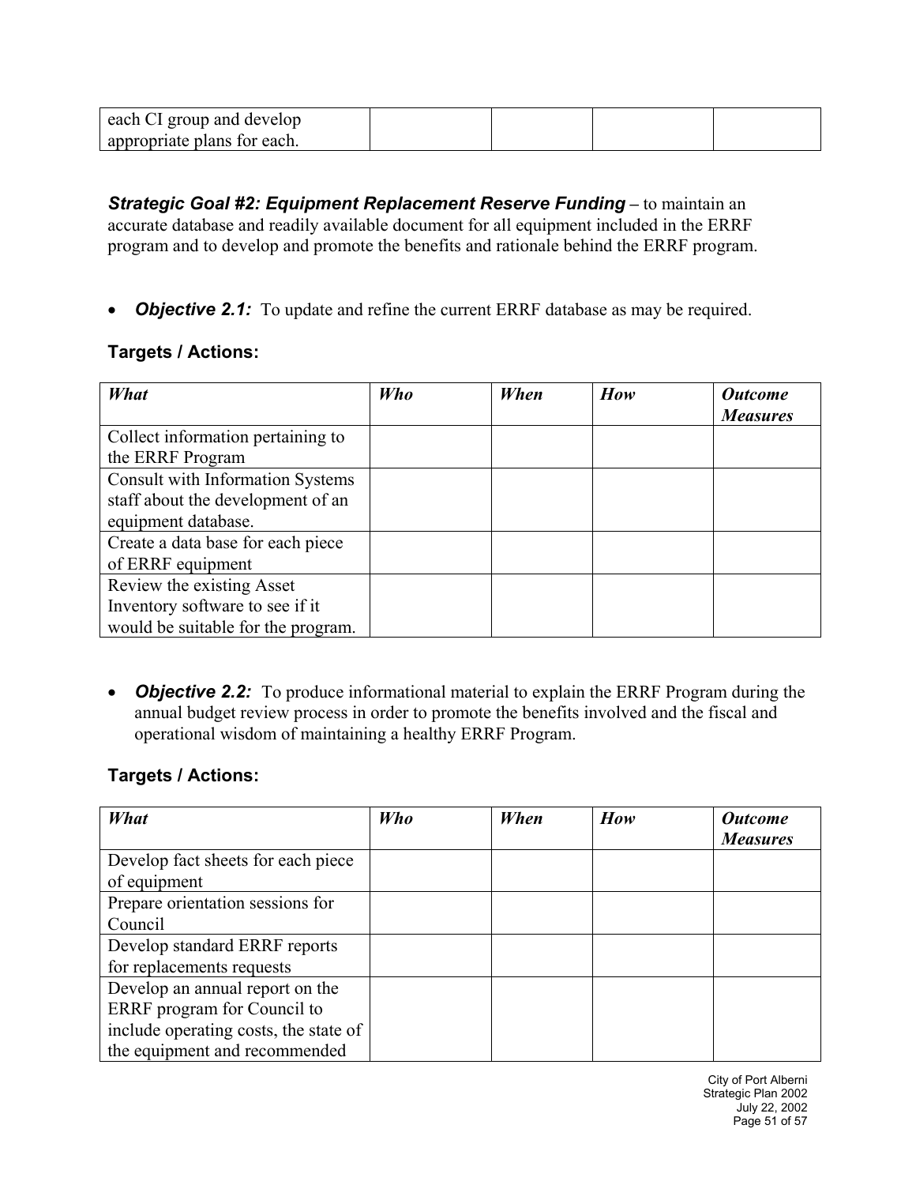| | | | | |
|---|---|---|---|---|
| each CI group and develop appropriate plans for each. | | | | |

***Strategic Goal #2: Equipment Replacement Reserve Funding*** **–** to maintain an accurate database and readily available document for all equipment included in the ERRF program and to develop and promote the benefits and rationale behind the ERRF program.

- ***Objective 2.1:*** To update and refine the current ERRF database as may be required.

**Targets / Actions:**

| *What* | *Who* | *When* | *How* | *Outcome Measures* |
|---|---|---|---|---|
| Collect information pertaining to the ERRF Program | | | | |
| Consult with Information Systems staff about the development of an equipment database. | | | | |
| Create a data base for each piece of ERRF equipment | | | | |
| Review the existing Asset Inventory software to see if it would be suitable for the program. | | | | |

- ***Objective 2.2:*** To produce informational material to explain the ERRF Program during the annual budget review process in order to promote the benefits involved and the fiscal and operational wisdom of maintaining a healthy ERRF Program.

**Targets / Actions:**

| *What* | *Who* | *When* | *How* | *Outcome Measures* |
|---|---|---|---|---|
| Develop fact sheets for each piece of equipment | | | | |
| Prepare orientation sessions for Council | | | | |
| Develop standard ERRF reports for replacements requests | | | | |
| Develop an annual report on the ERRF program for Council to include operating costs, the state of the equipment and recommended | | | | |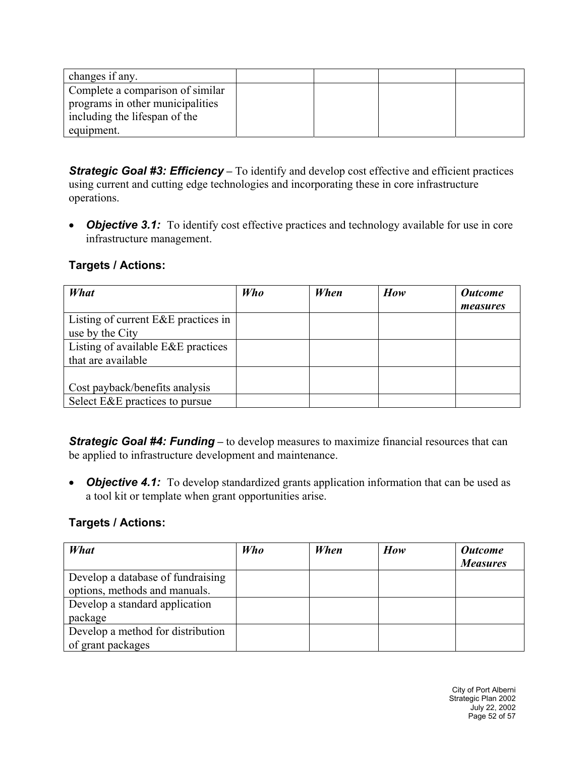| | | | | |
|---|---|---|---|---|
| changes if any. | | | | |
| Complete a comparison of similar programs in other municipalities including the lifespan of the equipment. | | | | |

***Strategic Goal #3: Efficiency*** **–** To identify and develop cost effective and efficient practices using current and cutting edge technologies and incorporating these in core infrastructure operations.

- ***Objective 3.1:*** To identify cost effective practices and technology available for use in core infrastructure management.

### Targets / Actions:

| *What* | *Who* | *When* | *How* | *Outcome measures* |
|---|---|---|---|---|
| Listing of current E&E practices in use by the City | | | | |
| Listing of available E&E practices that are available | | | | |
| Cost payback/benefits analysis | | | | |
| Select E&E practices to pursue | | | | |

***Strategic Goal #4: Funding*** **–** to develop measures to maximize financial resources that can be applied to infrastructure development and maintenance.

- ***Objective 4.1:*** To develop standardized grants application information that can be used as a tool kit or template when grant opportunities arise.

### Targets / Actions:

| *What* | *Who* | *When* | *How* | *Outcome Measures* |
|---|---|---|---|---|
| Develop a database of fundraising options, methods and manuals. | | | | |
| Develop a standard application package | | | | |
| Develop a method for distribution of grant packages | | | | |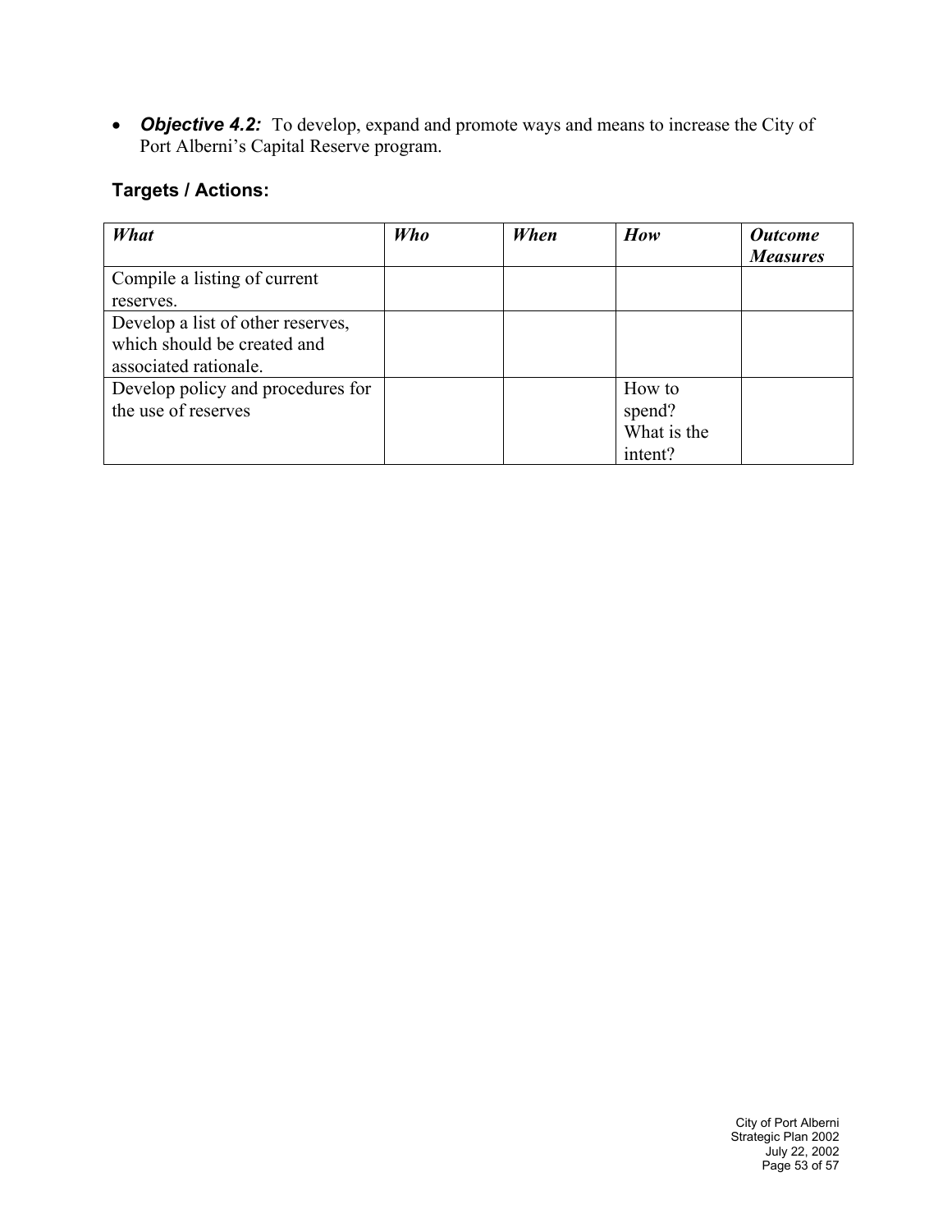- ***Objective 4.2:*** To develop, expand and promote ways and means to increase the City of Port Alberni's Capital Reserve program.

### Targets / Actions:

| *What* | *Who* | *When* | *How* | *Outcome Measures* |
|---|---|---|---|---|
| Compile a listing of current reserves. | | | | |
| Develop a list of other reserves, which should be created and associated rationale. | | | | |
| Develop policy and procedures for the use of reserves | | | How to spend? What is the intent? | |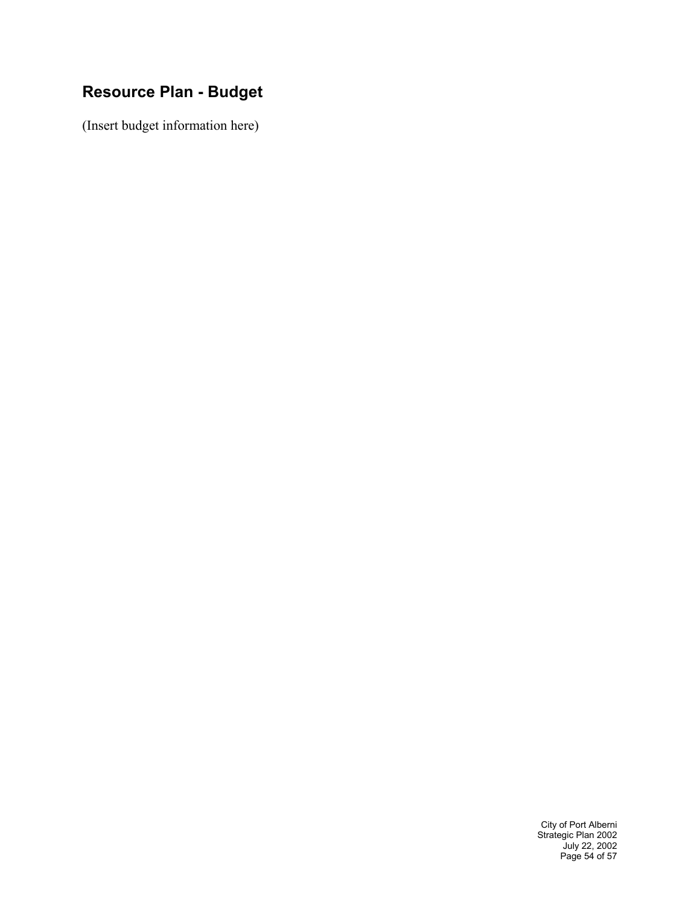## Resource Plan - Budget

(Insert budget information here)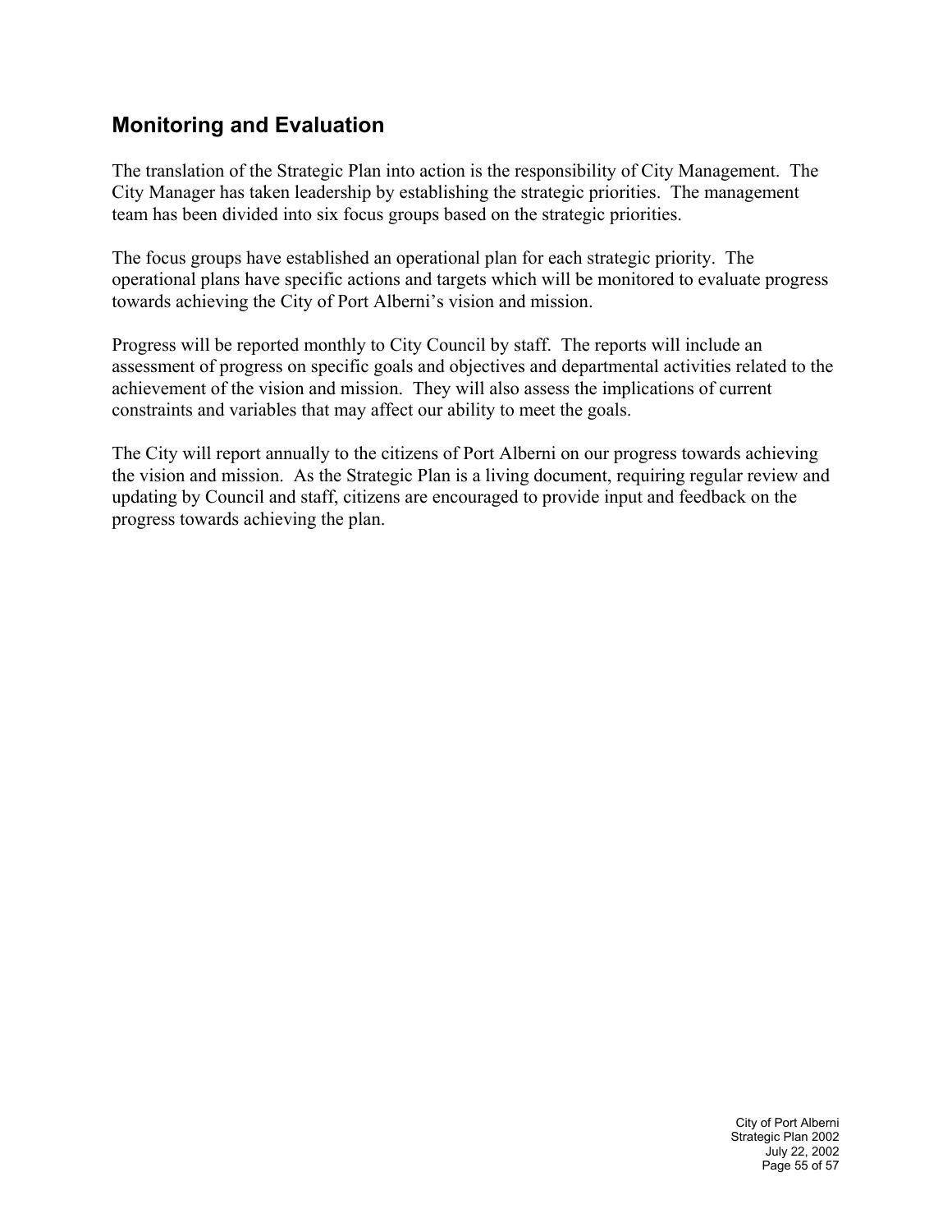## Monitoring and Evaluation

The translation of the Strategic Plan into action is the responsibility of City Management. The City Manager has taken leadership by establishing the strategic priorities. The management team has been divided into six focus groups based on the strategic priorities.

The focus groups have established an operational plan for each strategic priority. The operational plans have specific actions and targets which will be monitored to evaluate progress towards achieving the City of Port Alberni's vision and mission.

Progress will be reported monthly to City Council by staff. The reports will include an assessment of progress on specific goals and objectives and departmental activities related to the achievement of the vision and mission. They will also assess the implications of current constraints and variables that may affect our ability to meet the goals.

The City will report annually to the citizens of Port Alberni on our progress towards achieving the vision and mission. As the Strategic Plan is a living document, requiring regular review and updating by Council and staff, citizens are encouraged to provide input and feedback on the progress towards achieving the plan.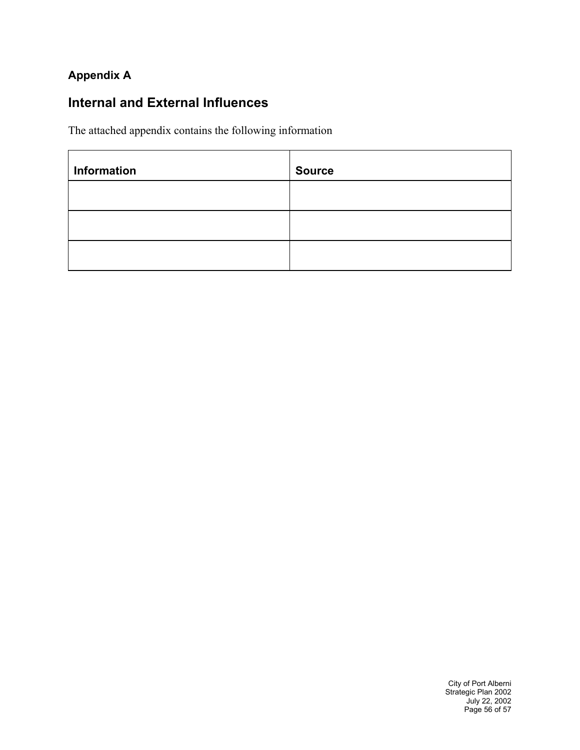**Appendix A**

## Internal and External Influences

The attached appendix contains the following information

| Information | Source |
| --- | --- |
| | |
| | |
| | |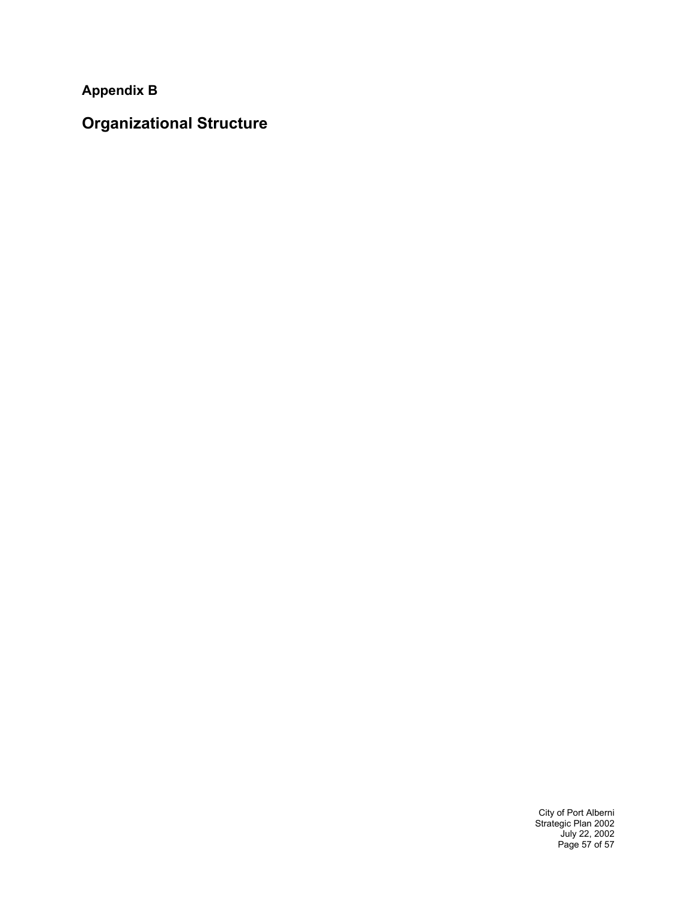## Appendix B

# Organizational Structure